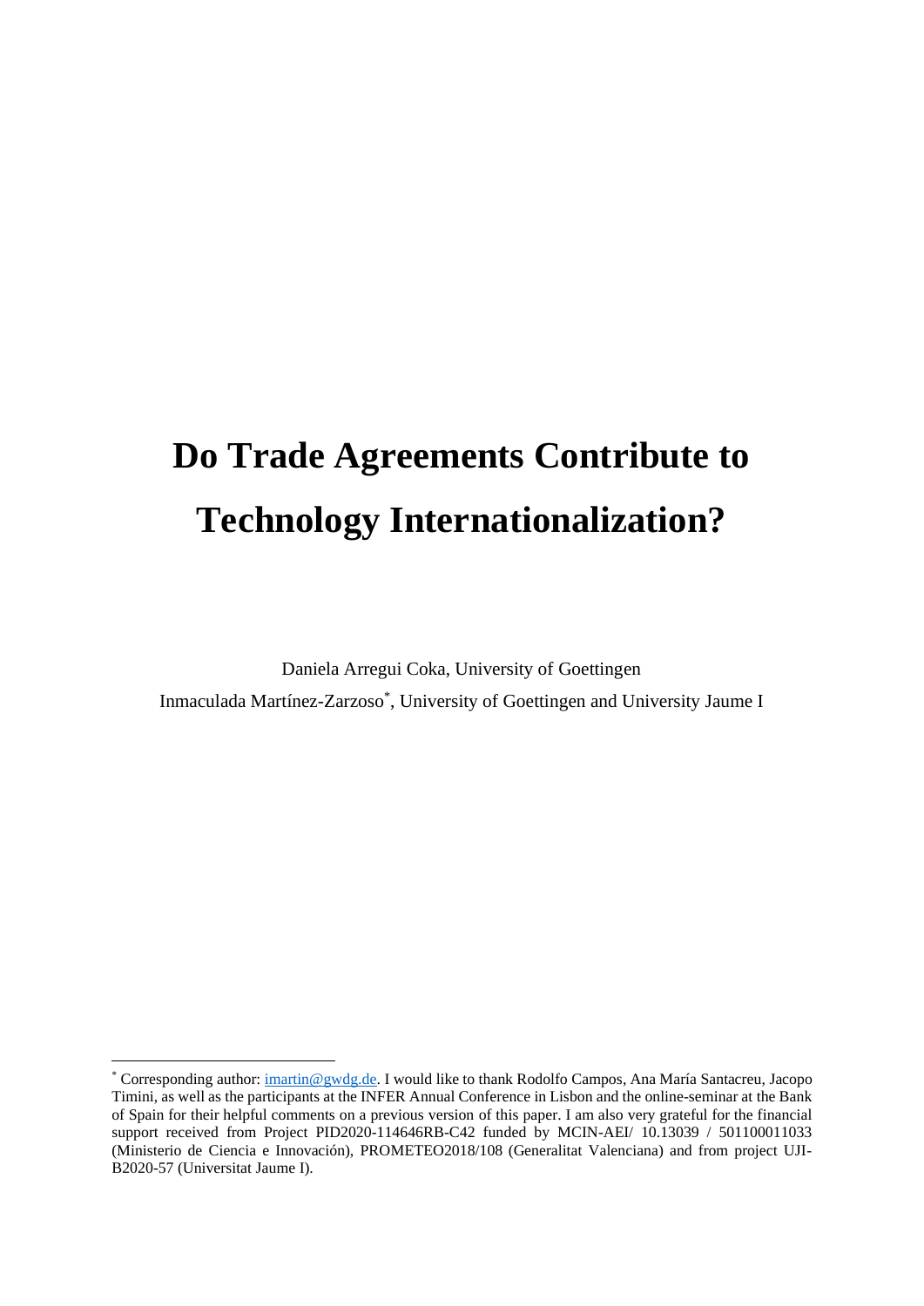# Do Trade Agreements Contribute to Technology Internationalization?

Daniela Arregui Coka, University of Goettingen

Inmaculada Martínez-Zarzoso[*], University of Goettingen and University Jaume I

[*] Corresponding author: imartin@gwdg.de. I would like to thank Rodolfo Campos, Ana María Santacreu, Jacopo Timini, as well as the participants at the INFER Annual Conference in Lisbon and the online-seminar at the Bank of Spain for their helpful comments on a previous version of this paper. I am also very grateful for the financial support received from Project PID2020-114646RB-C42 funded by MCIN-AEI/ 10.13039 / 501100011033 (Ministerio de Ciencia e Innovación), PROMETEO2018/108 (Generalitat Valenciana) and from project UJI-B2020-57 (Universitat Jaume I).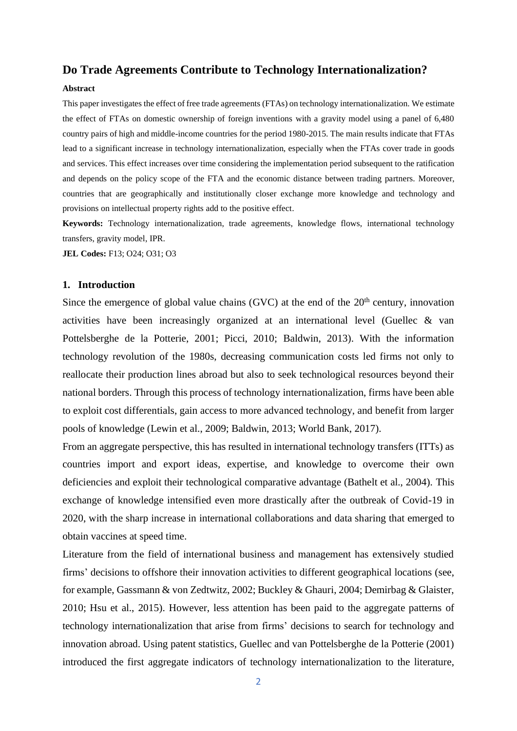# Do Trade Agreements Contribute to Technology Internationalization?

**Abstract**

This paper investigates the effect of free trade agreements (FTAs) on technology internationalization. We estimate the effect of FTAs on domestic ownership of foreign inventions with a gravity model using a panel of 6,480 country pairs of high and middle-income countries for the period 1980-2015. The main results indicate that FTAs lead to a significant increase in technology internationalization, especially when the FTAs cover trade in goods and services. This effect increases over time considering the implementation period subsequent to the ratification and depends on the policy scope of the FTA and the economic distance between trading partners. Moreover, countries that are geographically and institutionally closer exchange more knowledge and technology and provisions on intellectual property rights add to the positive effect.

**Keywords:** Technology internationalization, trade agreements, knowledge flows, international technology transfers, gravity model, IPR.

**JEL Codes:** F13; O24; O31; O3

## 1. Introduction

Since the emergence of global value chains (GVC) at the end of the 20th century, innovation activities have been increasingly organized at an international level (Guellec & van Pottelsberghe de la Potterie, 2001; Picci, 2010; Baldwin, 2013). With the information technology revolution of the 1980s, decreasing communication costs led firms not only to reallocate their production lines abroad but also to seek technological resources beyond their national borders. Through this process of technology internationalization, firms have been able to exploit cost differentials, gain access to more advanced technology, and benefit from larger pools of knowledge (Lewin et al., 2009; Baldwin, 2013; World Bank, 2017).

From an aggregate perspective, this has resulted in international technology transfers (ITTs) as countries import and export ideas, expertise, and knowledge to overcome their own deficiencies and exploit their technological comparative advantage (Bathelt et al., 2004). This exchange of knowledge intensified even more drastically after the outbreak of Covid-19 in 2020, with the sharp increase in international collaborations and data sharing that emerged to obtain vaccines at speed time.

Literature from the field of international business and management has extensively studied firms' decisions to offshore their innovation activities to different geographical locations (see, for example, Gassmann & von Zedtwitz, 2002; Buckley & Ghauri, 2004; Demirbag & Glaister, 2010; Hsu et al., 2015). However, less attention has been paid to the aggregate patterns of technology internationalization that arise from firms' decisions to search for technology and innovation abroad. Using patent statistics, Guellec and van Pottelsberghe de la Potterie (2001) introduced the first aggregate indicators of technology internationalization to the literature,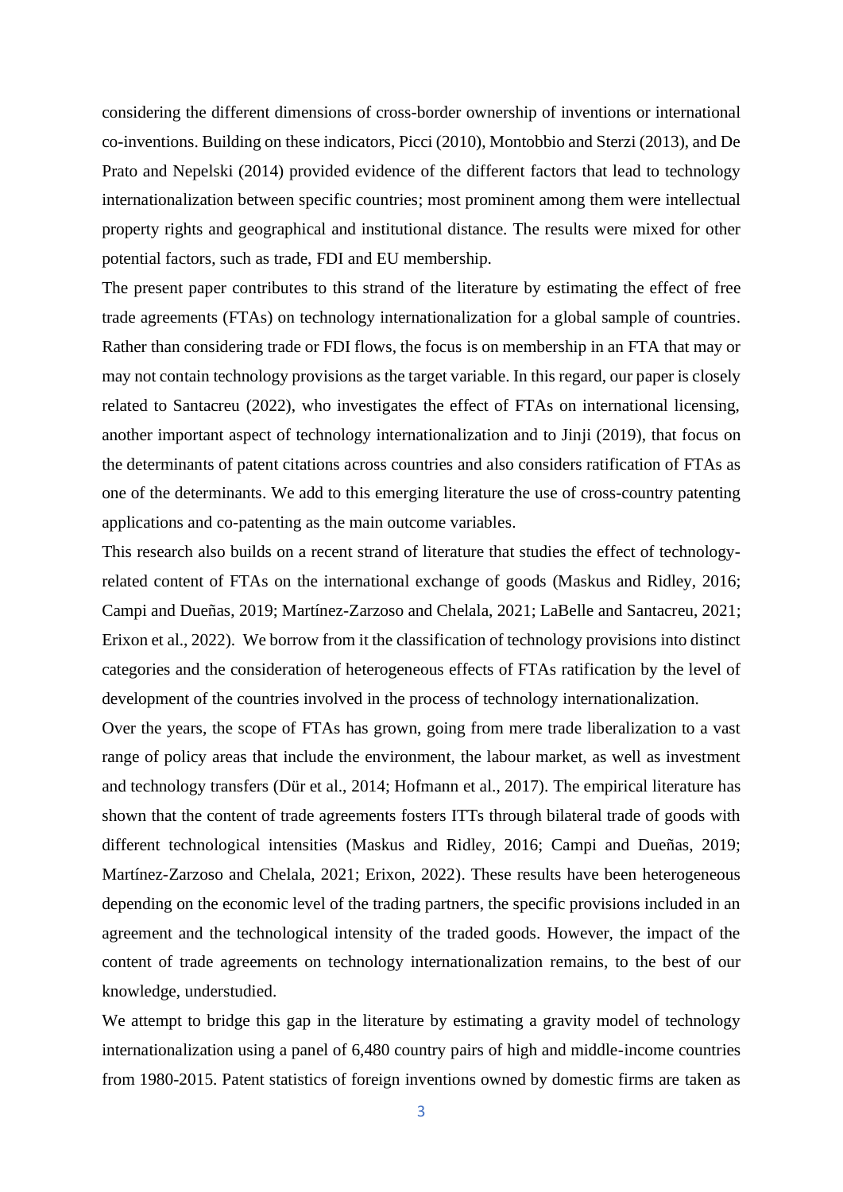considering the different dimensions of cross-border ownership of inventions or international co-inventions. Building on these indicators, Picci (2010), Montobbio and Sterzi (2013), and De Prato and Nepelski (2014) provided evidence of the different factors that lead to technology internationalization between specific countries; most prominent among them were intellectual property rights and geographical and institutional distance. The results were mixed for other potential factors, such as trade, FDI and EU membership.

The present paper contributes to this strand of the literature by estimating the effect of free trade agreements (FTAs) on technology internationalization for a global sample of countries. Rather than considering trade or FDI flows, the focus is on membership in an FTA that may or may not contain technology provisions as the target variable. In this regard, our paper is closely related to Santacreu (2022), who investigates the effect of FTAs on international licensing, another important aspect of technology internationalization and to Jinji (2019), that focus on the determinants of patent citations across countries and also considers ratification of FTAs as one of the determinants. We add to this emerging literature the use of cross-country patenting applications and co-patenting as the main outcome variables.

This research also builds on a recent strand of literature that studies the effect of technology-related content of FTAs on the international exchange of goods (Maskus and Ridley, 2016; Campi and Dueñas, 2019; Martínez-Zarzoso and Chelala, 2021; LaBelle and Santacreu, 2021; Erixon et al., 2022). We borrow from it the classification of technology provisions into distinct categories and the consideration of heterogeneous effects of FTAs ratification by the level of development of the countries involved in the process of technology internationalization.

Over the years, the scope of FTAs has grown, going from mere trade liberalization to a vast range of policy areas that include the environment, the labour market, as well as investment and technology transfers (Dür et al., 2014; Hofmann et al., 2017). The empirical literature has shown that the content of trade agreements fosters ITTs through bilateral trade of goods with different technological intensities (Maskus and Ridley, 2016; Campi and Dueñas, 2019; Martínez-Zarzoso and Chelala, 2021; Erixon, 2022). These results have been heterogeneous depending on the economic level of the trading partners, the specific provisions included in an agreement and the technological intensity of the traded goods. However, the impact of the content of trade agreements on technology internationalization remains, to the best of our knowledge, understudied.

We attempt to bridge this gap in the literature by estimating a gravity model of technology internationalization using a panel of 6,480 country pairs of high and middle-income countries from 1980-2015. Patent statistics of foreign inventions owned by domestic firms are taken as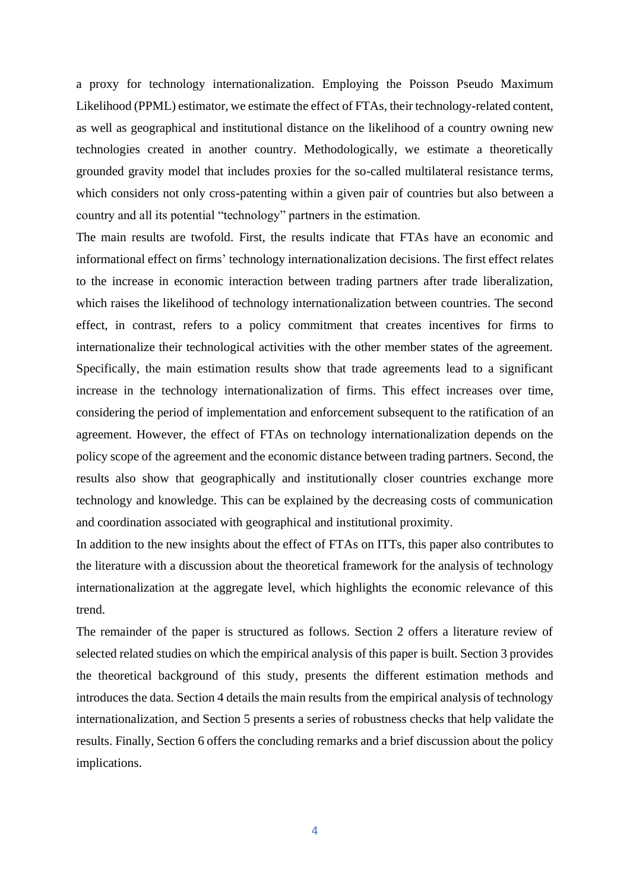a proxy for technology internationalization. Employing the Poisson Pseudo Maximum Likelihood (PPML) estimator, we estimate the effect of FTAs, their technology-related content, as well as geographical and institutional distance on the likelihood of a country owning new technologies created in another country. Methodologically, we estimate a theoretically grounded gravity model that includes proxies for the so-called multilateral resistance terms, which considers not only cross-patenting within a given pair of countries but also between a country and all its potential "technology" partners in the estimation.

The main results are twofold. First, the results indicate that FTAs have an economic and informational effect on firms' technology internationalization decisions. The first effect relates to the increase in economic interaction between trading partners after trade liberalization, which raises the likelihood of technology internationalization between countries. The second effect, in contrast, refers to a policy commitment that creates incentives for firms to internationalize their technological activities with the other member states of the agreement. Specifically, the main estimation results show that trade agreements lead to a significant increase in the technology internationalization of firms. This effect increases over time, considering the period of implementation and enforcement subsequent to the ratification of an agreement. However, the effect of FTAs on technology internationalization depends on the policy scope of the agreement and the economic distance between trading partners. Second, the results also show that geographically and institutionally closer countries exchange more technology and knowledge. This can be explained by the decreasing costs of communication and coordination associated with geographical and institutional proximity.

In addition to the new insights about the effect of FTAs on ITTs, this paper also contributes to the literature with a discussion about the theoretical framework for the analysis of technology internationalization at the aggregate level, which highlights the economic relevance of this trend.

The remainder of the paper is structured as follows. Section 2 offers a literature review of selected related studies on which the empirical analysis of this paper is built. Section 3 provides the theoretical background of this study, presents the different estimation methods and introduces the data. Section 4 details the main results from the empirical analysis of technology internationalization, and Section 5 presents a series of robustness checks that help validate the results. Finally, Section 6 offers the concluding remarks and a brief discussion about the policy implications.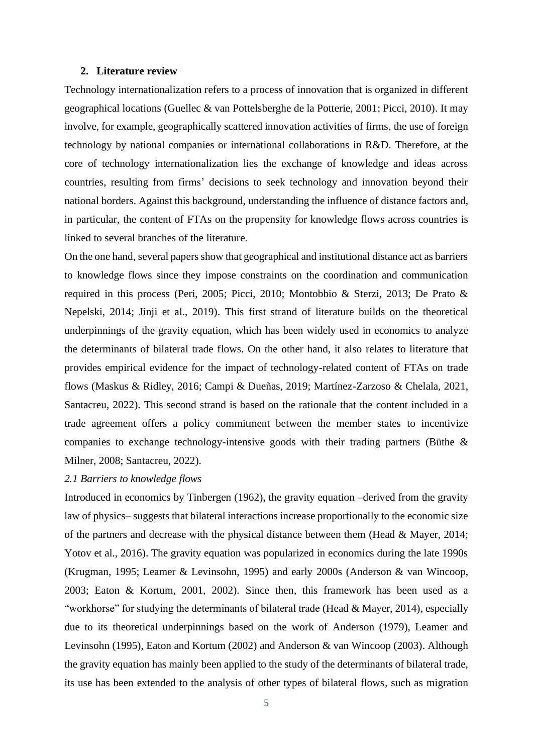## 2. Literature review

Technology internationalization refers to a process of innovation that is organized in different geographical locations (Guellec & van Pottelsberghe de la Potterie, 2001; Picci, 2010). It may involve, for example, geographically scattered innovation activities of firms, the use of foreign technology by national companies or international collaborations in R&D. Therefore, at the core of technology internationalization lies the exchange of knowledge and ideas across countries, resulting from firms' decisions to seek technology and innovation beyond their national borders. Against this background, understanding the influence of distance factors and, in particular, the content of FTAs on the propensity for knowledge flows across countries is linked to several branches of the literature.

On the one hand, several papers show that geographical and institutional distance act as barriers to knowledge flows since they impose constraints on the coordination and communication required in this process (Peri, 2005; Picci, 2010; Montobbio & Sterzi, 2013; De Prato & Nepelski, 2014; Jinji et al., 2019). This first strand of literature builds on the theoretical underpinnings of the gravity equation, which has been widely used in economics to analyze the determinants of bilateral trade flows. On the other hand, it also relates to literature that provides empirical evidence for the impact of technology-related content of FTAs on trade flows (Maskus & Ridley, 2016; Campi & Dueñas, 2019; Martínez-Zarzoso & Chelala, 2021, Santacreu, 2022). This second strand is based on the rationale that the content included in a trade agreement offers a policy commitment between the member states to incentivize companies to exchange technology-intensive goods with their trading partners (Büthe & Milner, 2008; Santacreu, 2022).

### *2.1 Barriers to knowledge flows*

Introduced in economics by Tinbergen (1962), the gravity equation –derived from the gravity law of physics– suggests that bilateral interactions increase proportionally to the economic size of the partners and decrease with the physical distance between them (Head & Mayer, 2014; Yotov et al., 2016). The gravity equation was popularized in economics during the late 1990s (Krugman, 1995; Leamer & Levinsohn, 1995) and early 2000s (Anderson & van Wincoop, 2003; Eaton & Kortum, 2001, 2002). Since then, this framework has been used as a "workhorse" for studying the determinants of bilateral trade (Head & Mayer, 2014), especially due to its theoretical underpinnings based on the work of Anderson (1979), Leamer and Levinsohn (1995), Eaton and Kortum (2002) and Anderson & van Wincoop (2003). Although the gravity equation has mainly been applied to the study of the determinants of bilateral trade, its use has been extended to the analysis of other types of bilateral flows, such as migration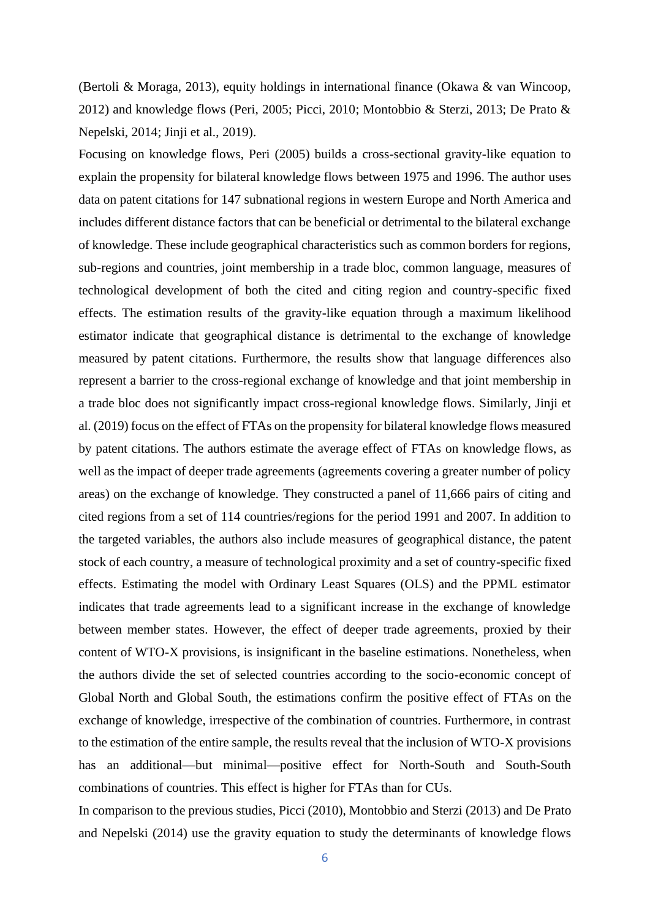(Bertoli & Moraga, 2013), equity holdings in international finance (Okawa & van Wincoop, 2012) and knowledge flows (Peri, 2005; Picci, 2010; Montobbio & Sterzi, 2013; De Prato & Nepelski, 2014; Jinji et al., 2019).

Focusing on knowledge flows, Peri (2005) builds a cross-sectional gravity-like equation to explain the propensity for bilateral knowledge flows between 1975 and 1996. The author uses data on patent citations for 147 subnational regions in western Europe and North America and includes different distance factors that can be beneficial or detrimental to the bilateral exchange of knowledge. These include geographical characteristics such as common borders for regions, sub-regions and countries, joint membership in a trade bloc, common language, measures of technological development of both the cited and citing region and country-specific fixed effects. The estimation results of the gravity-like equation through a maximum likelihood estimator indicate that geographical distance is detrimental to the exchange of knowledge measured by patent citations. Furthermore, the results show that language differences also represent a barrier to the cross-regional exchange of knowledge and that joint membership in a trade bloc does not significantly impact cross-regional knowledge flows. Similarly, Jinji et al. (2019) focus on the effect of FTAs on the propensity for bilateral knowledge flows measured by patent citations. The authors estimate the average effect of FTAs on knowledge flows, as well as the impact of deeper trade agreements (agreements covering a greater number of policy areas) on the exchange of knowledge. They constructed a panel of 11,666 pairs of citing and cited regions from a set of 114 countries/regions for the period 1991 and 2007. In addition to the targeted variables, the authors also include measures of geographical distance, the patent stock of each country, a measure of technological proximity and a set of country-specific fixed effects. Estimating the model with Ordinary Least Squares (OLS) and the PPML estimator indicates that trade agreements lead to a significant increase in the exchange of knowledge between member states. However, the effect of deeper trade agreements, proxied by their content of WTO-X provisions, is insignificant in the baseline estimations. Nonetheless, when the authors divide the set of selected countries according to the socio-economic concept of Global North and Global South, the estimations confirm the positive effect of FTAs on the exchange of knowledge, irrespective of the combination of countries. Furthermore, in contrast to the estimation of the entire sample, the results reveal that the inclusion of WTO-X provisions has an additional—but minimal—positive effect for North-South and South-South combinations of countries. This effect is higher for FTAs than for CUs.

In comparison to the previous studies, Picci (2010), Montobbio and Sterzi (2013) and De Prato and Nepelski (2014) use the gravity equation to study the determinants of knowledge flows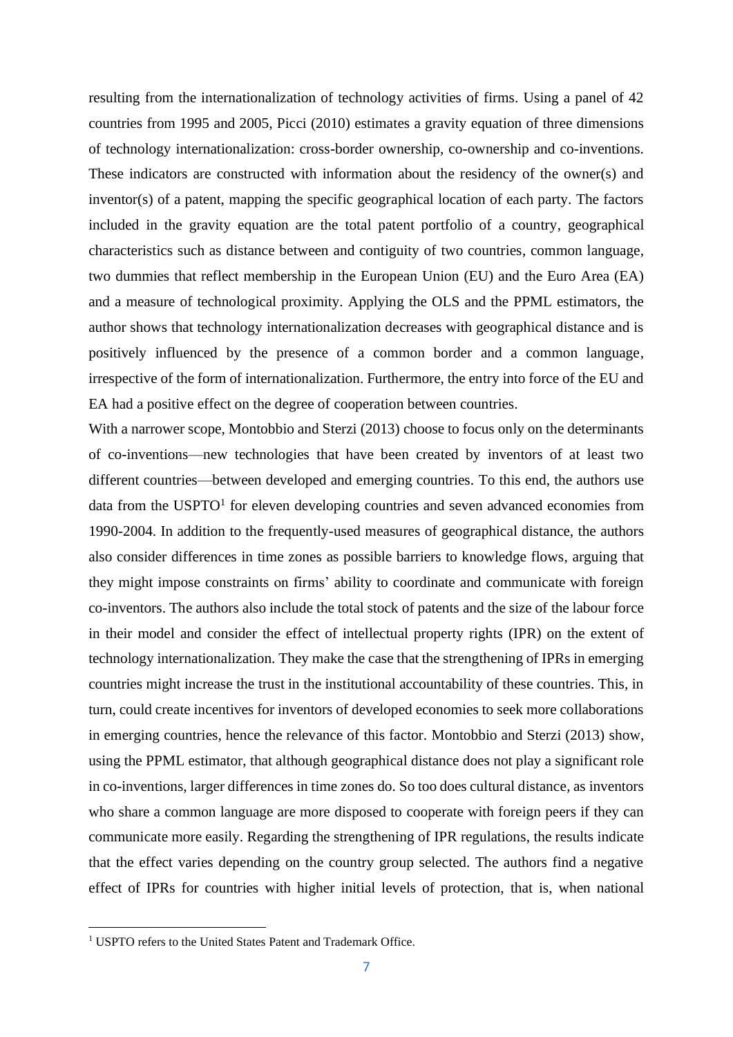resulting from the internationalization of technology activities of firms. Using a panel of 42 countries from 1995 and 2005, Picci (2010) estimates a gravity equation of three dimensions of technology internationalization: cross-border ownership, co-ownership and co-inventions. These indicators are constructed with information about the residency of the owner(s) and inventor(s) of a patent, mapping the specific geographical location of each party. The factors included in the gravity equation are the total patent portfolio of a country, geographical characteristics such as distance between and contiguity of two countries, common language, two dummies that reflect membership in the European Union (EU) and the Euro Area (EA) and a measure of technological proximity. Applying the OLS and the PPML estimators, the author shows that technology internationalization decreases with geographical distance and is positively influenced by the presence of a common border and a common language, irrespective of the form of internationalization. Furthermore, the entry into force of the EU and EA had a positive effect on the degree of cooperation between countries.

With a narrower scope, Montobbio and Sterzi (2013) choose to focus only on the determinants of co-inventions—new technologies that have been created by inventors of at least two different countries—between developed and emerging countries. To this end, the authors use data from the USPTO[1] for eleven developing countries and seven advanced economies from 1990-2004. In addition to the frequently-used measures of geographical distance, the authors also consider differences in time zones as possible barriers to knowledge flows, arguing that they might impose constraints on firms' ability to coordinate and communicate with foreign co-inventors. The authors also include the total stock of patents and the size of the labour force in their model and consider the effect of intellectual property rights (IPR) on the extent of technology internationalization. They make the case that the strengthening of IPRs in emerging countries might increase the trust in the institutional accountability of these countries. This, in turn, could create incentives for inventors of developed economies to seek more collaborations in emerging countries, hence the relevance of this factor. Montobbio and Sterzi (2013) show, using the PPML estimator, that although geographical distance does not play a significant role in co-inventions, larger differences in time zones do. So too does cultural distance, as inventors who share a common language are more disposed to cooperate with foreign peers if they can communicate more easily. Regarding the strengthening of IPR regulations, the results indicate that the effect varies depending on the country group selected. The authors find a negative effect of IPRs for countries with higher initial levels of protection, that is, when national

[1] USPTO refers to the United States Patent and Trademark Office.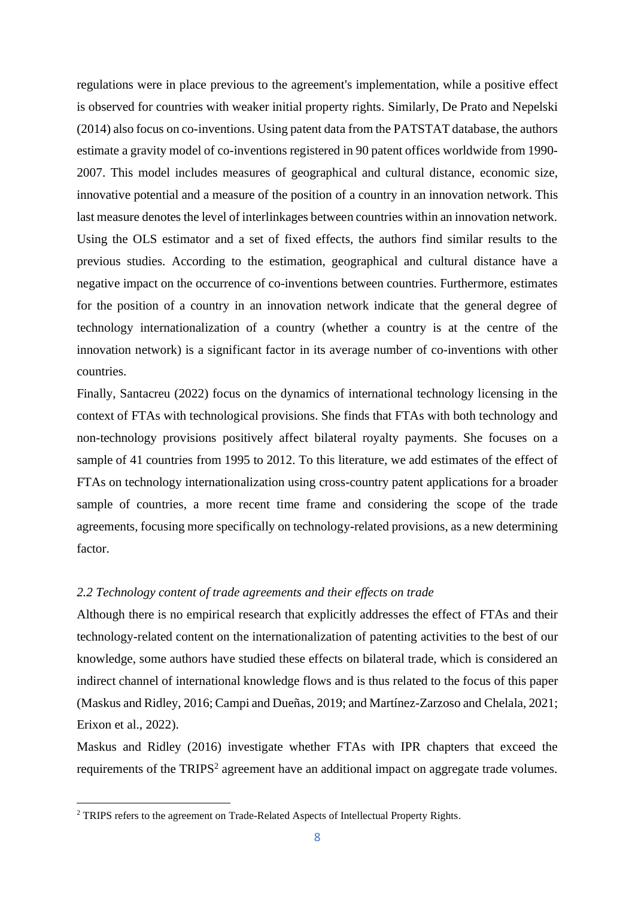regulations were in place previous to the agreement's implementation, while a positive effect is observed for countries with weaker initial property rights. Similarly, De Prato and Nepelski (2014) also focus on co-inventions. Using patent data from the PATSTAT database, the authors estimate a gravity model of co-inventions registered in 90 patent offices worldwide from 1990-2007. This model includes measures of geographical and cultural distance, economic size, innovative potential and a measure of the position of a country in an innovation network. This last measure denotes the level of interlinkages between countries within an innovation network. Using the OLS estimator and a set of fixed effects, the authors find similar results to the previous studies. According to the estimation, geographical and cultural distance have a negative impact on the occurrence of co-inventions between countries. Furthermore, estimates for the position of a country in an innovation network indicate that the general degree of technology internationalization of a country (whether a country is at the centre of the innovation network) is a significant factor in its average number of co-inventions with other countries.

Finally, Santacreu (2022) focus on the dynamics of international technology licensing in the context of FTAs with technological provisions. She finds that FTAs with both technology and non-technology provisions positively affect bilateral royalty payments. She focuses on a sample of 41 countries from 1995 to 2012. To this literature, we add estimates of the effect of FTAs on technology internationalization using cross-country patent applications for a broader sample of countries, a more recent time frame and considering the scope of the trade agreements, focusing more specifically on technology-related provisions, as a new determining factor.

### *2.2 Technology content of trade agreements and their effects on trade*

Although there is no empirical research that explicitly addresses the effect of FTAs and their technology-related content on the internationalization of patenting activities to the best of our knowledge, some authors have studied these effects on bilateral trade, which is considered an indirect channel of international knowledge flows and is thus related to the focus of this paper (Maskus and Ridley, 2016; Campi and Dueñas, 2019; and Martínez-Zarzoso and Chelala, 2021; Erixon et al., 2022).

Maskus and Ridley (2016) investigate whether FTAs with IPR chapters that exceed the requirements of the TRIPS[2] agreement have an additional impact on aggregate trade volumes.

[2] TRIPS refers to the agreement on Trade-Related Aspects of Intellectual Property Rights.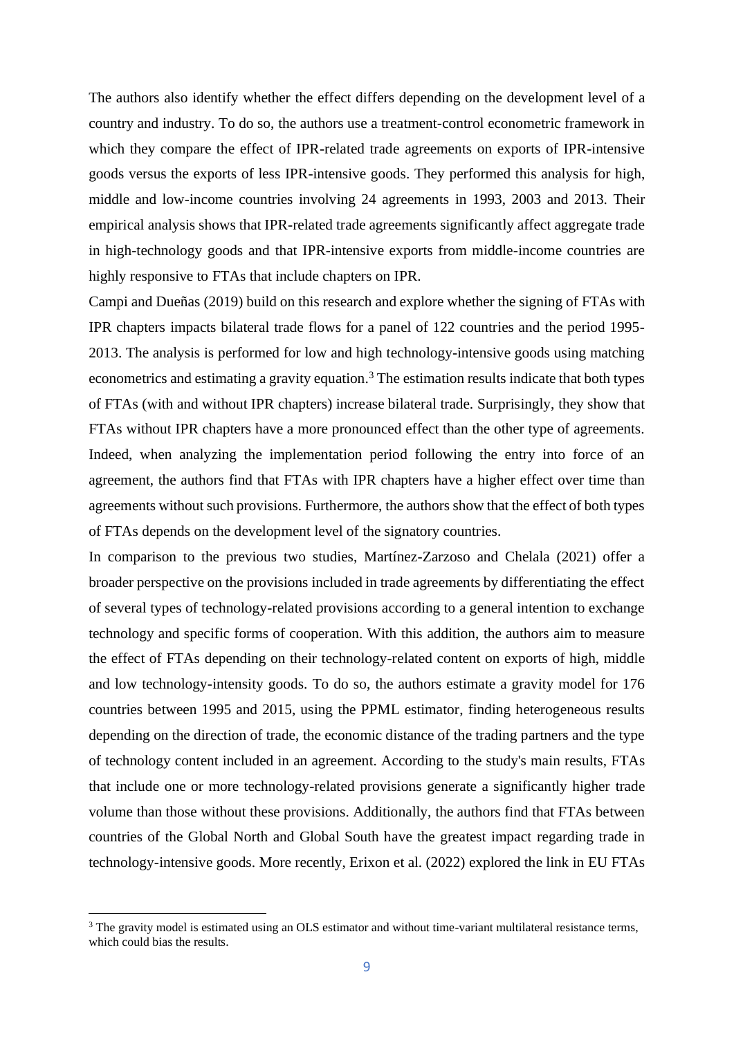The authors also identify whether the effect differs depending on the development level of a country and industry. To do so, the authors use a treatment-control econometric framework in which they compare the effect of IPR-related trade agreements on exports of IPR-intensive goods versus the exports of less IPR-intensive goods. They performed this analysis for high, middle and low-income countries involving 24 agreements in 1993, 2003 and 2013. Their empirical analysis shows that IPR-related trade agreements significantly affect aggregate trade in high-technology goods and that IPR-intensive exports from middle-income countries are highly responsive to FTAs that include chapters on IPR.

Campi and Dueñas (2019) build on this research and explore whether the signing of FTAs with IPR chapters impacts bilateral trade flows for a panel of 122 countries and the period 1995-2013. The analysis is performed for low and high technology-intensive goods using matching econometrics and estimating a gravity equation.[3] The estimation results indicate that both types of FTAs (with and without IPR chapters) increase bilateral trade. Surprisingly, they show that FTAs without IPR chapters have a more pronounced effect than the other type of agreements. Indeed, when analyzing the implementation period following the entry into force of an agreement, the authors find that FTAs with IPR chapters have a higher effect over time than agreements without such provisions. Furthermore, the authors show that the effect of both types of FTAs depends on the development level of the signatory countries.

In comparison to the previous two studies, Martínez-Zarzoso and Chelala (2021) offer a broader perspective on the provisions included in trade agreements by differentiating the effect of several types of technology-related provisions according to a general intention to exchange technology and specific forms of cooperation. With this addition, the authors aim to measure the effect of FTAs depending on their technology-related content on exports of high, middle and low technology-intensity goods. To do so, the authors estimate a gravity model for 176 countries between 1995 and 2015, using the PPML estimator, finding heterogeneous results depending on the direction of trade, the economic distance of the trading partners and the type of technology content included in an agreement. According to the study's main results, FTAs that include one or more technology-related provisions generate a significantly higher trade volume than those without these provisions. Additionally, the authors find that FTAs between countries of the Global North and Global South have the greatest impact regarding trade in technology-intensive goods. More recently, Erixon et al. (2022) explored the link in EU FTAs

[3] The gravity model is estimated using an OLS estimator and without time-variant multilateral resistance terms, which could bias the results.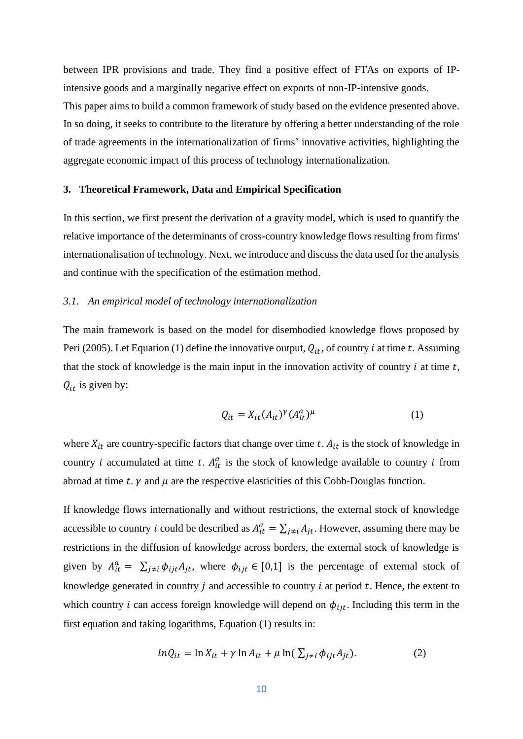between IPR provisions and trade. They find a positive effect of FTAs on exports of IP-intensive goods and a marginally negative effect on exports of non-IP-intensive goods.

This paper aims to build a common framework of study based on the evidence presented above. In so doing, it seeks to contribute to the literature by offering a better understanding of the role of trade agreements in the internationalization of firms' innovative activities, highlighting the aggregate economic impact of this process of technology internationalization.

## 3. Theoretical Framework, Data and Empirical Specification

In this section, we first present the derivation of a gravity model, which is used to quantify the relative importance of the determinants of cross-country knowledge flows resulting from firms' internationalisation of technology. Next, we introduce and discuss the data used for the analysis and continue with the specification of the estimation method.

### *3.1. An empirical model of technology internationalization*

The main framework is based on the model for disembodied knowledge flows proposed by Peri (2005). Let Equation (1) define the innovative output, $Q_{it}$, of country $i$ at time $t$. Assuming that the stock of knowledge is the main input in the innovation activity of country $i$ at time $t$, $Q_{it}$ is given by:

$$Q_{it} = X_{it}(A_{it})^{\gamma}(A_{it}^{a})^{\mu} \qquad (1)$$

where $X_{it}$ are country-specific factors that change over time $t$. $A_{it}$ is the stock of knowledge in country $i$ accumulated at time $t$. $A_{it}^{a}$ is the stock of knowledge available to country $i$ from abroad at time $t$. $\gamma$ and $\mu$ are the respective elasticities of this Cobb-Douglas function.

If knowledge flows internationally and without restrictions, the external stock of knowledge accessible to country $i$ could be described as $A_{it}^{a} = \sum_{j \neq i} A_{jt}$. However, assuming there may be restrictions in the diffusion of knowledge across borders, the external stock of knowledge is given by $A_{it}^{a} = \sum_{j \neq i} \phi_{ijt} A_{jt}$, where $\phi_{ijt} \in [0,1]$ is the percentage of external stock of knowledge generated in country $j$ and accessible to country $i$ at period $t$. Hence, the extent to which country $i$ can access foreign knowledge will depend on $\phi_{ijt}$. Including this term in the first equation and taking logarithms, Equation (1) results in:

$$lnQ_{it} = \ln X_{it} + \gamma \ln A_{it} + \mu \ln(\textstyle\sum_{j \neq i} \phi_{ijt} A_{jt}). \qquad (2)$$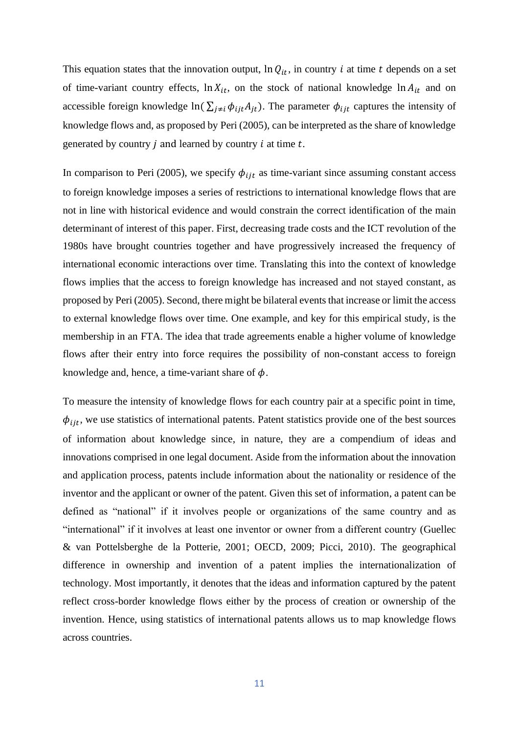This equation states that the innovation output, $\ln Q_{it}$, in country $i$ at time $t$ depends on a set of time-variant country effects, $\ln X_{it}$, on the stock of national knowledge $\ln A_{it}$ and on accessible foreign knowledge $\ln(\sum_{j \neq i} \phi_{ijt} A_{jt})$. The parameter $\phi_{ijt}$ captures the intensity of knowledge flows and, as proposed by Peri (2005), can be interpreted as the share of knowledge generated by country $j$ and learned by country $i$ at time $t$.

In comparison to Peri (2005), we specify $\phi_{ijt}$ as time-variant since assuming constant access to foreign knowledge imposes a series of restrictions to international knowledge flows that are not in line with historical evidence and would constrain the correct identification of the main determinant of interest of this paper. First, decreasing trade costs and the ICT revolution of the 1980s have brought countries together and have progressively increased the frequency of international economic interactions over time. Translating this into the context of knowledge flows implies that the access to foreign knowledge has increased and not stayed constant, as proposed by Peri (2005). Second, there might be bilateral events that increase or limit the access to external knowledge flows over time. One example, and key for this empirical study, is the membership in an FTA. The idea that trade agreements enable a higher volume of knowledge flows after their entry into force requires the possibility of non-constant access to foreign knowledge and, hence, a time-variant share of $\phi$.

To measure the intensity of knowledge flows for each country pair at a specific point in time, $\phi_{ijt}$, we use statistics of international patents. Patent statistics provide one of the best sources of information about knowledge since, in nature, they are a compendium of ideas and innovations comprised in one legal document. Aside from the information about the innovation and application process, patents include information about the nationality or residence of the inventor and the applicant or owner of the patent. Given this set of information, a patent can be defined as "national" if it involves people or organizations of the same country and as "international" if it involves at least one inventor or owner from a different country (Guellec & van Pottelsberghe de la Potterie, 2001; OECD, 2009; Picci, 2010). The geographical difference in ownership and invention of a patent implies the internationalization of technology. Most importantly, it denotes that the ideas and information captured by the patent reflect cross-border knowledge flows either by the process of creation or ownership of the invention. Hence, using statistics of international patents allows us to map knowledge flows across countries.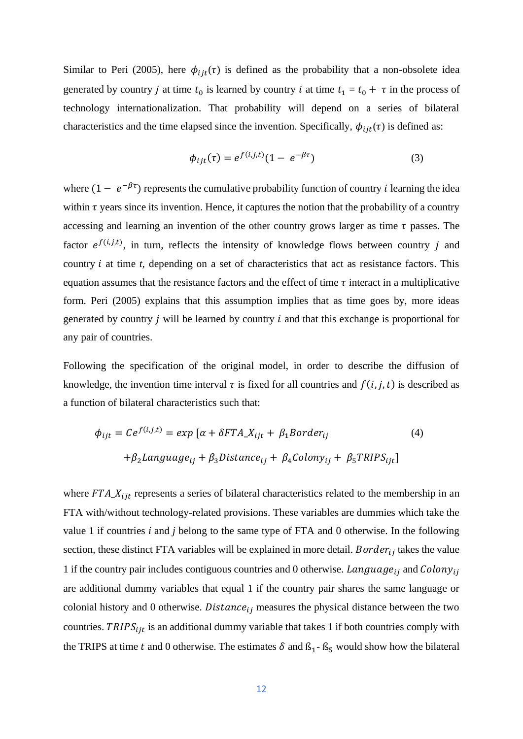Similar to Peri (2005), here $\phi_{ijt}(\tau)$ is defined as the probability that a non-obsolete idea generated by country $j$ at time $t_0$ is learned by country $i$ at time $t_1 = t_0 + \tau$ in the process of technology internationalization. That probability will depend on a series of bilateral characteristics and the time elapsed since the invention. Specifically, $\phi_{ijt}(\tau)$ is defined as:

$$\phi_{ijt}(\tau) = e^{f(i,j,t)}(1 - e^{-\beta\tau}) \tag{3}$$

where $(1 - e^{-\beta\tau})$ represents the cumulative probability function of country $i$ learning the idea within $\tau$ years since its invention. Hence, it captures the notion that the probability of a country accessing and learning an invention of the other country grows larger as time $\tau$ passes. The factor $e^{f(i,j,t)}$, in turn, reflects the intensity of knowledge flows between country $j$ and country $i$ at time $t$, depending on a set of characteristics that act as resistance factors. This equation assumes that the resistance factors and the effect of time $\tau$ interact in a multiplicative form. Peri (2005) explains that this assumption implies that as time goes by, more ideas generated by country $j$ will be learned by country $i$ and that this exchange is proportional for any pair of countries.

Following the specification of the original model, in order to describe the diffusion of knowledge, the invention time interval $\tau$ is fixed for all countries and $f(i,j,t)$ is described as a function of bilateral characteristics such that:

$$\phi_{ijt} = Ce^{f(i,j,t)} = exp\,[\alpha + \delta FTA\_X_{ijt} + \beta_1 Border_{ij} + \beta_2 Language_{ij} + \beta_3 Distance_{ij} + \beta_4 Colony_{ij} + \beta_5 TRIPS_{ijt}] \tag{4}$$

where $FTA\_X_{ijt}$ represents a series of bilateral characteristics related to the membership in an FTA with/without technology-related provisions. These variables are dummies which take the value 1 if countries $i$ and $j$ belong to the same type of FTA and 0 otherwise. In the following section, these distinct FTA variables will be explained in more detail. $Border_{ij}$ takes the value 1 if the country pair includes contiguous countries and 0 otherwise. $Language_{ij}$ and $Colony_{ij}$ are additional dummy variables that equal 1 if the country pair shares the same language or colonial history and 0 otherwise. $Distance_{ij}$ measures the physical distance between the two countries. $TRIPS_{ijt}$ is an additional dummy variable that takes 1 if both countries comply with the TRIPS at time $t$ and 0 otherwise. The estimates $\delta$ and ß$_1$ - ß$_5$ would show how the bilateral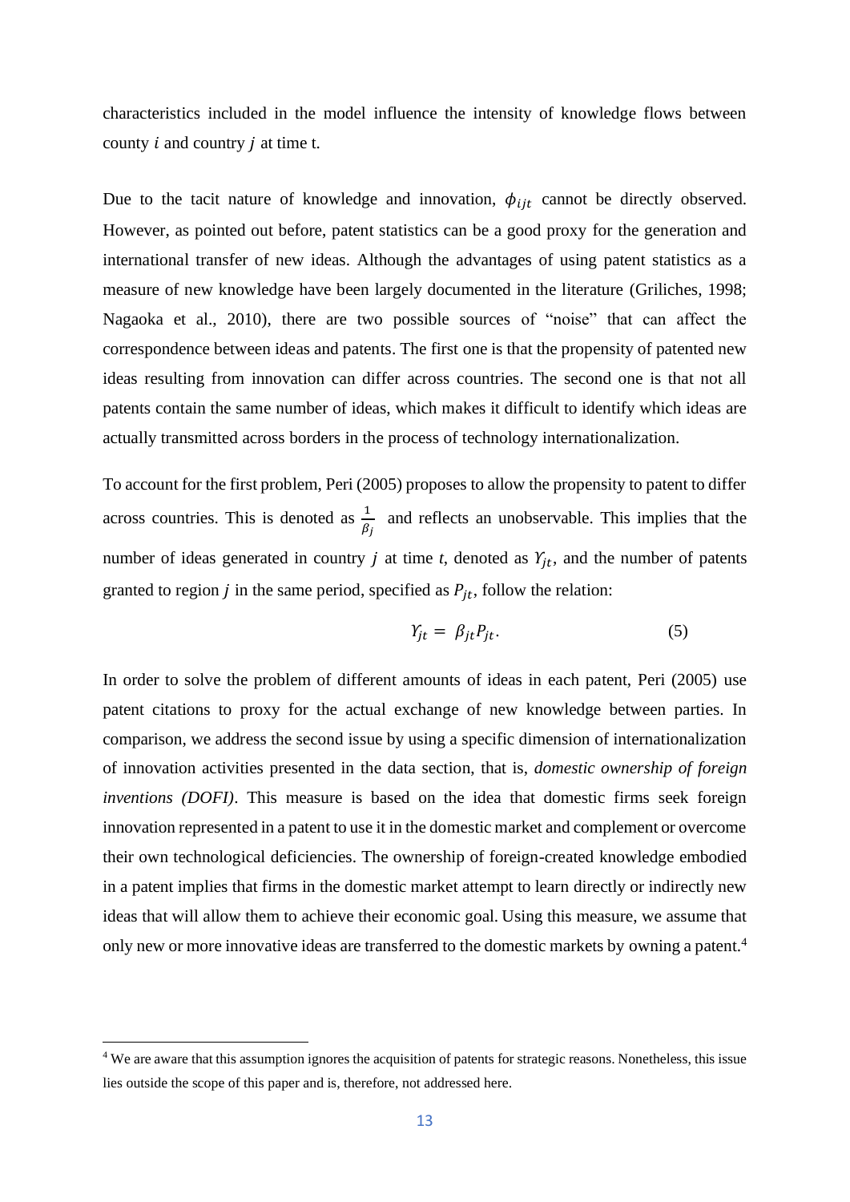characteristics included in the model influence the intensity of knowledge flows between county $i$ and country $j$ at time t.

Due to the tacit nature of knowledge and innovation, $\phi_{ijt}$ cannot be directly observed. However, as pointed out before, patent statistics can be a good proxy for the generation and international transfer of new ideas. Although the advantages of using patent statistics as a measure of new knowledge have been largely documented in the literature (Griliches, 1998; Nagaoka et al., 2010), there are two possible sources of "noise" that can affect the correspondence between ideas and patents. The first one is that the propensity of patented new ideas resulting from innovation can differ across countries. The second one is that not all patents contain the same number of ideas, which makes it difficult to identify which ideas are actually transmitted across borders in the process of technology internationalization.

To account for the first problem, Peri (2005) proposes to allow the propensity to patent to differ across countries. This is denoted as $\frac{1}{\beta_j}$ and reflects an unobservable. This implies that the number of ideas generated in country $j$ at time $t$, denoted as $Y_{jt}$, and the number of patents granted to region $j$ in the same period, specified as $P_{jt}$, follow the relation:

$$Y_{jt} = \beta_{jt} P_{jt}. \tag{5}$$

In order to solve the problem of different amounts of ideas in each patent, Peri (2005) use patent citations to proxy for the actual exchange of new knowledge between parties. In comparison, we address the second issue by using a specific dimension of internationalization of innovation activities presented in the data section, that is, *domestic ownership of foreign inventions (DOFI)*. This measure is based on the idea that domestic firms seek foreign innovation represented in a patent to use it in the domestic market and complement or overcome their own technological deficiencies. The ownership of foreign-created knowledge embodied in a patent implies that firms in the domestic market attempt to learn directly or indirectly new ideas that will allow them to achieve their economic goal. Using this measure, we assume that only new or more innovative ideas are transferred to the domestic markets by owning a patent.[4]

[4] We are aware that this assumption ignores the acquisition of patents for strategic reasons. Nonetheless, this issue lies outside the scope of this paper and is, therefore, not addressed here.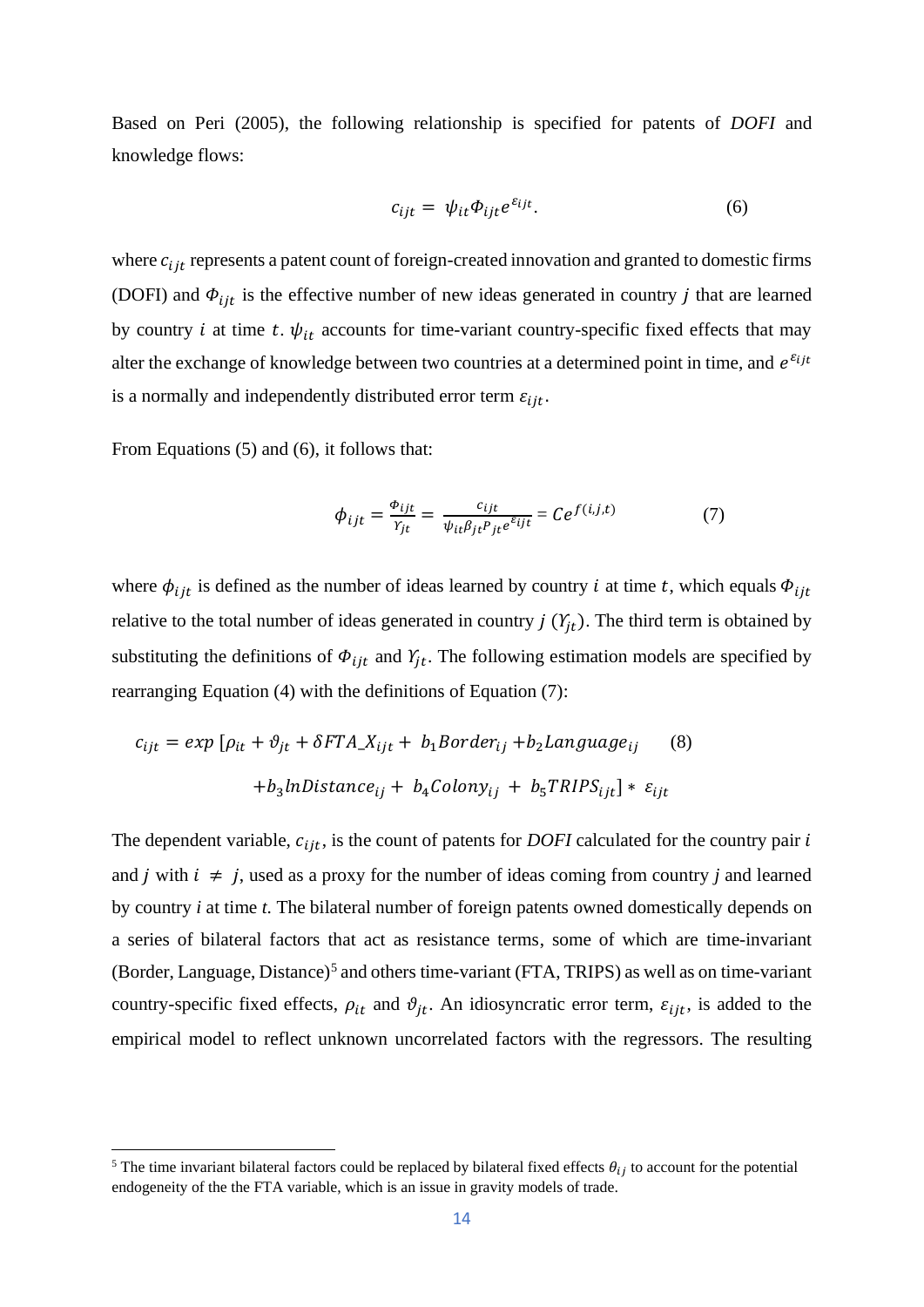Based on Peri (2005), the following relationship is specified for patents of *DOFI* and knowledge flows:

$$c_{ijt} = \psi_{it} \Phi_{ijt} e^{\varepsilon_{ijt}}. \qquad (6)$$

where $c_{ijt}$ represents a patent count of foreign-created innovation and granted to domestic firms (DOFI) and $\Phi_{ijt}$ is the effective number of new ideas generated in country $j$ that are learned by country $i$ at time $t$. $\psi_{it}$ accounts for time-variant country-specific fixed effects that may alter the exchange of knowledge between two countries at a determined point in time, and $e^{\varepsilon_{ijt}}$ is a normally and independently distributed error term $\varepsilon_{ijt}$.

From Equations (5) and (6), it follows that:

$$\phi_{ijt} = \frac{\Phi_{ijt}}{\Upsilon_{jt}} = \frac{c_{ijt}}{\psi_{it} \beta_{jt} P_{jt} e^{\varepsilon_{ijt}}} = Ce^{f(i,j,t)} \qquad (7)$$

where $\phi_{ijt}$ is defined as the number of ideas learned by country $i$ at time $t$, which equals $\Phi_{ijt}$ relative to the total number of ideas generated in country $j$ ($\Upsilon_{jt}$). The third term is obtained by substituting the definitions of $\Phi_{ijt}$ and $\Upsilon_{jt}$. The following estimation models are specified by rearranging Equation (4) with the definitions of Equation (7):

$$c_{ijt} = exp\,[\rho_{it} + \vartheta_{jt} + \delta FTA\_X_{ijt} + b_1 Border_{ij} + b_2 Language_{ij} \qquad (8)$$
$$+ b_3 lnDistance_{ij} + b_4 Colony_{ij} + b_5 TRIPS_{ijt}] * \varepsilon_{ijt}$$

The dependent variable, $c_{ijt}$, is the count of patents for *DOFI* calculated for the country pair $i$ and $j$ with $i \neq j$, used as a proxy for the number of ideas coming from country *j* and learned by country *i* at time *t*. The bilateral number of foreign patents owned domestically depends on a series of bilateral factors that act as resistance terms, some of which are time-invariant (Border, Language, Distance)[5] and others time-variant (FTA, TRIPS) as well as on time-variant country-specific fixed effects, $\rho_{it}$ and $\vartheta_{jt}$. An idiosyncratic error term, $\varepsilon_{ijt}$, is added to the empirical model to reflect unknown uncorrelated factors with the regressors. The resulting

---

[5] The time invariant bilateral factors could be replaced by bilateral fixed effects $\theta_{ij}$ to account for the potential endogeneity of the the FTA variable, which is an issue in gravity models of trade.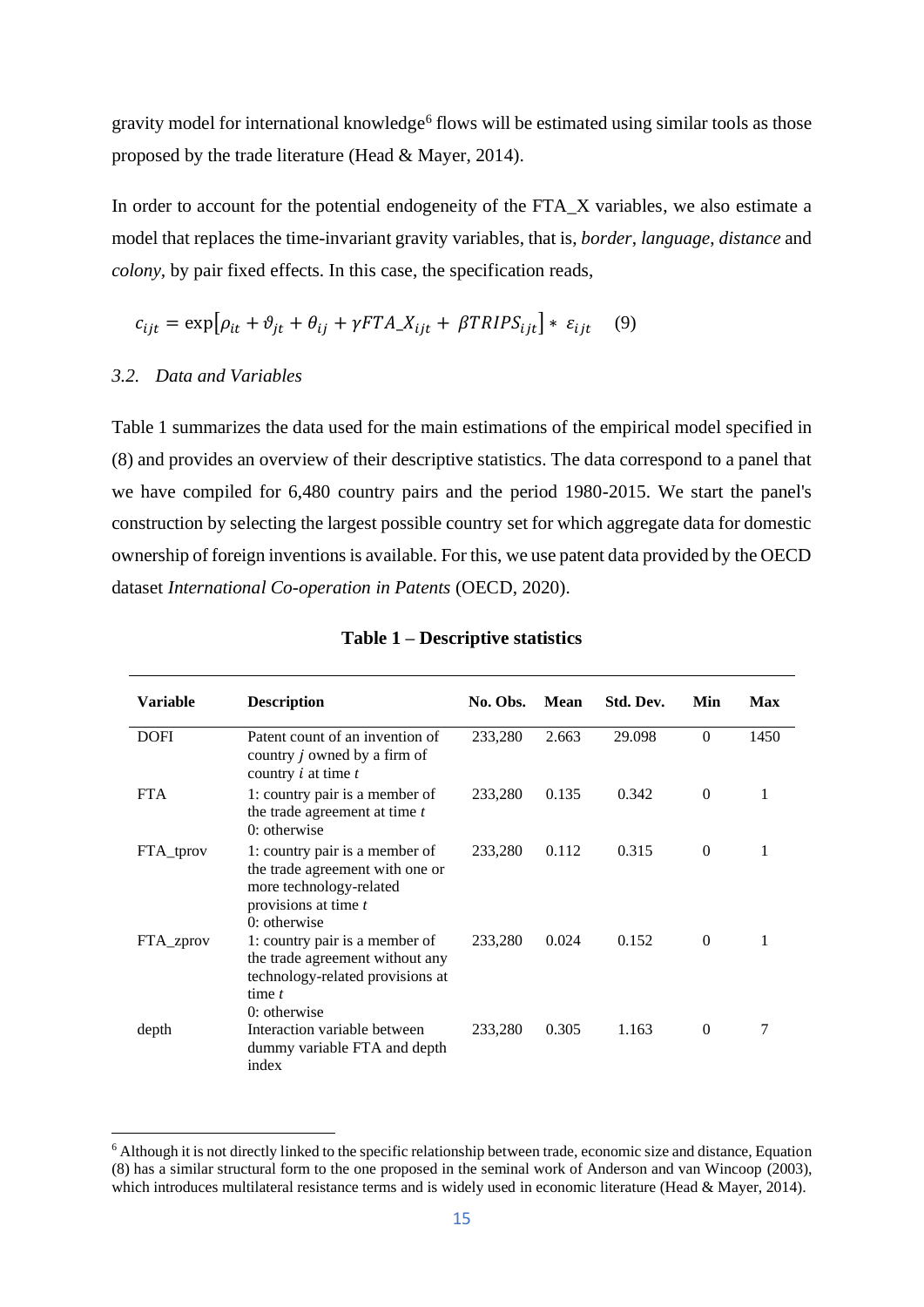gravity model for international knowledge[6] flows will be estimated using similar tools as those proposed by the trade literature (Head & Mayer, 2014).

In order to account for the potential endogeneity of the FTA_X variables, we also estimate a model that replaces the time-invariant gravity variables, that is, *border*, *language*, *distance* and *colony*, by pair fixed effects. In this case, the specification reads,

$$c_{ijt} = \exp\left[\rho_{it} + \vartheta_{jt} + \theta_{ij} + \gamma FTA\_X_{ijt} + \beta TRIPS_{ijt}\right] * \varepsilon_{ijt} \quad (9)$$

### *3.2. Data and Variables*

Table 1 summarizes the data used for the main estimations of the empirical model specified in (8) and provides an overview of their descriptive statistics. The data correspond to a panel that we have compiled for 6,480 country pairs and the period 1980-2015. We start the panel's construction by selecting the largest possible country set for which aggregate data for domestic ownership of foreign inventions is available. For this, we use patent data provided by the OECD dataset *International Co-operation in Patents* (OECD, 2020).

**Table 1 – Descriptive statistics**

| Variable | Description | No. Obs. | Mean | Std. Dev. | Min | Max |
|---|---|---|---|---|---|---|
| DOFI | Patent count of an invention of country *j* owned by a firm of country *i* at time *t* | 233,280 | 2.663 | 29.098 | 0 | 1450 |
| FTA | 1: country pair is a member of the trade agreement at time *t*<br>0: otherwise | 233,280 | 0.135 | 0.342 | 0 | 1 |
| FTA_tprov | 1: country pair is a member of the trade agreement with one or more technology-related provisions at time *t*<br>0: otherwise | 233,280 | 0.112 | 0.315 | 0 | 1 |
| FTA_zprov | 1: country pair is a member of the trade agreement without any technology-related provisions at time *t*<br>0: otherwise | 233,280 | 0.024 | 0.152 | 0 | 1 |
| depth | Interaction variable between dummy variable FTA and depth index | 233,280 | 0.305 | 1.163 | 0 | 7 |

[6] Although it is not directly linked to the specific relationship between trade, economic size and distance, Equation (8) has a similar structural form to the one proposed in the seminal work of Anderson and van Wincoop (2003), which introduces multilateral resistance terms and is widely used in economic literature (Head & Mayer, 2014).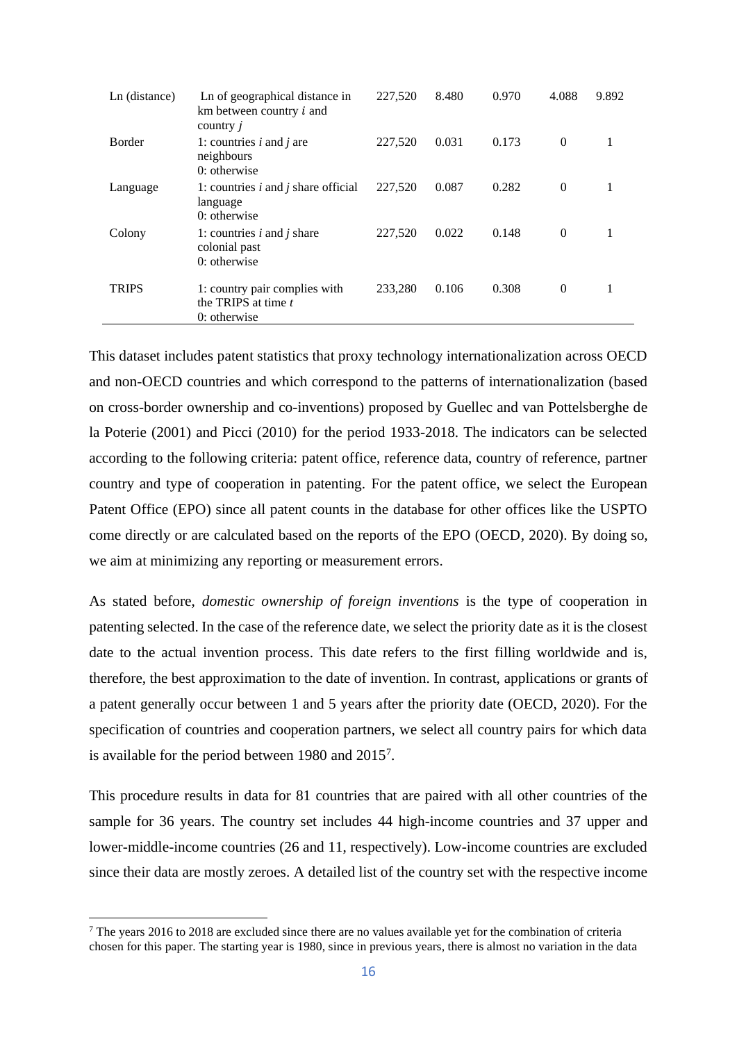| | | | | | | |
|---|---|---|---|---|---|---|
| Ln (distance) | Ln of geographical distance in km between country $i$ and country $j$ | 227,520 | 8.480 | 0.970 | 4.088 | 9.892 |
| Border | 1: countries $i$ and $j$ are neighbours<br>0: otherwise | 227,520 | 0.031 | 0.173 | 0 | 1 |
| Language | 1: countries $i$ and $j$ share official language<br>0: otherwise | 227,520 | 0.087 | 0.282 | 0 | 1 |
| Colony | 1: countries $i$ and $j$ share colonial past<br>0: otherwise | 227,520 | 0.022 | 0.148 | 0 | 1 |
| TRIPS | 1: country pair complies with the TRIPS at time $t$<br>0: otherwise | 233,280 | 0.106 | 0.308 | 0 | 1 |

This dataset includes patent statistics that proxy technology internationalization across OECD and non-OECD countries and which correspond to the patterns of internationalization (based on cross-border ownership and co-inventions) proposed by Guellec and van Pottelsberghe de la Poterie (2001) and Picci (2010) for the period 1933-2018. The indicators can be selected according to the following criteria: patent office, reference data, country of reference, partner country and type of cooperation in patenting. For the patent office, we select the European Patent Office (EPO) since all patent counts in the database for other offices like the USPTO come directly or are calculated based on the reports of the EPO (OECD, 2020). By doing so, we aim at minimizing any reporting or measurement errors.

As stated before, *domestic ownership of foreign inventions* is the type of cooperation in patenting selected. In the case of the reference date, we select the priority date as it is the closest date to the actual invention process. This date refers to the first filling worldwide and is, therefore, the best approximation to the date of invention. In contrast, applications or grants of a patent generally occur between 1 and 5 years after the priority date (OECD, 2020). For the specification of countries and cooperation partners, we select all country pairs for which data is available for the period between 1980 and 2015[7].

This procedure results in data for 81 countries that are paired with all other countries of the sample for 36 years. The country set includes 44 high-income countries and 37 upper and lower-middle-income countries (26 and 11, respectively). Low-income countries are excluded since their data are mostly zeroes. A detailed list of the country set with the respective income

[7] The years 2016 to 2018 are excluded since there are no values available yet for the combination of criteria chosen for this paper. The starting year is 1980, since in previous years, there is almost no variation in the data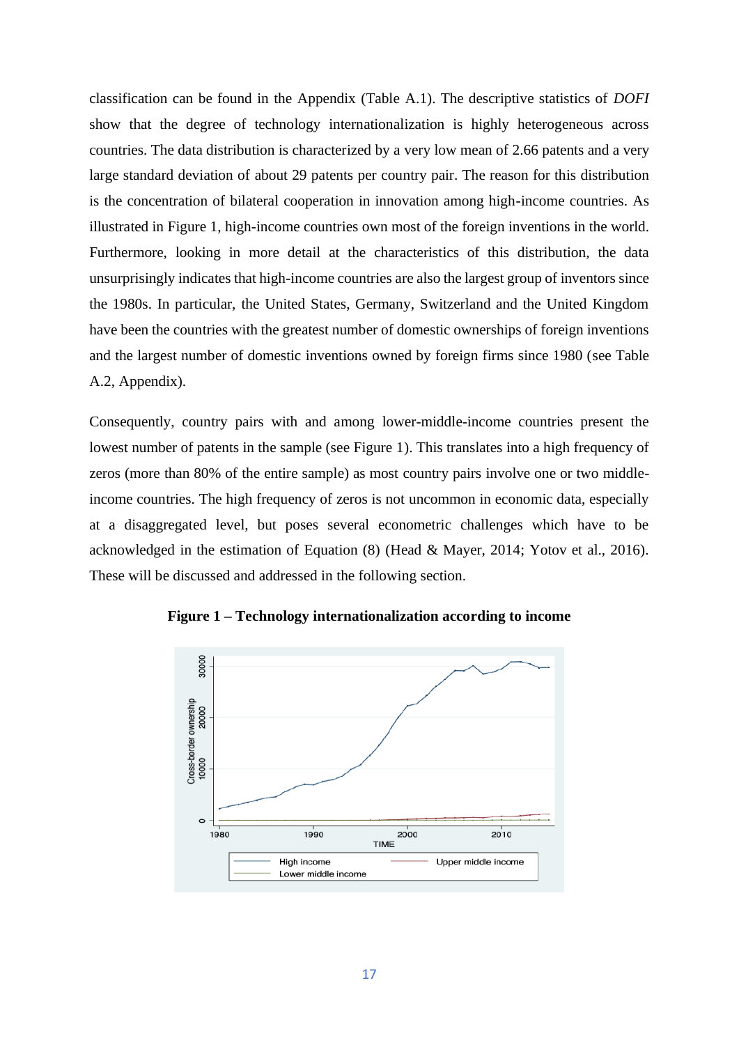classification can be found in the Appendix (Table A.1). The descriptive statistics of *DOFI* show that the degree of technology internationalization is highly heterogeneous across countries. The data distribution is characterized by a very low mean of 2.66 patents and a very large standard deviation of about 29 patents per country pair. The reason for this distribution is the concentration of bilateral cooperation in innovation among high-income countries. As illustrated in Figure 1, high-income countries own most of the foreign inventions in the world. Furthermore, looking in more detail at the characteristics of this distribution, the data unsurprisingly indicates that high-income countries are also the largest group of inventors since the 1980s. In particular, the United States, Germany, Switzerland and the United Kingdom have been the countries with the greatest number of domestic ownerships of foreign inventions and the largest number of domestic inventions owned by foreign firms since 1980 (see Table A.2, Appendix).

Consequently, country pairs with and among lower-middle-income countries present the lowest number of patents in the sample (see Figure 1). This translates into a high frequency of zeros (more than 80% of the entire sample) as most country pairs involve one or two middle-income countries. The high frequency of zeros is not uncommon in economic data, especially at a disaggregated level, but poses several econometric challenges which have to be acknowledged in the estimation of Equation (8) (Head & Mayer, 2014; Yotov et al., 2016). These will be discussed and addressed in the following section.

**Figure 1 – Technology internationalization according to income**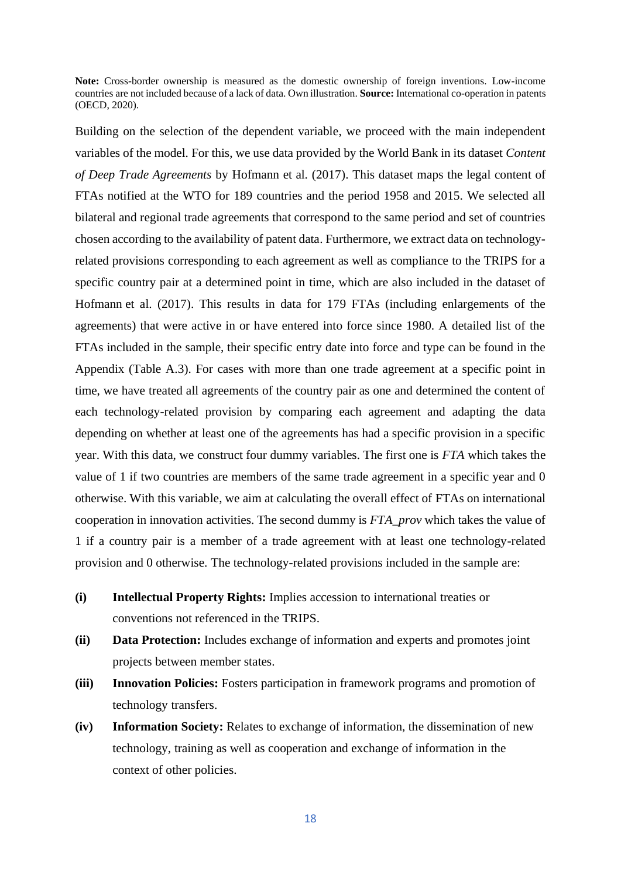**Note:** Cross-border ownership is measured as the domestic ownership of foreign inventions. Low-income countries are not included because of a lack of data. Own illustration. **Source:** International co-operation in patents (OECD, 2020).

Building on the selection of the dependent variable, we proceed with the main independent variables of the model. For this, we use data provided by the World Bank in its dataset *Content of Deep Trade Agreements* by Hofmann et al. (2017). This dataset maps the legal content of FTAs notified at the WTO for 189 countries and the period 1958 and 2015. We selected all bilateral and regional trade agreements that correspond to the same period and set of countries chosen according to the availability of patent data. Furthermore, we extract data on technology-related provisions corresponding to each agreement as well as compliance to the TRIPS for a specific country pair at a determined point in time, which are also included in the dataset of Hofmann et al. (2017). This results in data for 179 FTAs (including enlargements of the agreements) that were active in or have entered into force since 1980. A detailed list of the FTAs included in the sample, their specific entry date into force and type can be found in the Appendix (Table A.3). For cases with more than one trade agreement at a specific point in time, we have treated all agreements of the country pair as one and determined the content of each technology-related provision by comparing each agreement and adapting the data depending on whether at least one of the agreements has had a specific provision in a specific year. With this data, we construct four dummy variables. The first one is *FTA* which takes the value of 1 if two countries are members of the same trade agreement in a specific year and 0 otherwise. With this variable, we aim at calculating the overall effect of FTAs on international cooperation in innovation activities. The second dummy is *FTA_prov* which takes the value of 1 if a country pair is a member of a trade agreement with at least one technology-related provision and 0 otherwise. The technology-related provisions included in the sample are:

- **(i)** **Intellectual Property Rights:** Implies accession to international treaties or conventions not referenced in the TRIPS.
- **(ii)** **Data Protection:** Includes exchange of information and experts and promotes joint projects between member states.
- **(iii)** **Innovation Policies:** Fosters participation in framework programs and promotion of technology transfers.
- **(iv)** **Information Society:** Relates to exchange of information, the dissemination of new technology, training as well as cooperation and exchange of information in the context of other policies.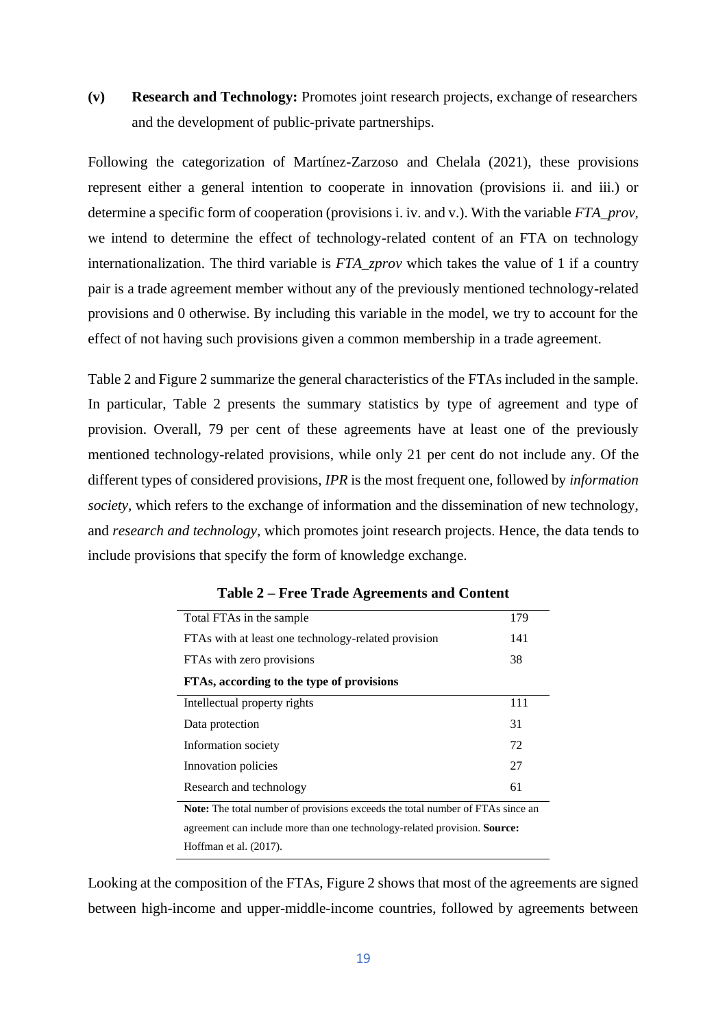**(v)** **Research and Technology:** Promotes joint research projects, exchange of researchers and the development of public-private partnerships.

Following the categorization of Martínez-Zarzoso and Chelala (2021), these provisions represent either a general intention to cooperate in innovation (provisions ii. and iii.) or determine a specific form of cooperation (provisions i. iv. and v.). With the variable *FTA_prov*, we intend to determine the effect of technology-related content of an FTA on technology internationalization. The third variable is *FTA_zprov* which takes the value of 1 if a country pair is a trade agreement member without any of the previously mentioned technology-related provisions and 0 otherwise. By including this variable in the model, we try to account for the effect of not having such provisions given a common membership in a trade agreement.

Table 2 and Figure 2 summarize the general characteristics of the FTAs included in the sample. In particular, Table 2 presents the summary statistics by type of agreement and type of provision. Overall, 79 per cent of these agreements have at least one of the previously mentioned technology-related provisions, while only 21 per cent do not include any. Of the different types of considered provisions, *IPR* is the most frequent one, followed by *information society*, which refers to the exchange of information and the dissemination of new technology, and *research and technology*, which promotes joint research projects. Hence, the data tends to include provisions that specify the form of knowledge exchange.

**Table 2 – Free Trade Agreements and Content**

| | |
|---|---|
| Total FTAs in the sample | 179 |
| FTAs with at least one technology-related provision | 141 |
| FTAs with zero provisions | 38 |
| **FTAs, according to the type of provisions** | |
| Intellectual property rights | 111 |
| Data protection | 31 |
| Information society | 72 |
| Innovation policies | 27 |
| Research and technology | 61 |

**Note:** The total number of provisions exceeds the total number of FTAs since an agreement can include more than one technology-related provision. **Source:** Hoffman et al. (2017).

Looking at the composition of the FTAs, Figure 2 shows that most of the agreements are signed between high-income and upper-middle-income countries, followed by agreements between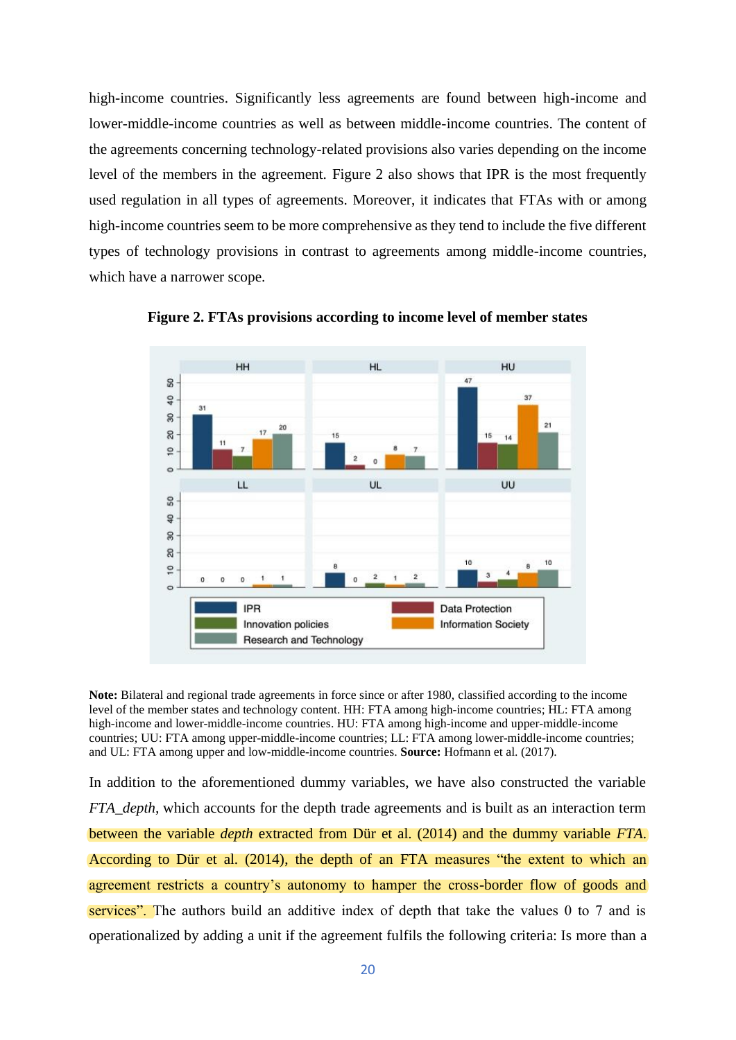high-income countries. Significantly less agreements are found between high-income and lower-middle-income countries as well as between middle-income countries. The content of the agreements concerning technology-related provisions also varies depending on the income level of the members in the agreement. Figure 2 also shows that IPR is the most frequently used regulation in all types of agreements. Moreover, it indicates that FTAs with or among high-income countries seem to be more comprehensive as they tend to include the five different types of technology provisions in contrast to agreements among middle-income countries, which have a narrower scope.

**Figure 2. FTAs provisions according to income level of member states**

**Note:** Bilateral and regional trade agreements in force since or after 1980, classified according to the income level of the member states and technology content. HH: FTA among high-income countries; HL: FTA among high-income and lower-middle-income countries. HU: FTA among high-income and upper-middle-income countries; UU: FTA among upper-middle-income countries; LL: FTA among lower-middle-income countries; and UL: FTA among upper and low-middle-income countries. **Source:** Hofmann et al. (2017).

In addition to the aforementioned dummy variables, we have also constructed the variable *FTA_depth*, which accounts for the depth trade agreements and is built as an interaction term between the variable *depth* extracted from Dür et al. (2014) and the dummy variable *FTA*. According to Dür et al. (2014), the depth of an FTA measures "the extent to which an agreement restricts a country's autonomy to hamper the cross-border flow of goods and services". The authors build an additive index of depth that take the values 0 to 7 and is operationalized by adding a unit if the agreement fulfils the following criteria: Is more than a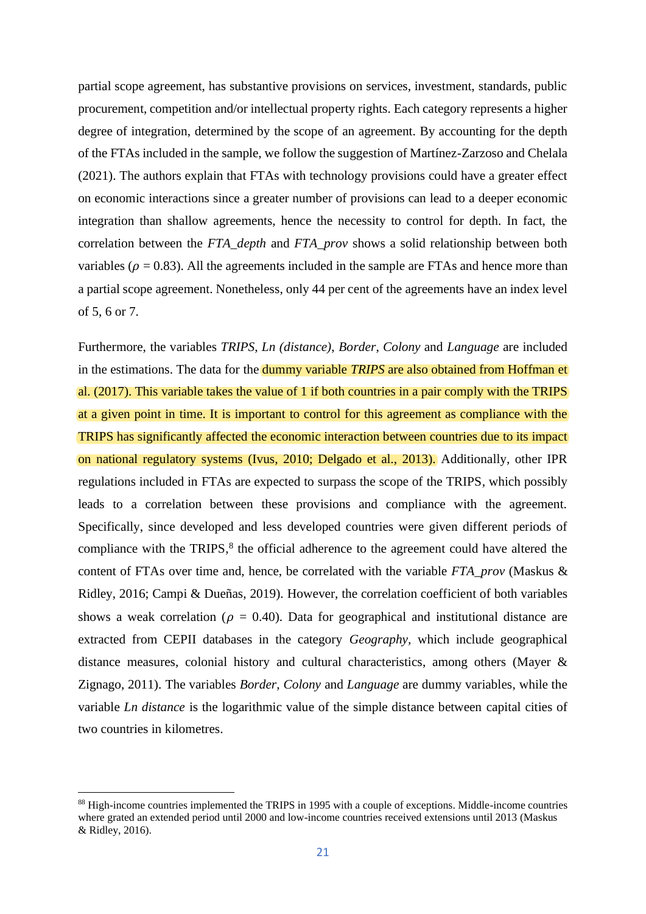partial scope agreement, has substantive provisions on services, investment, standards, public procurement, competition and/or intellectual property rights. Each category represents a higher degree of integration, determined by the scope of an agreement. By accounting for the depth of the FTAs included in the sample, we follow the suggestion of Martínez-Zarzoso and Chelala (2021). The authors explain that FTAs with technology provisions could have a greater effect on economic interactions since a greater number of provisions can lead to a deeper economic integration than shallow agreements, hence the necessity to control for depth. In fact, the correlation between the *FTA_depth* and *FTA_prov* shows a solid relationship between both variables ($\rho$ = 0.83). All the agreements included in the sample are FTAs and hence more than a partial scope agreement. Nonetheless, only 44 per cent of the agreements have an index level of 5, 6 or 7.

Furthermore, the variables *TRIPS*, *Ln (distance)*, *Border*, *Colony* and *Language* are included in the estimations. The data for the dummy variable *TRIPS* are also obtained from Hoffman et al. (2017). This variable takes the value of 1 if both countries in a pair comply with the TRIPS at a given point in time. It is important to control for this agreement as compliance with the TRIPS has significantly affected the economic interaction between countries due to its impact on national regulatory systems (Ivus, 2010; Delgado et al., 2013). Additionally, other IPR regulations included in FTAs are expected to surpass the scope of the TRIPS, which possibly leads to a correlation between these provisions and compliance with the agreement. Specifically, since developed and less developed countries were given different periods of compliance with the TRIPS,[8] the official adherence to the agreement could have altered the content of FTAs over time and, hence, be correlated with the variable *FTA_prov* (Maskus & Ridley, 2016; Campi & Dueñas, 2019). However, the correlation coefficient of both variables shows a weak correlation ($\rho$ = 0.40). Data for geographical and institutional distance are extracted from CEPII databases in the category *Geography*, which include geographical distance measures, colonial history and cultural characteristics, among others (Mayer & Zignago, 2011). The variables *Border*, *Colony* and *Language* are dummy variables, while the variable *Ln distance* is the logarithmic value of the simple distance between capital cities of two countries in kilometres.

---

[88] High-income countries implemented the TRIPS in 1995 with a couple of exceptions. Middle-income countries where grated an extended period until 2000 and low-income countries received extensions until 2013 (Maskus & Ridley, 2016).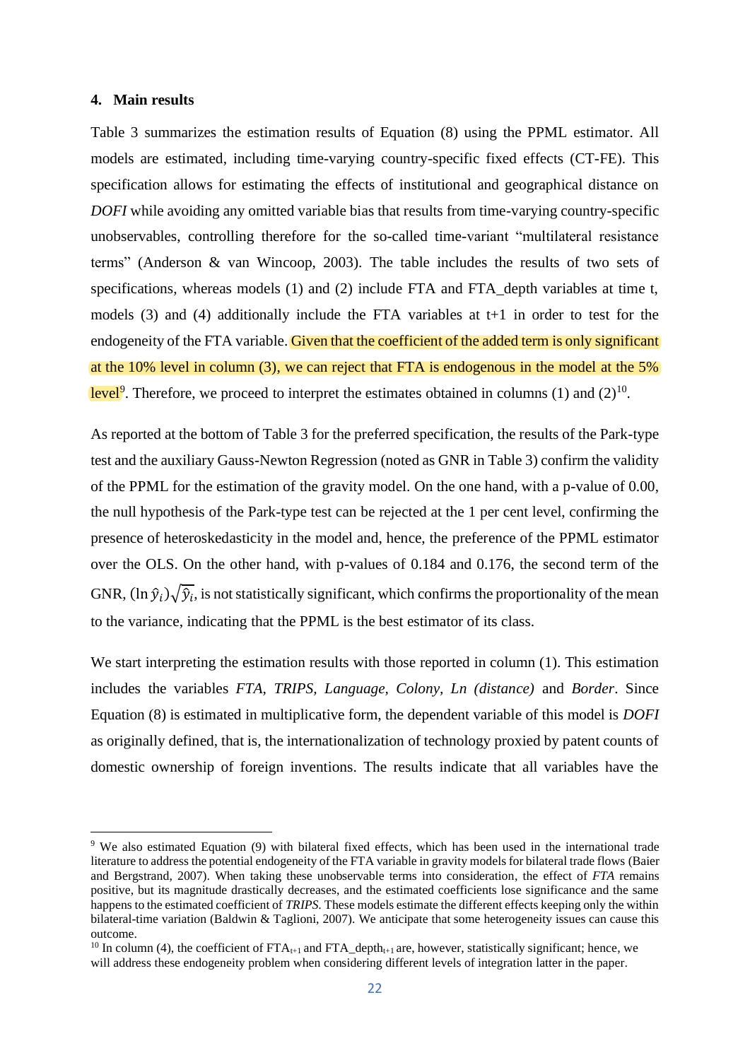## 4. Main results

Table 3 summarizes the estimation results of Equation (8) using the PPML estimator. All models are estimated, including time-varying country-specific fixed effects (CT-FE). This specification allows for estimating the effects of institutional and geographical distance on *DOFI* while avoiding any omitted variable bias that results from time-varying country-specific unobservables, controlling therefore for the so-called time-variant "multilateral resistance terms" (Anderson & van Wincoop, 2003). The table includes the results of two sets of specifications, whereas models (1) and (2) include FTA and FTA_depth variables at time t, models (3) and (4) additionally include the FTA variables at t+1 in order to test for the endogeneity of the FTA variable. Given that the coefficient of the added term is only significant at the 10% level in column (3), we can reject that FTA is endogenous in the model at the 5% level[9]. Therefore, we proceed to interpret the estimates obtained in columns (1) and (2)[10].

As reported at the bottom of Table 3 for the preferred specification, the results of the Park-type test and the auxiliary Gauss-Newton Regression (noted as GNR in Table 3) confirm the validity of the PPML for the estimation of the gravity model. On the one hand, with a p-value of 0.00, the null hypothesis of the Park-type test can be rejected at the 1 per cent level, confirming the presence of heteroskedasticity in the model and, hence, the preference of the PPML estimator over the OLS. On the other hand, with p-values of 0.184 and 0.176, the second term of the GNR, $(\ln \hat{y}_i)\sqrt{\hat{y}_i}$, is not statistically significant, which confirms the proportionality of the mean to the variance, indicating that the PPML is the best estimator of its class.

We start interpreting the estimation results with those reported in column (1). This estimation includes the variables *FTA*, *TRIPS*, *Language*, *Colony*, *Ln (distance)* and *Border*. Since Equation (8) is estimated in multiplicative form, the dependent variable of this model is *DOFI* as originally defined, that is, the internationalization of technology proxied by patent counts of domestic ownership of foreign inventions. The results indicate that all variables have the

---

[9] We also estimated Equation (9) with bilateral fixed effects, which has been used in the international trade literature to address the potential endogeneity of the FTA variable in gravity models for bilateral trade flows (Baier and Bergstrand, 2007). When taking these unobservable terms into consideration, the effect of *FTA* remains positive, but its magnitude drastically decreases, and the estimated coefficients lose significance and the same happens to the estimated coefficient of *TRIPS*. These models estimate the different effects keeping only the within bilateral-time variation (Baldwin & Taglioni, 2007). We anticipate that some heterogeneity issues can cause this outcome.

[10] In column (4), the coefficient of $FTA_{t+1}$ and $FTA\_depth_{t+1}$ are, however, statistically significant; hence, we will address these endogeneity problem when considering different levels of integration latter in the paper.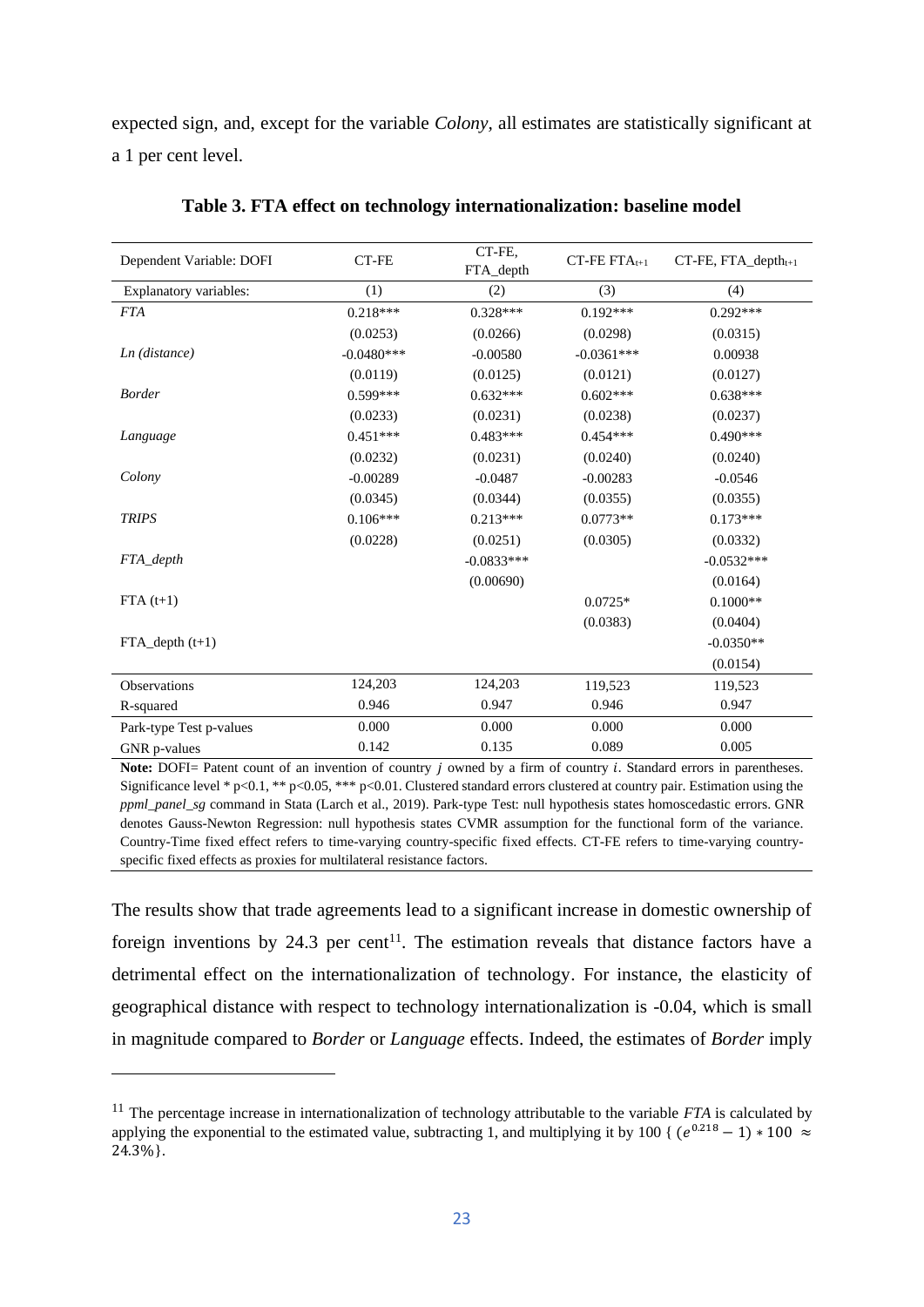expected sign, and, except for the variable *Colony*, all estimates are statistically significant at a 1 per cent level.

**Table 3. FTA effect on technology internationalization: baseline model**

| Dependent Variable: DOFI | CT-FE | CT-FE, FTA_depth | CT-FE $FTA_{t+1}$ | CT-FE, $FTA\_depth_{t+1}$ |
|---|---|---|---|---|
| Explanatory variables: | (1) | (2) | (3) | (4) |
| *FTA* | 0.218*** | 0.328*** | 0.192*** | 0.292*** |
| | (0.0253) | (0.0266) | (0.0298) | (0.0315) |
| *Ln (distance)* | -0.0480*** | -0.00580 | -0.0361*** | 0.00938 |
| | (0.0119) | (0.0125) | (0.0121) | (0.0127) |
| *Border* | 0.599*** | 0.632*** | 0.602*** | 0.638*** |
| | (0.0233) | (0.0231) | (0.0238) | (0.0237) |
| *Language* | 0.451*** | 0.483*** | 0.454*** | 0.490*** |
| | (0.0232) | (0.0231) | (0.0240) | (0.0240) |
| *Colony* | -0.00289 | -0.0487 | -0.00283 | -0.0546 |
| | (0.0345) | (0.0344) | (0.0355) | (0.0355) |
| *TRIPS* | 0.106*** | 0.213*** | 0.0773** | 0.173*** |
| | (0.0228) | (0.0251) | (0.0305) | (0.0332) |
| *FTA_depth* | | -0.0833*** | | -0.0532*** |
| | | (0.00690) | | (0.0164) |
| FTA (t+1) | | | 0.0725* | 0.1000** |
| | | | (0.0383) | (0.0404) |
| FTA_depth (t+1) | | | | -0.0350** |
| | | | | (0.0154) |
| Observations | 124,203 | 124,203 | 119,523 | 119,523 |
| R-squared | 0.946 | 0.947 | 0.946 | 0.947 |
| Park-type Test p-values | 0.000 | 0.000 | 0.000 | 0.000 |
| GNR p-values | 0.142 | 0.135 | 0.089 | 0.005 |

**Note:** DOFI= Patent count of an invention of country *j* owned by a firm of country *i*. Standard errors in parentheses. Significance level * p<0.1, ** p<0.05, *** p<0.01. Clustered standard errors clustered at country pair. Estimation using the *ppml_panel_sg* command in Stata (Larch et al., 2019). Park-type Test: null hypothesis states homoscedastic errors. GNR denotes Gauss-Newton Regression: null hypothesis states CVMR assumption for the functional form of the variance. Country-Time fixed effect refers to time-varying country-specific fixed effects. CT-FE refers to time-varying country-specific fixed effects as proxies for multilateral resistance factors.

The results show that trade agreements lead to a significant increase in domestic ownership of foreign inventions by 24.3 per cent[11]. The estimation reveals that distance factors have a detrimental effect on the internationalization of technology. For instance, the elasticity of geographical distance with respect to technology internationalization is -0.04, which is small in magnitude compared to *Border* or *Language* effects. Indeed, the estimates of *Border* imply

[11] The percentage increase in internationalization of technology attributable to the variable *FTA* is calculated by applying the exponential to the estimated value, subtracting 1, and multiplying it by 100 { $(e^{0.218} - 1) * 100 \approx 24.3\%$}.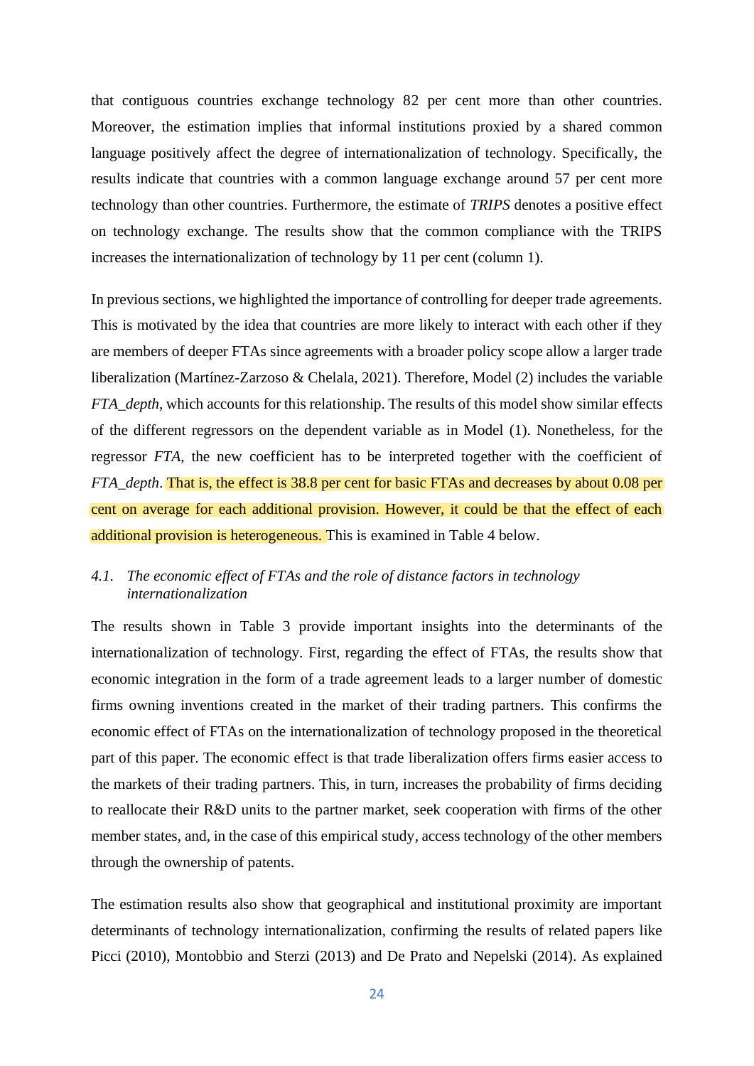that contiguous countries exchange technology 82 per cent more than other countries. Moreover, the estimation implies that informal institutions proxied by a shared common language positively affect the degree of internationalization of technology. Specifically, the results indicate that countries with a common language exchange around 57 per cent more technology than other countries. Furthermore, the estimate of *TRIPS* denotes a positive effect on technology exchange. The results show that the common compliance with the TRIPS increases the internationalization of technology by 11 per cent (column 1).

In previous sections, we highlighted the importance of controlling for deeper trade agreements. This is motivated by the idea that countries are more likely to interact with each other if they are members of deeper FTAs since agreements with a broader policy scope allow a larger trade liberalization (Martínez-Zarzoso & Chelala, 2021). Therefore, Model (2) includes the variable *FTA_depth*, which accounts for this relationship. The results of this model show similar effects of the different regressors on the dependent variable as in Model (1). Nonetheless, for the regressor *FTA*, the new coefficient has to be interpreted together with the coefficient of *FTA_depth*. That is, the effect is 38.8 per cent for basic FTAs and decreases by about 0.08 per cent on average for each additional provision. However, it could be that the effect of each additional provision is heterogeneous. This is examined in Table 4 below.

### 4.1. *The economic effect of FTAs and the role of distance factors in technology internationalization*

The results shown in Table 3 provide important insights into the determinants of the internationalization of technology. First, regarding the effect of FTAs, the results show that economic integration in the form of a trade agreement leads to a larger number of domestic firms owning inventions created in the market of their trading partners. This confirms the economic effect of FTAs on the internationalization of technology proposed in the theoretical part of this paper. The economic effect is that trade liberalization offers firms easier access to the markets of their trading partners. This, in turn, increases the probability of firms deciding to reallocate their R&D units to the partner market, seek cooperation with firms of the other member states, and, in the case of this empirical study, access technology of the other members through the ownership of patents.

The estimation results also show that geographical and institutional proximity are important determinants of technology internationalization, confirming the results of related papers like Picci (2010), Montobbio and Sterzi (2013) and De Prato and Nepelski (2014). As explained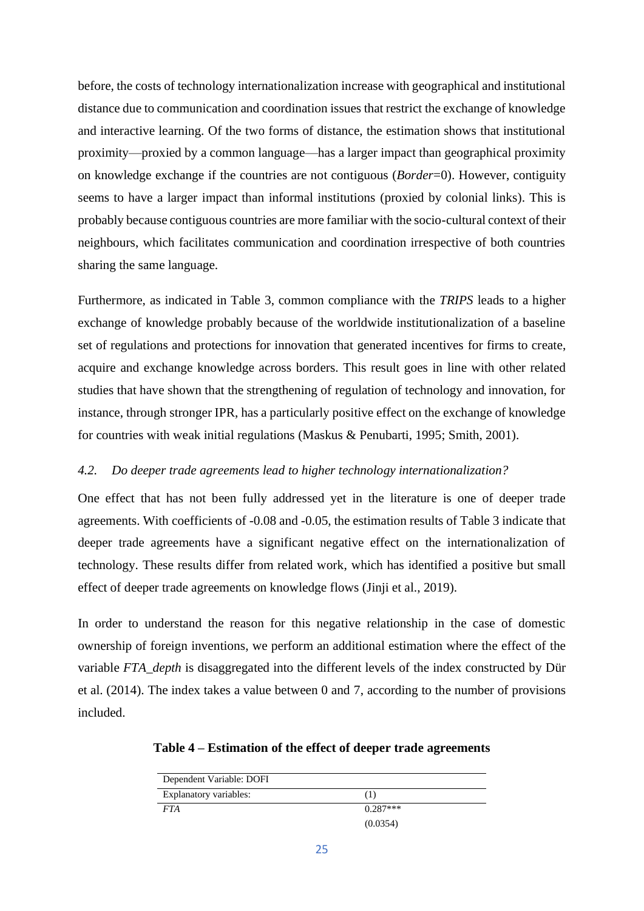before, the costs of technology internationalization increase with geographical and institutional distance due to communication and coordination issues that restrict the exchange of knowledge and interactive learning. Of the two forms of distance, the estimation shows that institutional proximity—proxied by a common language—has a larger impact than geographical proximity on knowledge exchange if the countries are not contiguous (*Border*=0). However, contiguity seems to have a larger impact than informal institutions (proxied by colonial links). This is probably because contiguous countries are more familiar with the socio-cultural context of their neighbours, which facilitates communication and coordination irrespective of both countries sharing the same language.

Furthermore, as indicated in Table 3, common compliance with the *TRIPS* leads to a higher exchange of knowledge probably because of the worldwide institutionalization of a baseline set of regulations and protections for innovation that generated incentives for firms to create, acquire and exchange knowledge across borders. This result goes in line with other related studies that have shown that the strengthening of regulation of technology and innovation, for instance, through stronger IPR, has a particularly positive effect on the exchange of knowledge for countries with weak initial regulations (Maskus & Penubarti, 1995; Smith, 2001).

### 4.2. Do deeper trade agreements lead to higher technology internationalization?

One effect that has not been fully addressed yet in the literature is one of deeper trade agreements. With coefficients of -0.08 and -0.05, the estimation results of Table 3 indicate that deeper trade agreements have a significant negative effect on the internationalization of technology. These results differ from related work, which has identified a positive but small effect of deeper trade agreements on knowledge flows (Jinji et al., 2019).

In order to understand the reason for this negative relationship in the case of domestic ownership of foreign inventions, we perform an additional estimation where the effect of the variable *FTA_depth* is disaggregated into the different levels of the index constructed by Dür et al. (2014). The index takes a value between 0 and 7, according to the number of provisions included.

**Table 4 – Estimation of the effect of deeper trade agreements**

| Dependent Variable: DOFI | |
|---|---|
| Explanatory variables: | (1) |
| *FTA* | 0.287*** |
| | (0.0354) |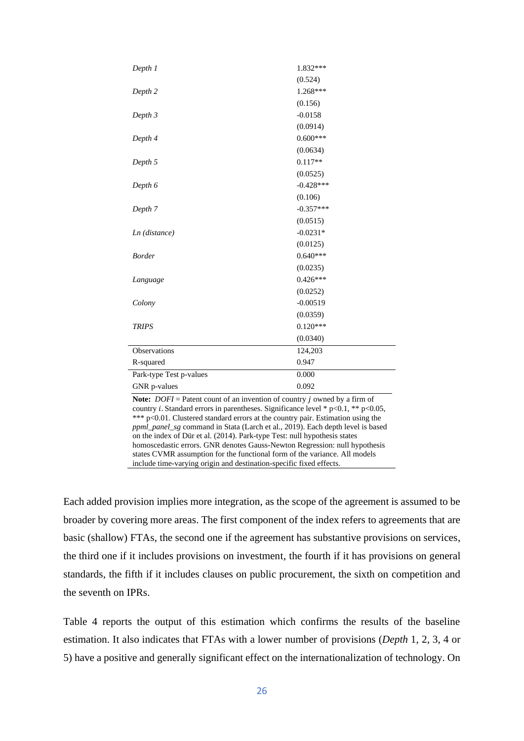| | |
|---|---|
| *Depth 1* | 1.832*** |
| | (0.524) |
| *Depth 2* | 1.268*** |
| | (0.156) |
| *Depth 3* | -0.0158 |
| | (0.0914) |
| *Depth 4* | 0.600*** |
| | (0.0634) |
| *Depth 5* | 0.117** |
| | (0.0525) |
| *Depth 6* | -0.428*** |
| | (0.106) |
| *Depth 7* | -0.357*** |
| | (0.0515) |
| *Ln (distance)* | -0.0231* |
| | (0.0125) |
| *Border* | 0.640*** |
| | (0.0235) |
| *Language* | 0.426*** |
| | (0.0252) |
| *Colony* | -0.00519 |
| | (0.0359) |
| *TRIPS* | 0.120*** |
| | (0.0340) |
| Observations | 124,203 |
| R-squared | 0.947 |
| Park-type Test p-values | 0.000 |
| GNR p-values | 0.092 |

**Note:** *DOFI* = Patent count of an invention of country $j$ owned by a firm of country $i$. Standard errors in parentheses. Significance level * p<0.1, ** p<0.05, *** p<0.01. Clustered standard errors at the country pair. Estimation using the *ppml_panel_sg* command in Stata (Larch et al., 2019). Each depth level is based on the index of Dür et al. (2014). Park-type Test: null hypothesis states homoscedastic errors. GNR denotes Gauss-Newton Regression: null hypothesis states CVMR assumption for the functional form of the variance. All models include time-varying origin and destination-specific fixed effects.

Each added provision implies more integration, as the scope of the agreement is assumed to be broader by covering more areas. The first component of the index refers to agreements that are basic (shallow) FTAs, the second one if the agreement has substantive provisions on services, the third one if it includes provisions on investment, the fourth if it has provisions on general standards, the fifth if it includes clauses on public procurement, the sixth on competition and the seventh on IPRs.

Table 4 reports the output of this estimation which confirms the results of the baseline estimation. It also indicates that FTAs with a lower number of provisions (*Depth* 1, 2, 3, 4 or 5) have a positive and generally significant effect on the internationalization of technology. On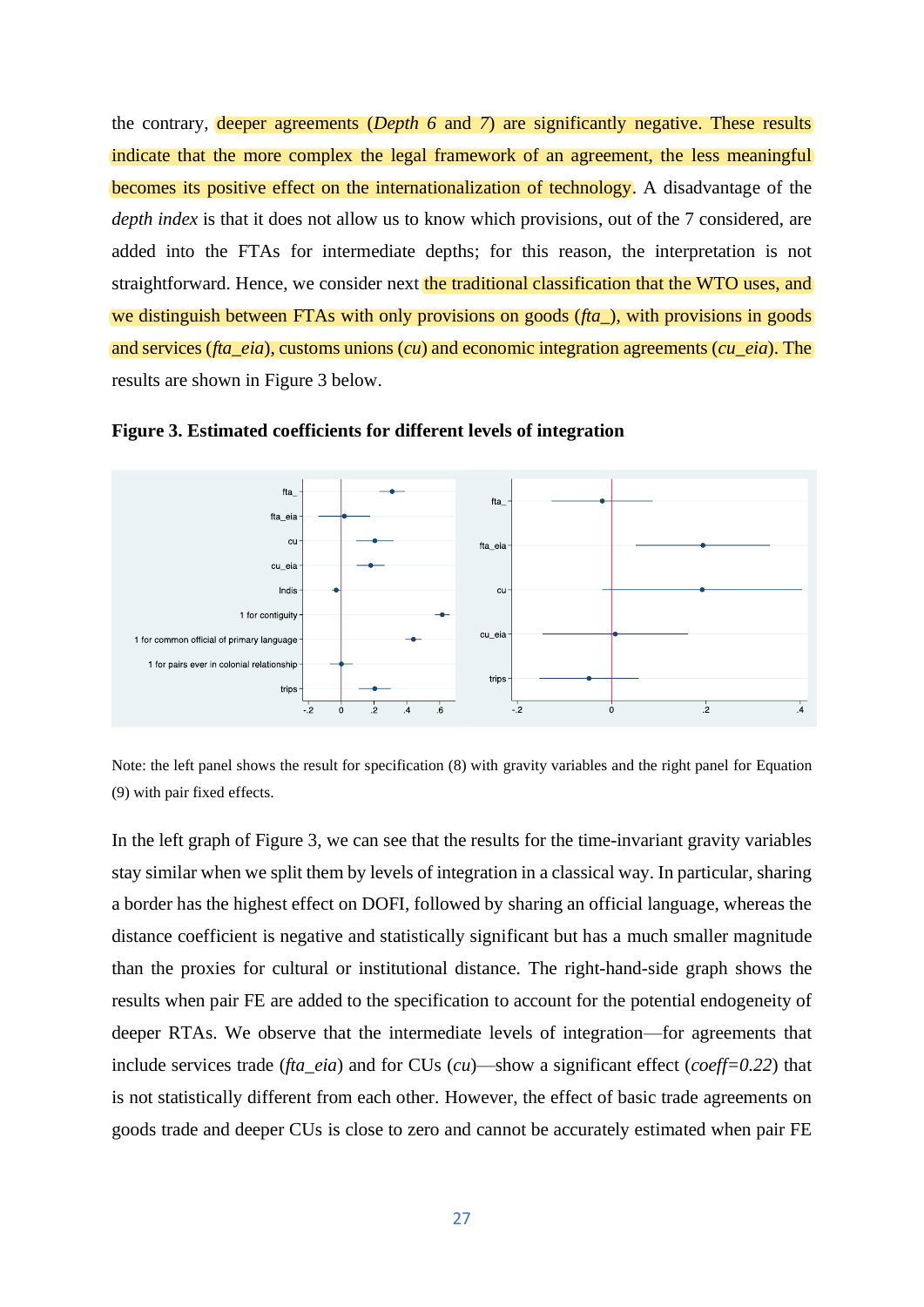the contrary, deeper agreements (*Depth 6* and *7*) are significantly negative. These results indicate that the more complex the legal framework of an agreement, the less meaningful becomes its positive effect on the internationalization of technology. A disadvantage of the *depth index* is that it does not allow us to know which provisions, out of the 7 considered, are added into the FTAs for intermediate depths; for this reason, the interpretation is not straightforward. Hence, we consider next the traditional classification that the WTO uses, and we distinguish between FTAs with only provisions on goods (*fta_*), with provisions in goods and services (*fta_eia*), customs unions (*cu*) and economic integration agreements (*cu_eia*). The results are shown in Figure 3 below.

**Figure 3. Estimated coefficients for different levels of integration**

Note: the left panel shows the result for specification (8) with gravity variables and the right panel for Equation (9) with pair fixed effects.

In the left graph of Figure 3, we can see that the results for the time-invariant gravity variables stay similar when we split them by levels of integration in a classical way. In particular, sharing a border has the highest effect on DOFI, followed by sharing an official language, whereas the distance coefficient is negative and statistically significant but has a much smaller magnitude than the proxies for cultural or institutional distance. The right-hand-side graph shows the results when pair FE are added to the specification to account for the potential endogeneity of deeper RTAs. We observe that the intermediate levels of integration—for agreements that include services trade (*fta_eia*) and for CUs (*cu*)—show a significant effect (*coeff=0.22*) that is not statistically different from each other. However, the effect of basic trade agreements on goods trade and deeper CUs is close to zero and cannot be accurately estimated when pair FE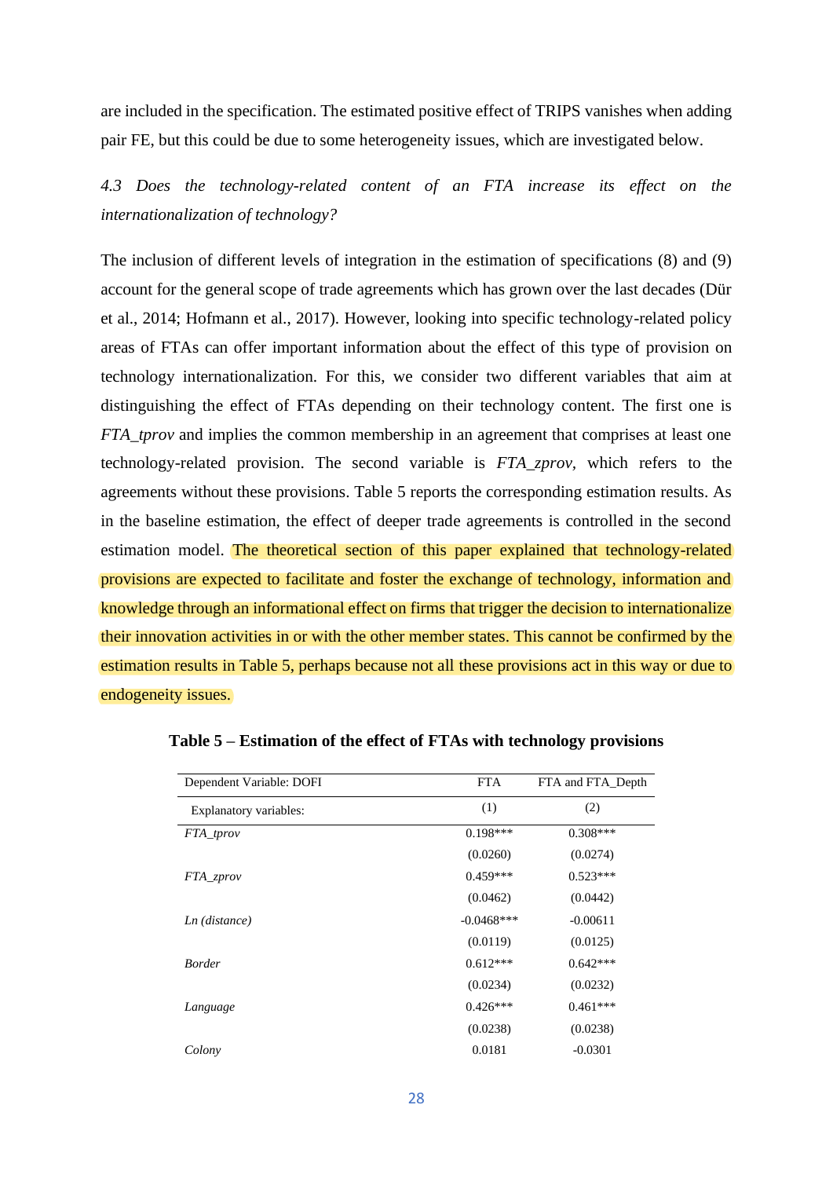are included in the specification. The estimated positive effect of TRIPS vanishes when adding pair FE, but this could be due to some heterogeneity issues, which are investigated below.

### *4.3 Does the technology-related content of an FTA increase its effect on the internationalization of technology?*

The inclusion of different levels of integration in the estimation of specifications (8) and (9) account for the general scope of trade agreements which has grown over the last decades (Dür et al., 2014; Hofmann et al., 2017). However, looking into specific technology-related policy areas of FTAs can offer important information about the effect of this type of provision on technology internationalization. For this, we consider two different variables that aim at distinguishing the effect of FTAs depending on their technology content. The first one is *FTA_tprov* and implies the common membership in an agreement that comprises at least one technology-related provision. The second variable is *FTA_zprov*, which refers to the agreements without these provisions. Table 5 reports the corresponding estimation results. As in the baseline estimation, the effect of deeper trade agreements is controlled in the second estimation model. The theoretical section of this paper explained that technology-related provisions are expected to facilitate and foster the exchange of technology, information and knowledge through an informational effect on firms that trigger the decision to internationalize their innovation activities in or with the other member states. This cannot be confirmed by the estimation results in Table 5, perhaps because not all these provisions act in this way or due to endogeneity issues.

**Table 5 – Estimation of the effect of FTAs with technology provisions**

| Dependent Variable: DOFI | FTA | FTA and FTA_Depth |
|---|---|---|
| Explanatory variables: | (1) | (2) |
| *FTA_tprov* | 0.198*** | 0.308*** |
| | (0.0260) | (0.0274) |
| *FTA_zprov* | 0.459*** | 0.523*** |
| | (0.0462) | (0.0442) |
| *Ln (distance)* | -0.0468*** | -0.00611 |
| | (0.0119) | (0.0125) |
| *Border* | 0.612*** | 0.642*** |
| | (0.0234) | (0.0232) |
| *Language* | 0.426*** | 0.461*** |
| | (0.0238) | (0.0238) |
| *Colony* | 0.0181 | -0.0301 |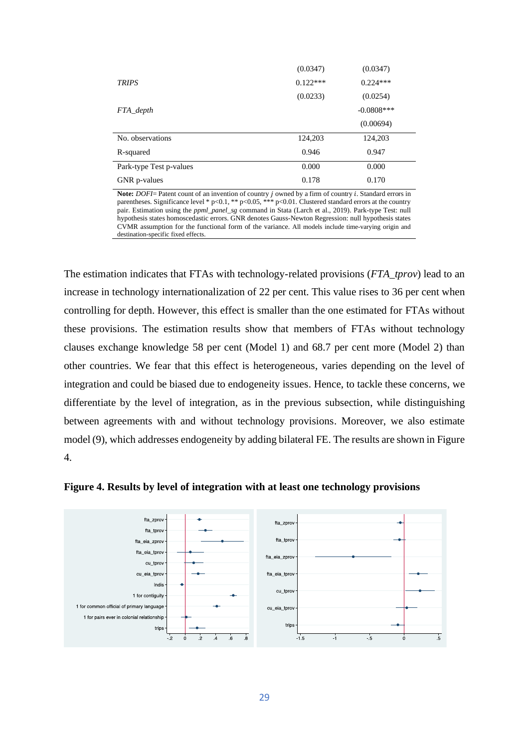| | | |
|---|---|---|
| | (0.0347) | (0.0347) |
| *TRIPS* | 0.122*** | 0.224*** |
| | (0.0233) | (0.0254) |
| *FTA_depth* | | -0.0808*** |
| | | (0.00694) |
| No. observations | 124,203 | 124,203 |
| R-squared | 0.946 | 0.947 |
| Park-type Test p-values | 0.000 | 0.000 |
| GNR p-values | 0.178 | 0.170 |

**Note:** *DOFI*= Patent count of an invention of country *j* owned by a firm of country *i*. Standard errors in parentheses. Significance level * p<0.1, ** p<0.05, *** p<0.01. Clustered standard errors at the country pair. Estimation using the *ppml_panel_sg* command in Stata (Larch et al., 2019). Park-type Test: null hypothesis states homoscedastic errors. GNR denotes Gauss-Newton Regression: null hypothesis states CVMR assumption for the functional form of the variance. All models include time-varying origin and destination-specific fixed effects.

The estimation indicates that FTAs with technology-related provisions (*FTA_tprov*) lead to an increase in technology internationalization of 22 per cent. This value rises to 36 per cent when controlling for depth. However, this effect is smaller than the one estimated for FTAs without these provisions. The estimation results show that members of FTAs without technology clauses exchange knowledge 58 per cent (Model 1) and 68.7 per cent more (Model 2) than other countries. We fear that this effect is heterogeneous, varies depending on the level of integration and could be biased due to endogeneity issues. Hence, to tackle these concerns, we differentiate by the level of integration, as in the previous subsection, while distinguishing between agreements with and without technology provisions. Moreover, we also estimate model (9), which addresses endogeneity by adding bilateral FE. The results are shown in Figure 4.

**Figure 4. Results by level of integration with at least one technology provisions**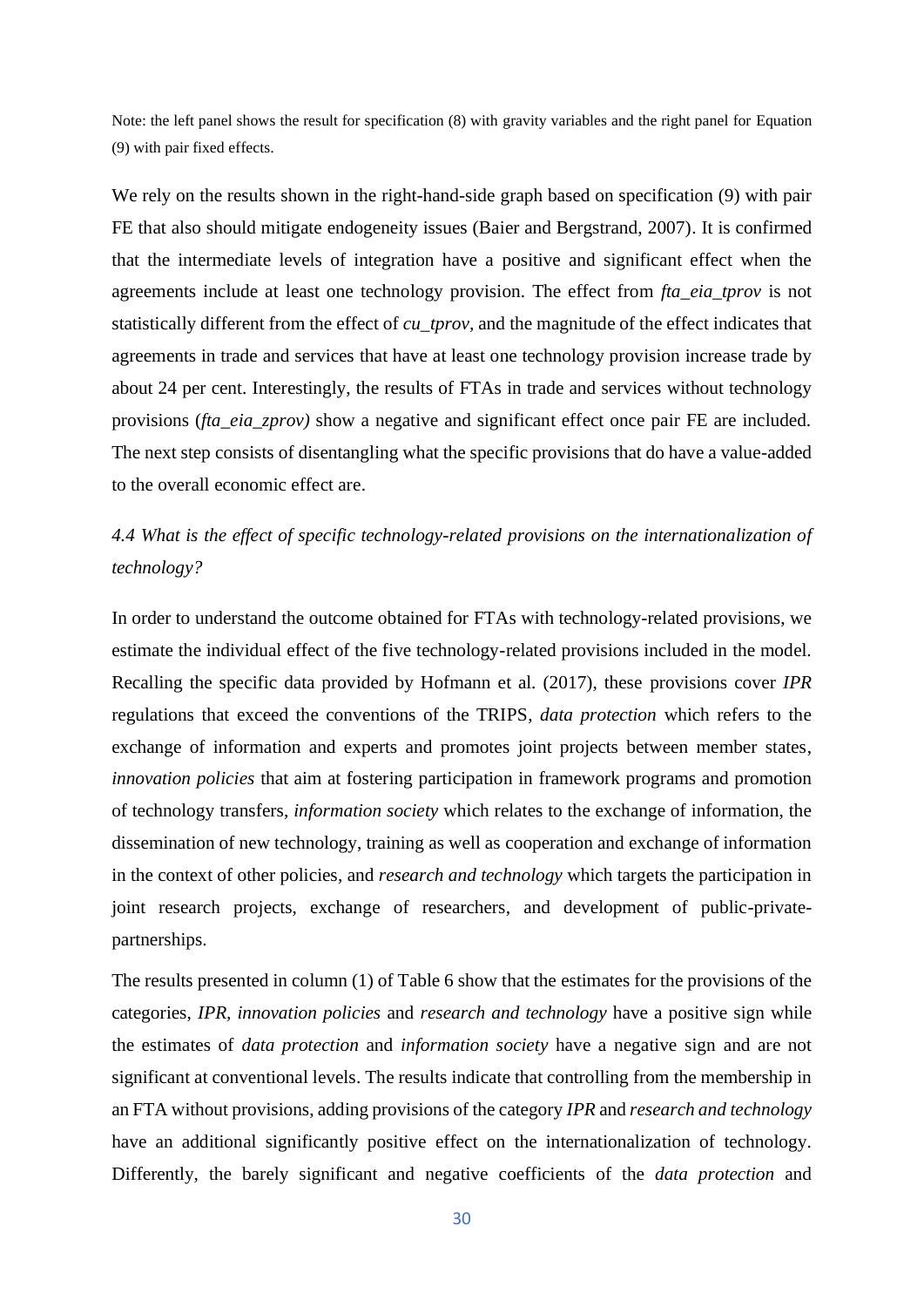Note: the left panel shows the result for specification (8) with gravity variables and the right panel for Equation (9) with pair fixed effects.

We rely on the results shown in the right-hand-side graph based on specification (9) with pair FE that also should mitigate endogeneity issues (Baier and Bergstrand, 2007). It is confirmed that the intermediate levels of integration have a positive and significant effect when the agreements include at least one technology provision. The effect from *fta_eia_tprov* is not statistically different from the effect of *cu_tprov,* and the magnitude of the effect indicates that agreements in trade and services that have at least one technology provision increase trade by about 24 per cent. Interestingly, the results of FTAs in trade and services without technology provisions (*fta_eia_zprov)* show a negative and significant effect once pair FE are included. The next step consists of disentangling what the specific provisions that do have a value-added to the overall economic effect are.

### *4.4 What is the effect of specific technology-related provisions on the internationalization of technology?*

In order to understand the outcome obtained for FTAs with technology-related provisions, we estimate the individual effect of the five technology-related provisions included in the model. Recalling the specific data provided by Hofmann et al. (2017), these provisions cover *IPR* regulations that exceed the conventions of the TRIPS, *data protection* which refers to the exchange of information and experts and promotes joint projects between member states, *innovation policies* that aim at fostering participation in framework programs and promotion of technology transfers, *information society* which relates to the exchange of information, the dissemination of new technology, training as well as cooperation and exchange of information in the context of other policies, and *research and technology* which targets the participation in joint research projects, exchange of researchers, and development of public-private-partnerships.

The results presented in column (1) of Table 6 show that the estimates for the provisions of the categories, *IPR*, *innovation policies* and *research and technology* have a positive sign while the estimates of *data protection* and *information society* have a negative sign and are not significant at conventional levels. The results indicate that controlling from the membership in an FTA without provisions, adding provisions of the category *IPR* and *research and technology* have an additional significantly positive effect on the internationalization of technology. Differently, the barely significant and negative coefficients of the *data protection* and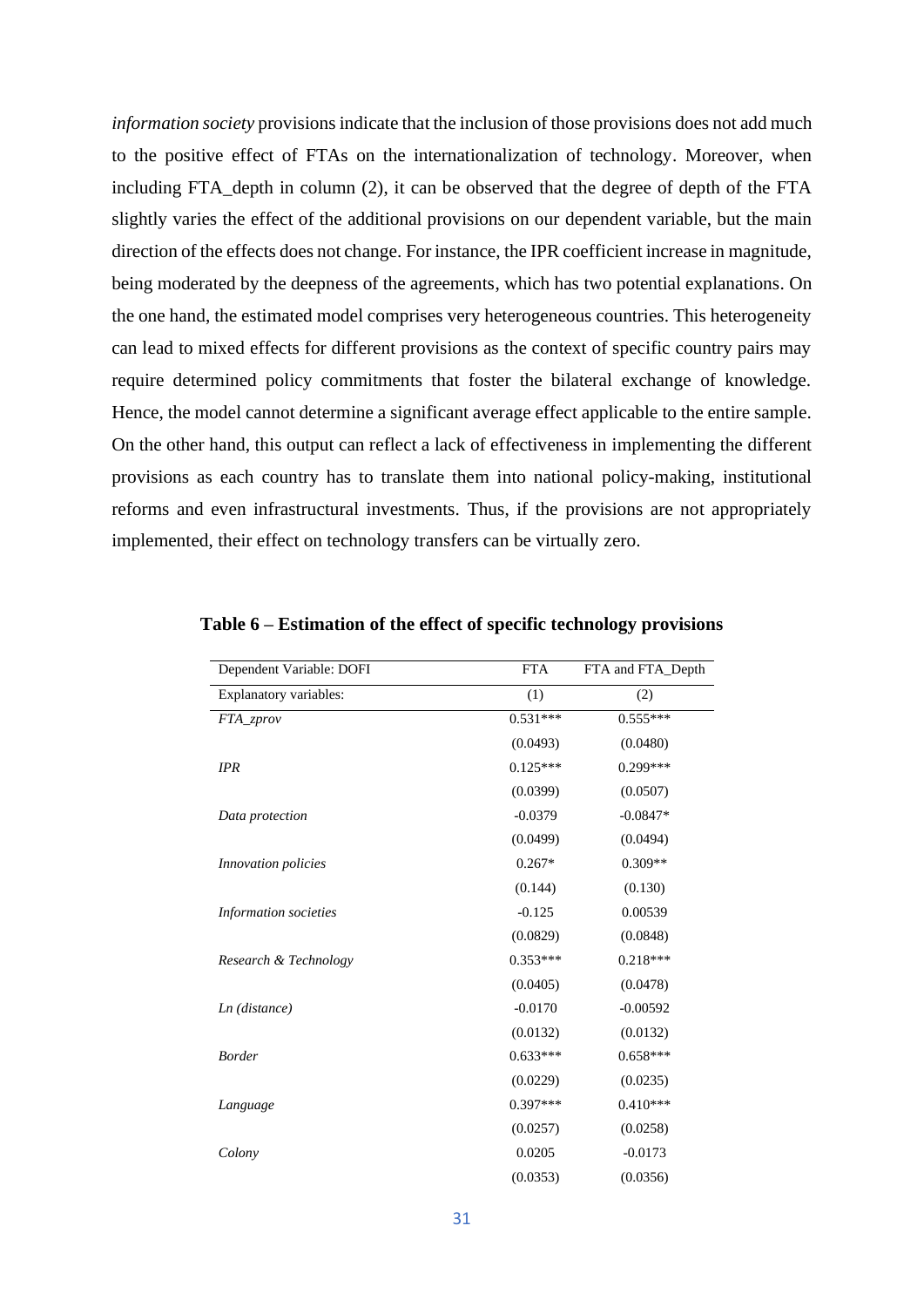*information society* provisions indicate that the inclusion of those provisions does not add much to the positive effect of FTAs on the internationalization of technology. Moreover, when including FTA_depth in column (2), it can be observed that the degree of depth of the FTA slightly varies the effect of the additional provisions on our dependent variable, but the main direction of the effects does not change. For instance, the IPR coefficient increase in magnitude, being moderated by the deepness of the agreements, which has two potential explanations. On the one hand, the estimated model comprises very heterogeneous countries. This heterogeneity can lead to mixed effects for different provisions as the context of specific country pairs may require determined policy commitments that foster the bilateral exchange of knowledge. Hence, the model cannot determine a significant average effect applicable to the entire sample. On the other hand, this output can reflect a lack of effectiveness in implementing the different provisions as each country has to translate them into national policy-making, institutional reforms and even infrastructural investments. Thus, if the provisions are not appropriately implemented, their effect on technology transfers can be virtually zero.

**Table 6 – Estimation of the effect of specific technology provisions**

| Dependent Variable: DOFI | FTA | FTA and FTA_Depth |
|---|---|---|
| Explanatory variables: | (1) | (2) |
| *FTA_zprov* | 0.531*** | 0.555*** |
| | (0.0493) | (0.0480) |
| *IPR* | 0.125*** | 0.299*** |
| | (0.0399) | (0.0507) |
| *Data protection* | -0.0379 | -0.0847* |
| | (0.0499) | (0.0494) |
| *Innovation policies* | 0.267* | 0.309** |
| | (0.144) | (0.130) |
| *Information societies* | -0.125 | 0.00539 |
| | (0.0829) | (0.0848) |
| *Research & Technology* | 0.353*** | 0.218*** |
| | (0.0405) | (0.0478) |
| *Ln (distance)* | -0.0170 | -0.00592 |
| | (0.0132) | (0.0132) |
| *Border* | 0.633*** | 0.658*** |
| | (0.0229) | (0.0235) |
| *Language* | 0.397*** | 0.410*** |
| | (0.0257) | (0.0258) |
| *Colony* | 0.0205 | -0.0173 |
| | (0.0353) | (0.0356) |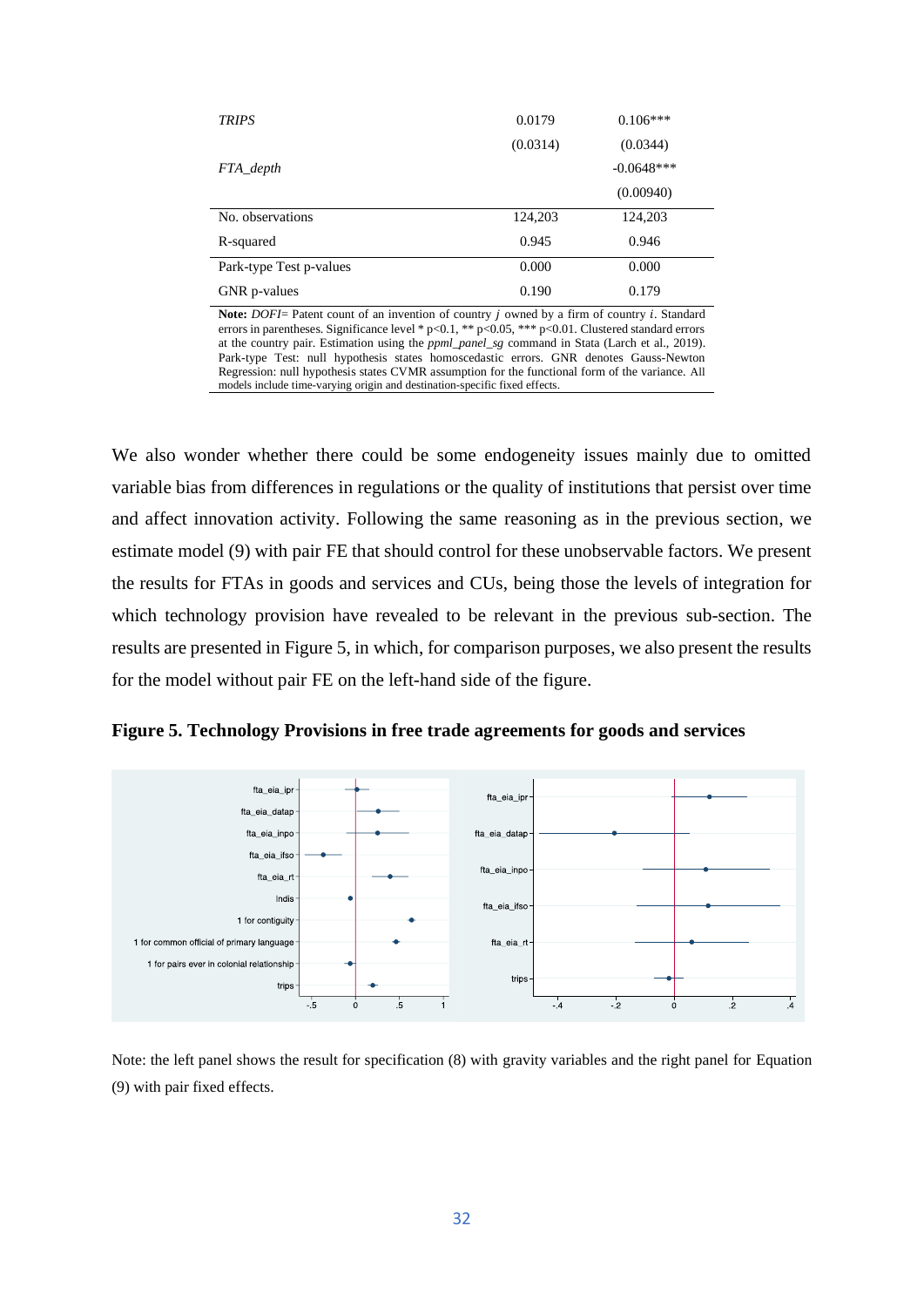| | | |
|---|---|---|
| *TRIPS* | 0.0179 | 0.106*** |
| | (0.0314) | (0.0344) |
| *FTA_depth* | | -0.0648*** |
| | | (0.00940) |
| No. observations | 124,203 | 124,203 |
| R-squared | 0.945 | 0.946 |
| Park-type Test p-values | 0.000 | 0.000 |
| GNR p-values | 0.190 | 0.179 |

**Note:** *DOFI*= Patent count of an invention of country *j* owned by a firm of country *i*. Standard errors in parentheses. Significance level * p<0.1, ** p<0.05, *** p<0.01. Clustered standard errors at the country pair. Estimation using the *ppml_panel_sg* command in Stata (Larch et al., 2019). Park-type Test: null hypothesis states homoscedastic errors. GNR denotes Gauss-Newton Regression: null hypothesis states CVMR assumption for the functional form of the variance. All models include time-varying origin and destination-specific fixed effects.

We also wonder whether there could be some endogeneity issues mainly due to omitted variable bias from differences in regulations or the quality of institutions that persist over time and affect innovation activity. Following the same reasoning as in the previous section, we estimate model (9) with pair FE that should control for these unobservable factors. We present the results for FTAs in goods and services and CUs, being those the levels of integration for which technology provision have revealed to be relevant in the previous sub-section. The results are presented in Figure 5, in which, for comparison purposes, we also present the results for the model without pair FE on the left-hand side of the figure.

**Figure 5. Technology Provisions in free trade agreements for goods and services**

Note: the left panel shows the result for specification (8) with gravity variables and the right panel for Equation (9) with pair fixed effects.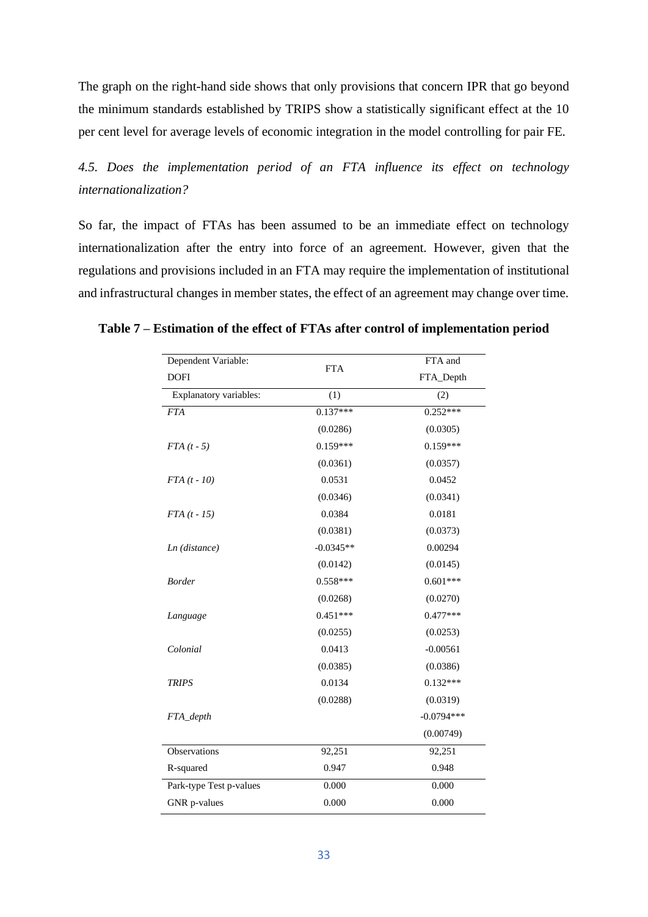The graph on the right-hand side shows that only provisions that concern IPR that go beyond the minimum standards established by TRIPS show a statistically significant effect at the 10 per cent level for average levels of economic integration in the model controlling for pair FE.

*4.5. Does the implementation period of an FTA influence its effect on technology internationalization?*

So far, the impact of FTAs has been assumed to be an immediate effect on technology internationalization after the entry into force of an agreement. However, given that the regulations and provisions included in an FTA may require the implementation of institutional and infrastructural changes in member states, the effect of an agreement may change over time.

**Table 7 – Estimation of the effect of FTAs after control of implementation period**

| Dependent Variable: DOFI | FTA | FTA and FTA_Depth |
|---|---|---|
| Explanatory variables: | (1) | (2) |
| *FTA* | 0.137*** | 0.252*** |
| | (0.0286) | (0.0305) |
| *FTA (t - 5)* | 0.159*** | 0.159*** |
| | (0.0361) | (0.0357) |
| *FTA (t - 10)* | 0.0531 | 0.0452 |
| | (0.0346) | (0.0341) |
| *FTA (t - 15)* | 0.0384 | 0.0181 |
| | (0.0381) | (0.0373) |
| *Ln (distance)* | -0.0345** | 0.00294 |
| | (0.0142) | (0.0145) |
| *Border* | 0.558*** | 0.601*** |
| | (0.0268) | (0.0270) |
| *Language* | 0.451*** | 0.477*** |
| | (0.0255) | (0.0253) |
| *Colonial* | 0.0413 | -0.00561 |
| | (0.0385) | (0.0386) |
| *TRIPS* | 0.0134 | 0.132*** |
| | (0.0288) | (0.0319) |
| *FTA_depth* | | -0.0794*** |
| | | (0.00749) |
| Observations | 92,251 | 92,251 |
| R-squared | 0.947 | 0.948 |
| Park-type Test p-values | 0.000 | 0.000 |
| GNR p-values | 0.000 | 0.000 |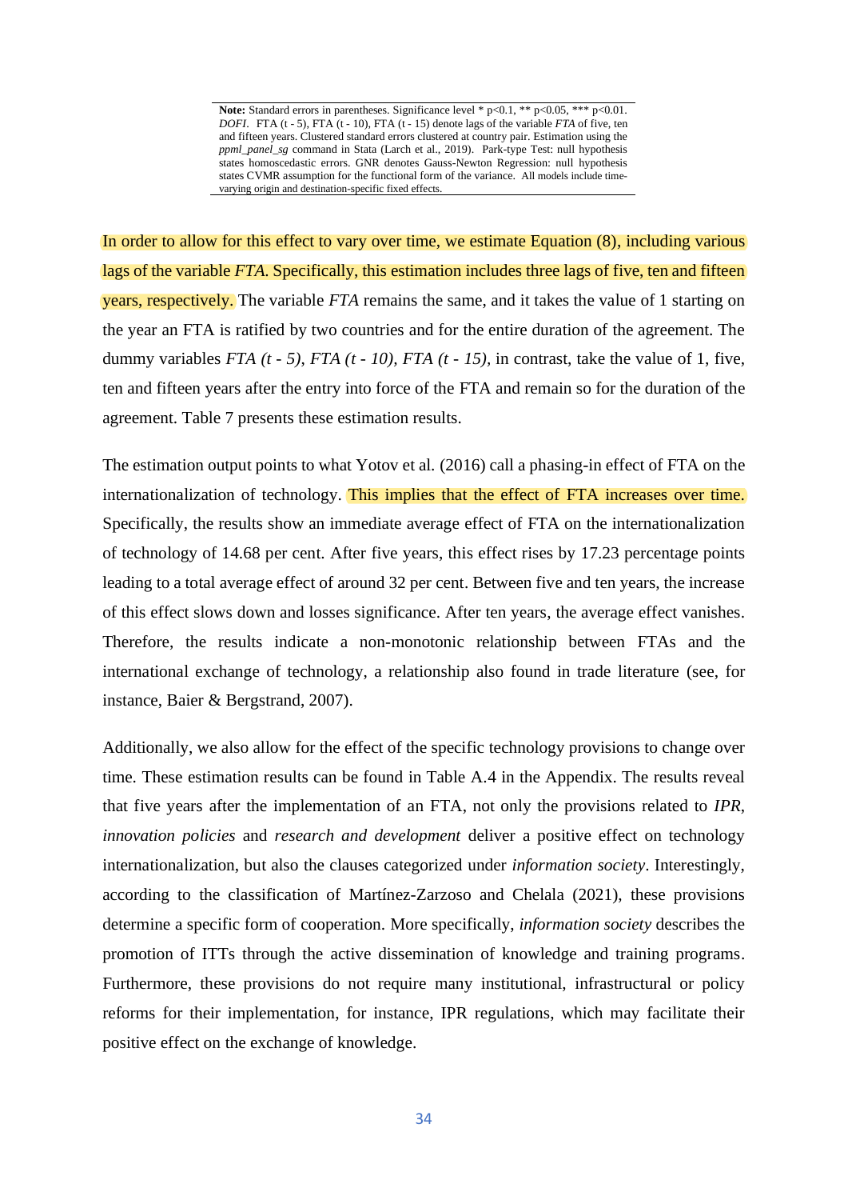**Note:** Standard errors in parentheses. Significance level * p<0.1, ** p<0.05, *** p<0.01. *DOFI*. FTA (t - 5), FTA (t - 10), FTA (t - 15) denote lags of the variable *FTA* of five, ten and fifteen years. Clustered standard errors clustered at country pair. Estimation using the *ppml_panel_sg* command in Stata (Larch et al., 2019). Park-type Test: null hypothesis states homoscedastic errors. GNR denotes Gauss-Newton Regression: null hypothesis states CVMR assumption for the functional form of the variance. All models include time-varying origin and destination-specific fixed effects.

In order to allow for this effect to vary over time, we estimate Equation (8), including various lags of the variable *FTA*. Specifically, this estimation includes three lags of five, ten and fifteen years, respectively. The variable *FTA* remains the same, and it takes the value of 1 starting on the year an FTA is ratified by two countries and for the entire duration of the agreement. The dummy variables *FTA (t - 5), FTA (t - 10), FTA (t - 15),* in contrast, take the value of 1, five, ten and fifteen years after the entry into force of the FTA and remain so for the duration of the agreement. Table 7 presents these estimation results.

The estimation output points to what Yotov et al. (2016) call a phasing-in effect of FTA on the internationalization of technology. This implies that the effect of FTA increases over time. Specifically, the results show an immediate average effect of FTA on the internationalization of technology of 14.68 per cent. After five years, this effect rises by 17.23 percentage points leading to a total average effect of around 32 per cent. Between five and ten years, the increase of this effect slows down and losses significance. After ten years, the average effect vanishes. Therefore, the results indicate a non-monotonic relationship between FTAs and the international exchange of technology, a relationship also found in trade literature (see, for instance, Baier & Bergstrand, 2007).

Additionally, we also allow for the effect of the specific technology provisions to change over time. These estimation results can be found in Table A.4 in the Appendix. The results reveal that five years after the implementation of an FTA, not only the provisions related to *IPR*, *innovation policies* and *research and development* deliver a positive effect on technology internationalization, but also the clauses categorized under *information society*. Interestingly, according to the classification of Martínez-Zarzoso and Chelala (2021), these provisions determine a specific form of cooperation. More specifically, *information society* describes the promotion of ITTs through the active dissemination of knowledge and training programs. Furthermore, these provisions do not require many institutional, infrastructural or policy reforms for their implementation, for instance, IPR regulations, which may facilitate their positive effect on the exchange of knowledge.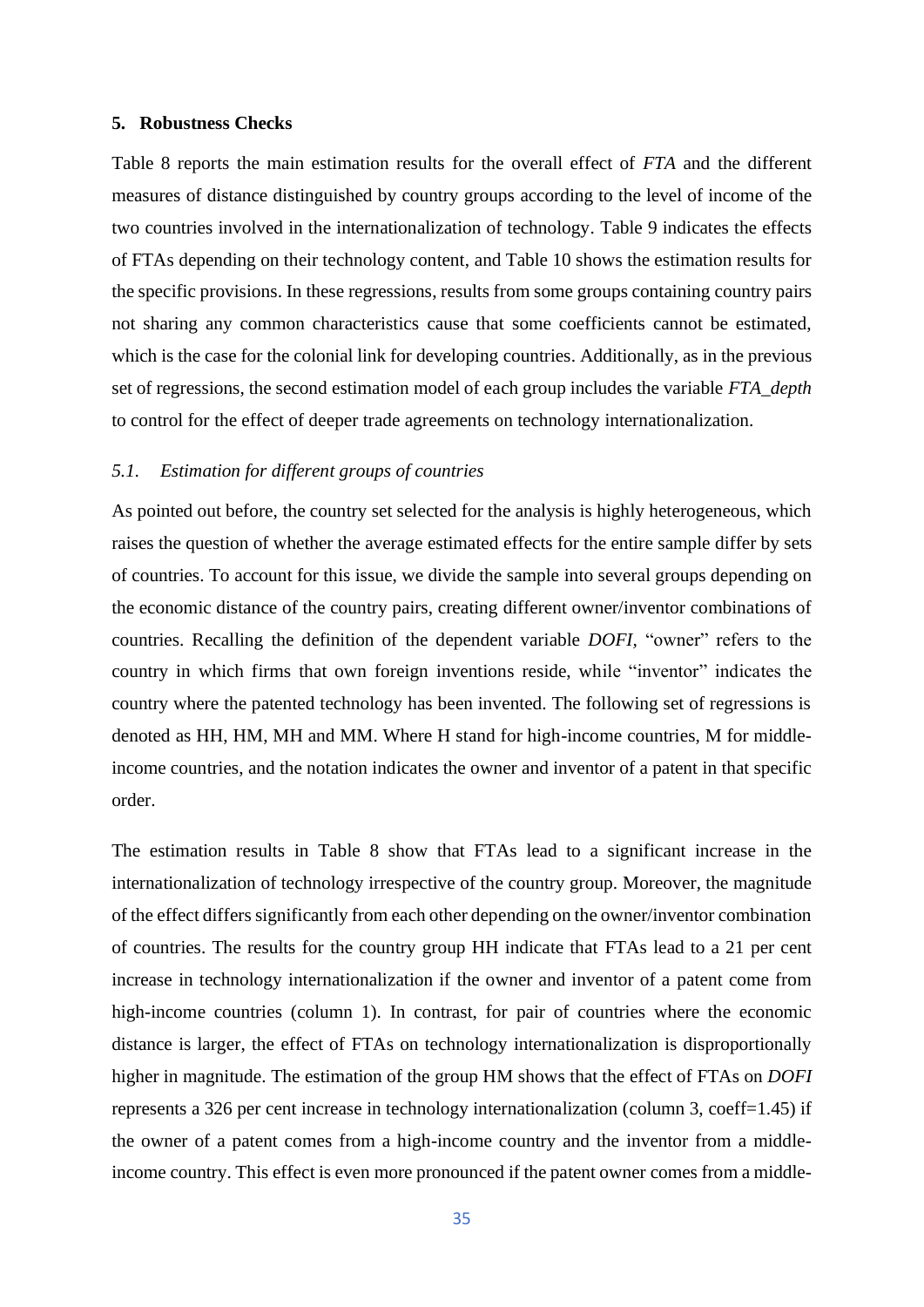## 5. Robustness Checks

Table 8 reports the main estimation results for the overall effect of *FTA* and the different measures of distance distinguished by country groups according to the level of income of the two countries involved in the internationalization of technology. Table 9 indicates the effects of FTAs depending on their technology content, and Table 10 shows the estimation results for the specific provisions. In these regressions, results from some groups containing country pairs not sharing any common characteristics cause that some coefficients cannot be estimated, which is the case for the colonial link for developing countries. Additionally, as in the previous set of regressions, the second estimation model of each group includes the variable *FTA_depth* to control for the effect of deeper trade agreements on technology internationalization.

### *5.1. Estimation for different groups of countries*

As pointed out before, the country set selected for the analysis is highly heterogeneous, which raises the question of whether the average estimated effects for the entire sample differ by sets of countries. To account for this issue, we divide the sample into several groups depending on the economic distance of the country pairs, creating different owner/inventor combinations of countries. Recalling the definition of the dependent variable *DOFI*, "owner" refers to the country in which firms that own foreign inventions reside, while "inventor" indicates the country where the patented technology has been invented. The following set of regressions is denoted as HH, HM, MH and MM. Where H stand for high-income countries, M for middle-income countries, and the notation indicates the owner and inventor of a patent in that specific order.

The estimation results in Table 8 show that FTAs lead to a significant increase in the internationalization of technology irrespective of the country group. Moreover, the magnitude of the effect differs significantly from each other depending on the owner/inventor combination of countries. The results for the country group HH indicate that FTAs lead to a 21 per cent increase in technology internationalization if the owner and inventor of a patent come from high-income countries (column 1). In contrast, for pair of countries where the economic distance is larger, the effect of FTAs on technology internationalization is disproportionally higher in magnitude. The estimation of the group HM shows that the effect of FTAs on *DOFI* represents a 326 per cent increase in technology internationalization (column 3, coeff=1.45) if the owner of a patent comes from a high-income country and the inventor from a middle-income country. This effect is even more pronounced if the patent owner comes from a middle-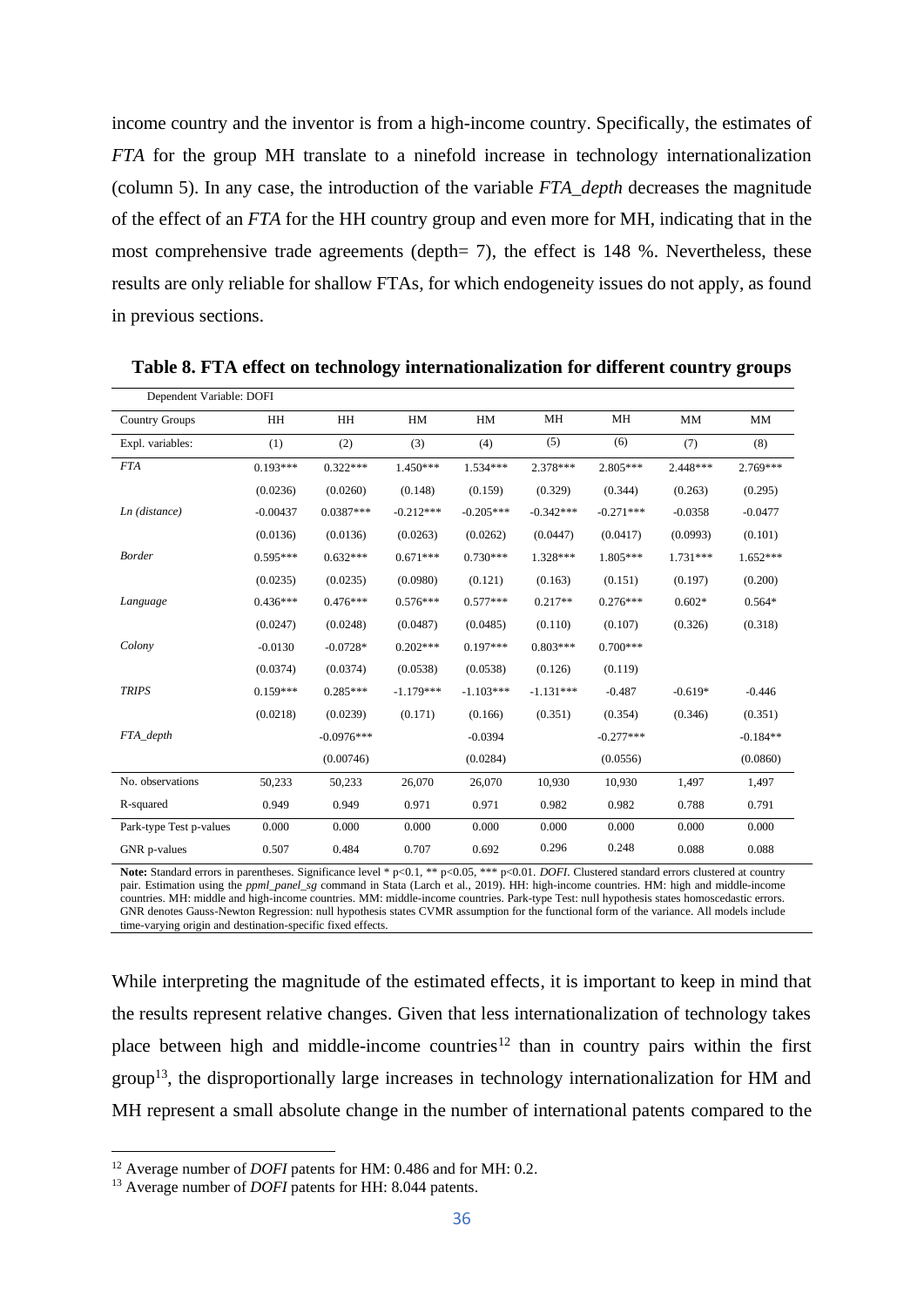income country and the inventor is from a high-income country. Specifically, the estimates of *FTA* for the group MH translate to a ninefold increase in technology internationalization (column 5). In any case, the introduction of the variable *FTA_depth* decreases the magnitude of the effect of an *FTA* for the HH country group and even more for MH, indicating that in the most comprehensive trade agreements (depth= 7), the effect is 148 %. Nevertheless, these results are only reliable for shallow FTAs, for which endogeneity issues do not apply, as found in previous sections.

**Table 8. FTA effect on technology internationalization for different country groups**

| Dependent Variable: DOFI | | | | | | | | |
|---|---|---|---|---|---|---|---|---|
| Country Groups | HH | HH | HM | HM | MH | MH | MM | MM |
| Expl. variables: | (1) | (2) | (3) | (4) | (5) | (6) | (7) | (8) |
| *FTA* | 0.193*** | 0.322*** | 1.450*** | 1.534*** | 2.378*** | 2.805*** | 2.448*** | 2.769*** |
| | (0.0236) | (0.0260) | (0.148) | (0.159) | (0.329) | (0.344) | (0.263) | (0.295) |
| *Ln (distance)* | -0.00437 | 0.0387*** | -0.212*** | -0.205*** | -0.342*** | -0.271*** | -0.0358 | -0.0477 |
| | (0.0136) | (0.0136) | (0.0263) | (0.0262) | (0.0447) | (0.0417) | (0.0993) | (0.101) |
| *Border* | 0.595*** | 0.632*** | 0.671*** | 0.730*** | 1.328*** | 1.805*** | 1.731*** | 1.652*** |
| | (0.0235) | (0.0235) | (0.0980) | (0.121) | (0.163) | (0.151) | (0.197) | (0.200) |
| *Language* | 0.436*** | 0.476*** | 0.576*** | 0.577*** | 0.217** | 0.276*** | 0.602* | 0.564* |
| | (0.0247) | (0.0248) | (0.0487) | (0.0485) | (0.110) | (0.107) | (0.326) | (0.318) |
| *Colony* | -0.0130 | -0.0728* | 0.202*** | 0.197*** | 0.803*** | 0.700*** | | |
| | (0.0374) | (0.0374) | (0.0538) | (0.0538) | (0.126) | (0.119) | | |
| *TRIPS* | 0.159*** | 0.285*** | -1.179*** | -1.103*** | -1.131*** | -0.487 | -0.619* | -0.446 |
| | (0.0218) | (0.0239) | (0.171) | (0.166) | (0.351) | (0.354) | (0.346) | (0.351) |
| *FTA_depth* | | -0.0976*** | | -0.0394 | | -0.277*** | | -0.184** |
| | | (0.00746) | | (0.0284) | | (0.0556) | | (0.0860) |
| No. observations | 50,233 | 50,233 | 26,070 | 26,070 | 10,930 | 10,930 | 1,497 | 1,497 |
| R-squared | 0.949 | 0.949 | 0.971 | 0.971 | 0.982 | 0.982 | 0.788 | 0.791 |
| Park-type Test p-values | 0.000 | 0.000 | 0.000 | 0.000 | 0.000 | 0.000 | 0.000 | 0.000 |
| GNR p-values | 0.507 | 0.484 | 0.707 | 0.692 | 0.296 | 0.248 | 0.088 | 0.088 |

**Note:** Standard errors in parentheses. Significance level * p<0.1, ** p<0.05, *** p<0.01. *DOFI*. Clustered standard errors clustered at country pair. Estimation using the *ppml_panel_sg* command in Stata (Larch et al., 2019). HH: high-income countries. HM: high and middle-income countries. MH: middle and high-income countries. MM: middle-income countries. Park-type Test: null hypothesis states homoscedastic errors. GNR denotes Gauss-Newton Regression: null hypothesis states CVMR assumption for the functional form of the variance. All models include time-varying origin and destination-specific fixed effects.

While interpreting the magnitude of the estimated effects, it is important to keep in mind that the results represent relative changes. Given that less internationalization of technology takes place between high and middle-income countries[12] than in country pairs within the first group[13], the disproportionally large increases in technology internationalization for HM and MH represent a small absolute change in the number of international patents compared to the

[12] Average number of *DOFI* patents for HM: 0.486 and for MH: 0.2.

[13] Average number of *DOFI* patents for HH: 8.044 patents.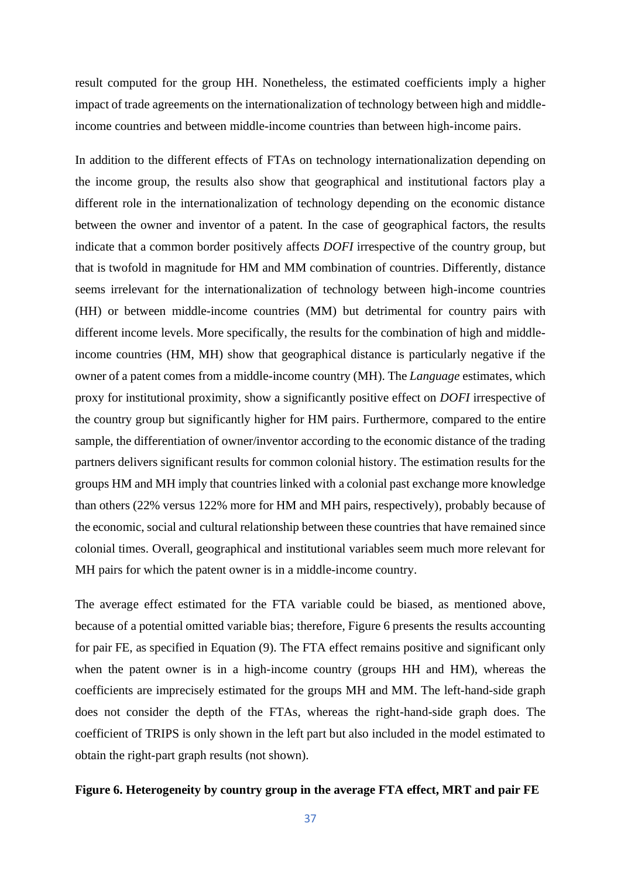result computed for the group HH. Nonetheless, the estimated coefficients imply a higher impact of trade agreements on the internationalization of technology between high and middle-income countries and between middle-income countries than between high-income pairs.

In addition to the different effects of FTAs on technology internationalization depending on the income group, the results also show that geographical and institutional factors play a different role in the internationalization of technology depending on the economic distance between the owner and inventor of a patent. In the case of geographical factors, the results indicate that a common border positively affects *DOFI* irrespective of the country group, but that is twofold in magnitude for HM and MM combination of countries. Differently, distance seems irrelevant for the internationalization of technology between high-income countries (HH) or between middle-income countries (MM) but detrimental for country pairs with different income levels. More specifically, the results for the combination of high and middle-income countries (HM, MH) show that geographical distance is particularly negative if the owner of a patent comes from a middle-income country (MH). The *Language* estimates, which proxy for institutional proximity, show a significantly positive effect on *DOFI* irrespective of the country group but significantly higher for HM pairs. Furthermore, compared to the entire sample, the differentiation of owner/inventor according to the economic distance of the trading partners delivers significant results for common colonial history. The estimation results for the groups HM and MH imply that countries linked with a colonial past exchange more knowledge than others (22% versus 122% more for HM and MH pairs, respectively), probably because of the economic, social and cultural relationship between these countries that have remained since colonial times. Overall, geographical and institutional variables seem much more relevant for MH pairs for which the patent owner is in a middle-income country.

The average effect estimated for the FTA variable could be biased, as mentioned above, because of a potential omitted variable bias; therefore, Figure 6 presents the results accounting for pair FE, as specified in Equation (9). The FTA effect remains positive and significant only when the patent owner is in a high-income country (groups HH and HM), whereas the coefficients are imprecisely estimated for the groups MH and MM. The left-hand-side graph does not consider the depth of the FTAs, whereas the right-hand-side graph does. The coefficient of TRIPS is only shown in the left part but also included in the model estimated to obtain the right-part graph results (not shown).

**Figure 6. Heterogeneity by country group in the average FTA effect, MRT and pair FE**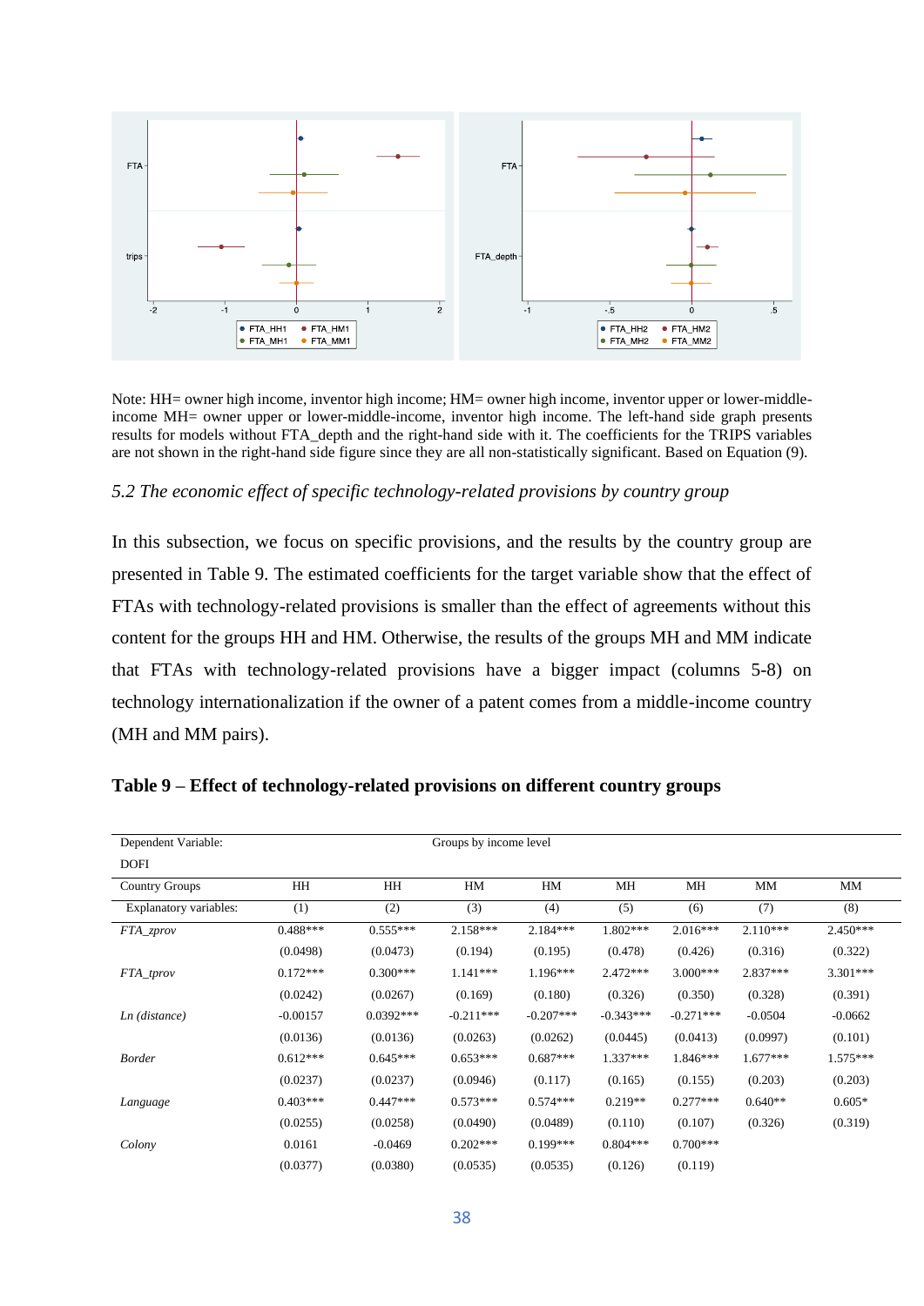Note: HH= owner high income, inventor high income; HM= owner high income, inventor upper or lower-middle-income MH= owner upper or lower-middle-income, inventor high income. The left-hand side graph presents results for models without FTA_depth and the right-hand side with it. The coefficients for the TRIPS variables are not shown in the right-hand side figure since they are all non-statistically significant. Based on Equation (9).

### *5.2 The economic effect of specific technology-related provisions by country group*

In this subsection, we focus on specific provisions, and the results by the country group are presented in Table 9. The estimated coefficients for the target variable show that the effect of FTAs with technology-related provisions is smaller than the effect of agreements without this content for the groups HH and HM. Otherwise, the results of the groups MH and MM indicate that FTAs with technology-related provisions have a bigger impact (columns 5-8) on technology internationalization if the owner of a patent comes from a middle-income country (MH and MM pairs).

**Table 9 – Effect of technology-related provisions on different country groups**

| Dependent Variable: DOFI | Groups by income level | | | | | | | |
|---|---|---|---|---|---|---|---|---|
| Country Groups | HH | HH | HM | HM | MH | MH | MM | MM |
| Explanatory variables: | (1) | (2) | (3) | (4) | (5) | (6) | (7) | (8) |
| *FTA_zprov* | 0.488*** | 0.555*** | 2.158*** | 2.184*** | 1.802*** | 2.016*** | 2.110*** | 2.450*** |
| | (0.0498) | (0.0473) | (0.194) | (0.195) | (0.478) | (0.426) | (0.316) | (0.322) |
| *FTA_tprov* | 0.172*** | 0.300*** | 1.141*** | 1.196*** | 2.472*** | 3.000*** | 2.837*** | 3.301*** |
| | (0.0242) | (0.0267) | (0.169) | (0.180) | (0.326) | (0.350) | (0.328) | (0.391) |
| *Ln (distance)* | -0.00157 | 0.0392*** | -0.211*** | -0.207*** | -0.343*** | -0.271*** | -0.0504 | -0.0662 |
| | (0.0136) | (0.0136) | (0.0263) | (0.0262) | (0.0445) | (0.0413) | (0.0997) | (0.101) |
| *Border* | 0.612*** | 0.645*** | 0.653*** | 0.687*** | 1.337*** | 1.846*** | 1.677*** | 1.575*** |
| | (0.0237) | (0.0237) | (0.0946) | (0.117) | (0.165) | (0.155) | (0.203) | (0.203) |
| *Language* | 0.403*** | 0.447*** | 0.573*** | 0.574*** | 0.219** | 0.277*** | 0.640** | 0.605* |
| | (0.0255) | (0.0258) | (0.0490) | (0.0489) | (0.110) | (0.107) | (0.326) | (0.319) |
| *Colony* | 0.0161 | -0.0469 | 0.202*** | 0.199*** | 0.804*** | 0.700*** | | |
| | (0.0377) | (0.0380) | (0.0535) | (0.0535) | (0.126) | (0.119) | | |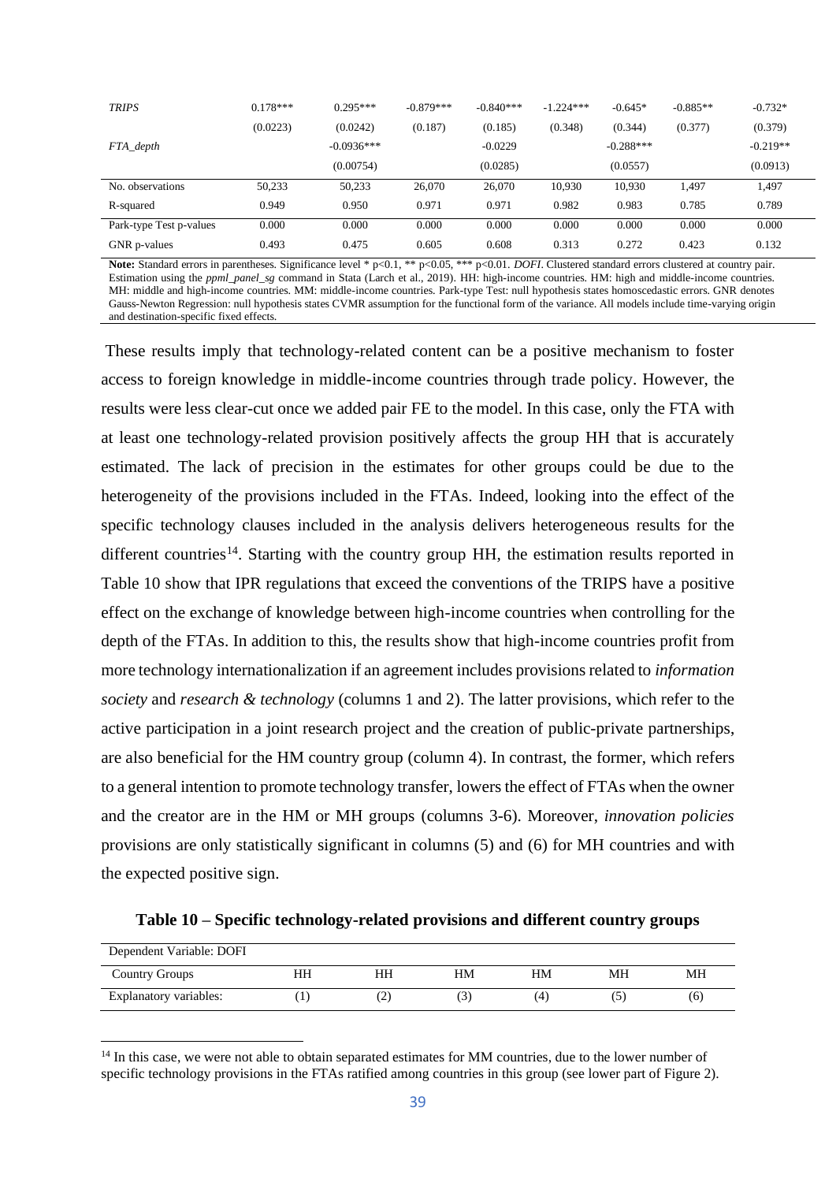| *TRIPS* | 0.178*** | 0.295*** | -0.879*** | -0.840*** | -1.224*** | -0.645* | -0.885** | -0.732* |
|---|---|---|---|---|---|---|---|---|
| | (0.0223) | (0.0242) | (0.187) | (0.185) | (0.348) | (0.344) | (0.377) | (0.379) |
| *FTA_depth* | | -0.0936*** | | -0.0229 | | -0.288*** | | -0.219** |
| | | (0.00754) | | (0.0285) | | (0.0557) | | (0.0913) |
| No. observations | 50,233 | 50,233 | 26,070 | 26,070 | 10,930 | 10,930 | 1,497 | 1,497 |
| R-squared | 0.949 | 0.950 | 0.971 | 0.971 | 0.982 | 0.983 | 0.785 | 0.789 |
| Park-type Test p-values | 0.000 | 0.000 | 0.000 | 0.000 | 0.000 | 0.000 | 0.000 | 0.000 |
| GNR p-values | 0.493 | 0.475 | 0.605 | 0.608 | 0.313 | 0.272 | 0.423 | 0.132 |

**Note:** Standard errors in parentheses. Significance level * p<0.1, ** p<0.05, *** p<0.01. *DOFI*. Clustered standard errors clustered at country pair. Estimation using the *ppml_panel_sg* command in Stata (Larch et al., 2019). HH: high-income countries. HM: high and middle-income countries. MH: middle and high-income countries. MM: middle-income countries. Park-type Test: null hypothesis states homoscedastic errors. GNR denotes Gauss-Newton Regression: null hypothesis states CVMR assumption for the functional form of the variance. All models include time-varying origin and destination-specific fixed effects.

These results imply that technology-related content can be a positive mechanism to foster access to foreign knowledge in middle-income countries through trade policy. However, the results were less clear-cut once we added pair FE to the model. In this case, only the FTA with at least one technology-related provision positively affects the group HH that is accurately estimated. The lack of precision in the estimates for other groups could be due to the heterogeneity of the provisions included in the FTAs. Indeed, looking into the effect of the specific technology clauses included in the analysis delivers heterogeneous results for the different countries[14]. Starting with the country group HH, the estimation results reported in Table 10 show that IPR regulations that exceed the conventions of the TRIPS have a positive effect on the exchange of knowledge between high-income countries when controlling for the depth of the FTAs. In addition to this, the results show that high-income countries profit from more technology internationalization if an agreement includes provisions related to *information society* and *research & technology* (columns 1 and 2). The latter provisions, which refer to the active participation in a joint research project and the creation of public-private partnerships, are also beneficial for the HM country group (column 4). In contrast, the former, which refers to a general intention to promote technology transfer, lowers the effect of FTAs when the owner and the creator are in the HM or MH groups (columns 3-6). Moreover, *innovation policies* provisions are only statistically significant in columns (5) and (6) for MH countries and with the expected positive sign.

**Table 10 – Specific technology-related provisions and different country groups**

| Dependent Variable: DOFI | | | | | | |
|---|---|---|---|---|---|---|
| Country Groups | HH | HH | HM | HM | MH | MH |
| Explanatory variables: | (1) | (2) | (3) | (4) | (5) | (6) |

[14] In this case, we were not able to obtain separated estimates for MM countries, due to the lower number of specific technology provisions in the FTAs ratified among countries in this group (see lower part of Figure 2).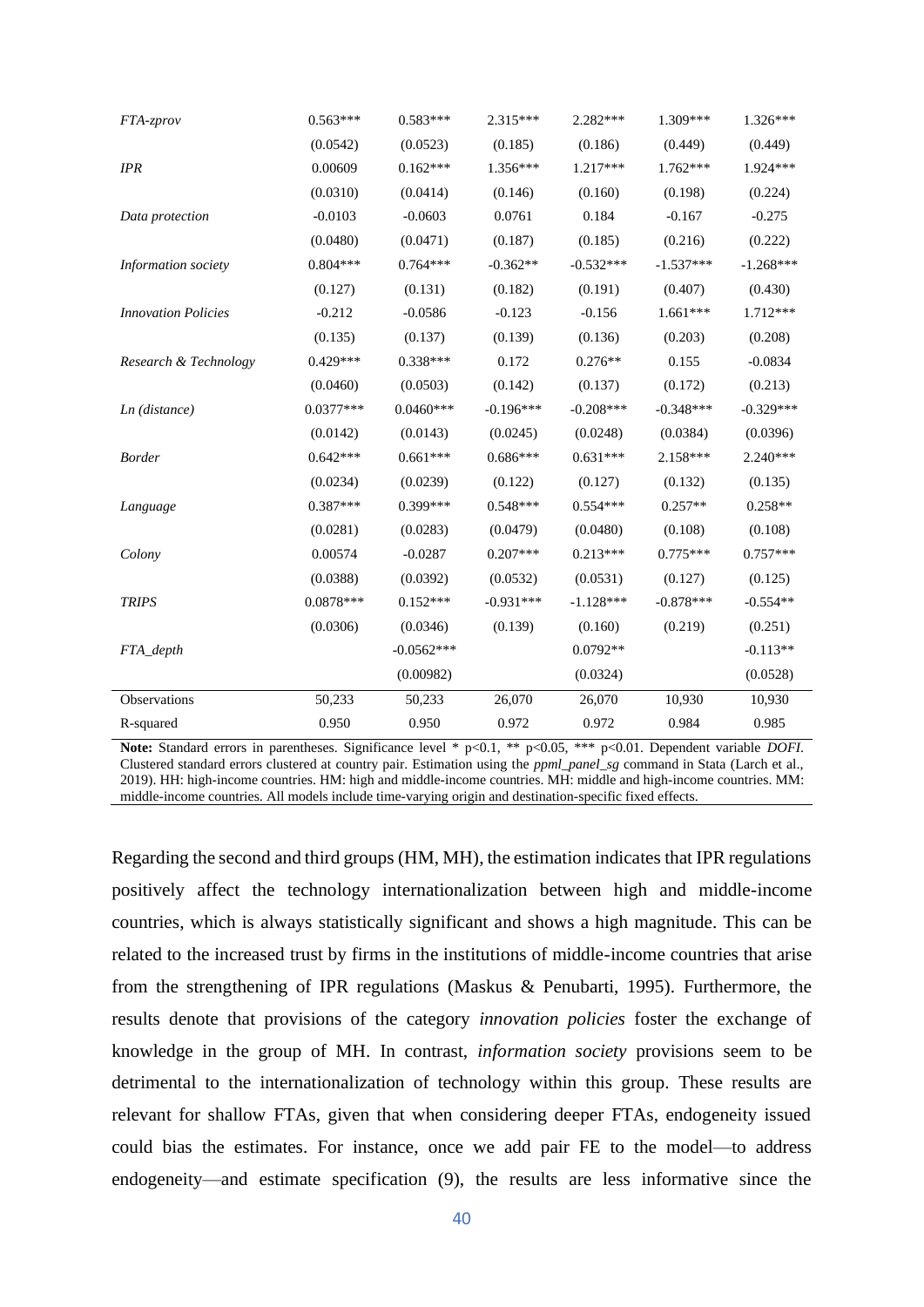| | | | | | | |
|---|---|---|---|---|---|---|
| *FTA-zprov* | 0.563*** | 0.583*** | 2.315*** | 2.282*** | 1.309*** | 1.326*** |
| | (0.0542) | (0.0523) | (0.185) | (0.186) | (0.449) | (0.449) |
| *IPR* | 0.00609 | 0.162*** | 1.356*** | 1.217*** | 1.762*** | 1.924*** |
| | (0.0310) | (0.0414) | (0.146) | (0.160) | (0.198) | (0.224) |
| *Data protection* | -0.0103 | -0.0603 | 0.0761 | 0.184 | -0.167 | -0.275 |
| | (0.0480) | (0.0471) | (0.187) | (0.185) | (0.216) | (0.222) |
| *Information society* | 0.804*** | 0.764*** | -0.362** | -0.532*** | -1.537*** | -1.268*** |
| | (0.127) | (0.131) | (0.182) | (0.191) | (0.407) | (0.430) |
| *Innovation Policies* | -0.212 | -0.0586 | -0.123 | -0.156 | 1.661*** | 1.712*** |
| | (0.135) | (0.137) | (0.139) | (0.136) | (0.203) | (0.208) |
| *Research & Technology* | 0.429*** | 0.338*** | 0.172 | 0.276** | 0.155 | -0.0834 |
| | (0.0460) | (0.0503) | (0.142) | (0.137) | (0.172) | (0.213) |
| *Ln (distance)* | 0.0377*** | 0.0460*** | -0.196*** | -0.208*** | -0.348*** | -0.329*** |
| | (0.0142) | (0.0143) | (0.0245) | (0.0248) | (0.0384) | (0.0396) |
| *Border* | 0.642*** | 0.661*** | 0.686*** | 0.631*** | 2.158*** | 2.240*** |
| | (0.0234) | (0.0239) | (0.122) | (0.127) | (0.132) | (0.135) |
| *Language* | 0.387*** | 0.399*** | 0.548*** | 0.554*** | 0.257** | 0.258** |
| | (0.0281) | (0.0283) | (0.0479) | (0.0480) | (0.108) | (0.108) |
| *Colony* | 0.00574 | -0.0287 | 0.207*** | 0.213*** | 0.775*** | 0.757*** |
| | (0.0388) | (0.0392) | (0.0532) | (0.0531) | (0.127) | (0.125) |
| *TRIPS* | 0.0878*** | 0.152*** | -0.931*** | -1.128*** | -0.878*** | -0.554** |
| | (0.0306) | (0.0346) | (0.139) | (0.160) | (0.219) | (0.251) |
| *FTA_depth* | | -0.0562*** | | 0.0792** | | -0.113** |
| | | (0.00982) | | (0.0324) | | (0.0528) |
| Observations | 50,233 | 50,233 | 26,070 | 26,070 | 10,930 | 10,930 |
| R-squared | 0.950 | 0.950 | 0.972 | 0.972 | 0.984 | 0.985 |

**Note:** Standard errors in parentheses. Significance level * p<0.1, ** p<0.05, *** p<0.01. Dependent variable *DOFI.* Clustered standard errors clustered at country pair. Estimation using the *ppml_panel_sg* command in Stata (Larch et al., 2019). HH: high-income countries. HM: high and middle-income countries. MH: middle and high-income countries. MM: middle-income countries. All models include time-varying origin and destination-specific fixed effects.

Regarding the second and third groups (HM, MH), the estimation indicates that IPR regulations positively affect the technology internationalization between high and middle-income countries, which is always statistically significant and shows a high magnitude. This can be related to the increased trust by firms in the institutions of middle-income countries that arise from the strengthening of IPR regulations (Maskus & Penubarti, 1995). Furthermore, the results denote that provisions of the category *innovation policies* foster the exchange of knowledge in the group of MH. In contrast, *information society* provisions seem to be detrimental to the internationalization of technology within this group. These results are relevant for shallow FTAs, given that when considering deeper FTAs, endogeneity issued could bias the estimates. For instance, once we add pair FE to the model—to address endogeneity—and estimate specification (9), the results are less informative since the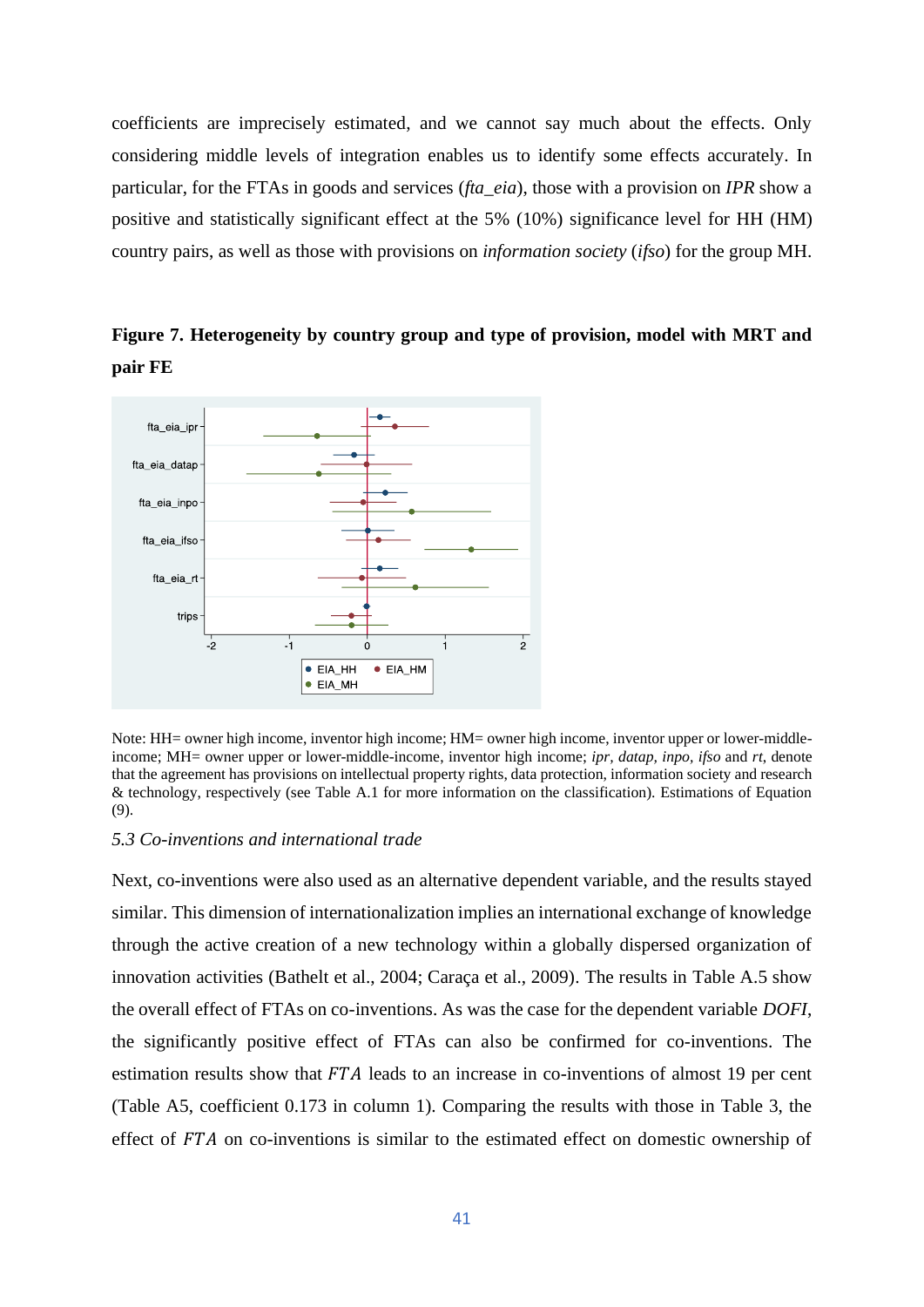coefficients are imprecisely estimated, and we cannot say much about the effects. Only considering middle levels of integration enables us to identify some effects accurately. In particular, for the FTAs in goods and services (*fta_eia*), those with a provision on *IPR* show a positive and statistically significant effect at the 5% (10%) significance level for HH (HM) country pairs, as well as those with provisions on *information society* (*ifso*) for the group MH.

**Figure 7. Heterogeneity by country group and type of provision, model with MRT and pair FE**

Note: HH= owner high income, inventor high income; HM= owner high income, inventor upper or lower-middle-income; MH= owner upper or lower-middle-income, inventor high income; *ipr*, *datap*, *inpo*, *ifso* and *rt*, denote that the agreement has provisions on intellectual property rights, data protection, information society and research & technology, respectively (see Table A.1 for more information on the classification). Estimations of Equation (9).

### *5.3 Co-inventions and international trade*

Next, co-inventions were also used as an alternative dependent variable, and the results stayed similar. This dimension of internationalization implies an international exchange of knowledge through the active creation of a new technology within a globally dispersed organization of innovation activities (Bathelt et al., 2004; Caraça et al., 2009). The results in Table A.5 show the overall effect of FTAs on co-inventions. As was the case for the dependent variable *DOFI*, the significantly positive effect of FTAs can also be confirmed for co-inventions. The estimation results show that $FTA$ leads to an increase in co-inventions of almost 19 per cent (Table A5, coefficient 0.173 in column 1). Comparing the results with those in Table 3, the effect of $FTA$ on co-inventions is similar to the estimated effect on domestic ownership of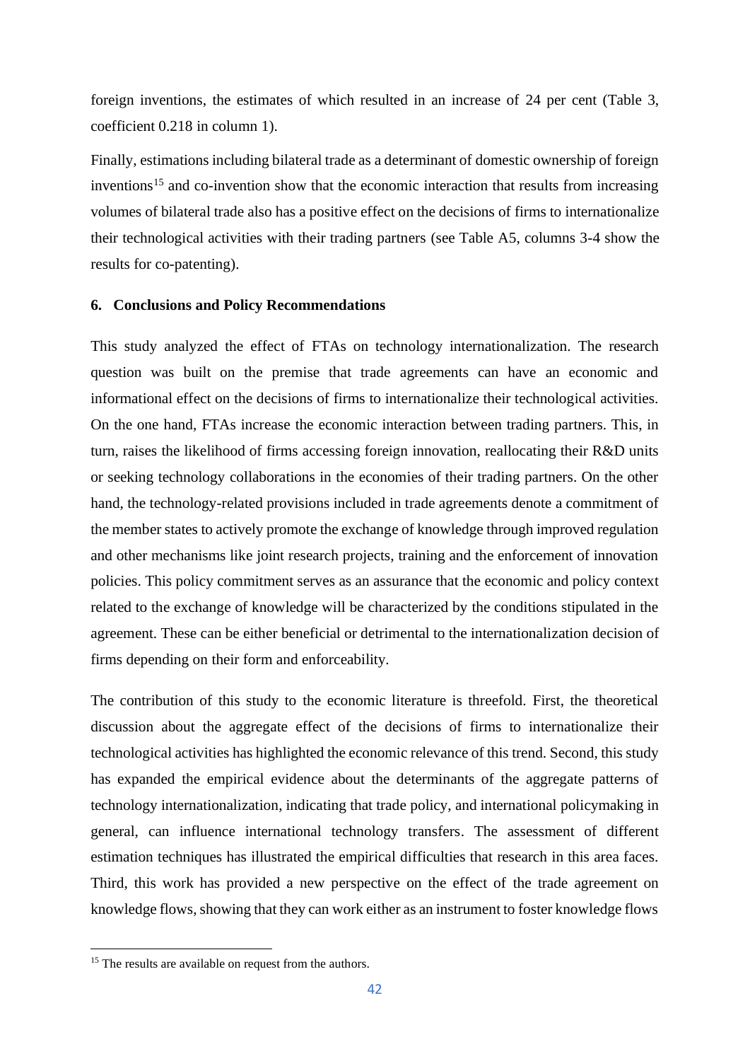foreign inventions, the estimates of which resulted in an increase of 24 per cent (Table 3, coefficient 0.218 in column 1).

Finally, estimations including bilateral trade as a determinant of domestic ownership of foreign inventions[15] and co-invention show that the economic interaction that results from increasing volumes of bilateral trade also has a positive effect on the decisions of firms to internationalize their technological activities with their trading partners (see Table A5, columns 3-4 show the results for co-patenting).

## 6. Conclusions and Policy Recommendations

This study analyzed the effect of FTAs on technology internationalization. The research question was built on the premise that trade agreements can have an economic and informational effect on the decisions of firms to internationalize their technological activities. On the one hand, FTAs increase the economic interaction between trading partners. This, in turn, raises the likelihood of firms accessing foreign innovation, reallocating their R&D units or seeking technology collaborations in the economies of their trading partners. On the other hand, the technology-related provisions included in trade agreements denote a commitment of the member states to actively promote the exchange of knowledge through improved regulation and other mechanisms like joint research projects, training and the enforcement of innovation policies. This policy commitment serves as an assurance that the economic and policy context related to the exchange of knowledge will be characterized by the conditions stipulated in the agreement. These can be either beneficial or detrimental to the internationalization decision of firms depending on their form and enforceability.

The contribution of this study to the economic literature is threefold. First, the theoretical discussion about the aggregate effect of the decisions of firms to internationalize their technological activities has highlighted the economic relevance of this trend. Second, this study has expanded the empirical evidence about the determinants of the aggregate patterns of technology internationalization, indicating that trade policy, and international policymaking in general, can influence international technology transfers. The assessment of different estimation techniques has illustrated the empirical difficulties that research in this area faces. Third, this work has provided a new perspective on the effect of the trade agreement on knowledge flows, showing that they can work either as an instrument to foster knowledge flows

[15] The results are available on request from the authors.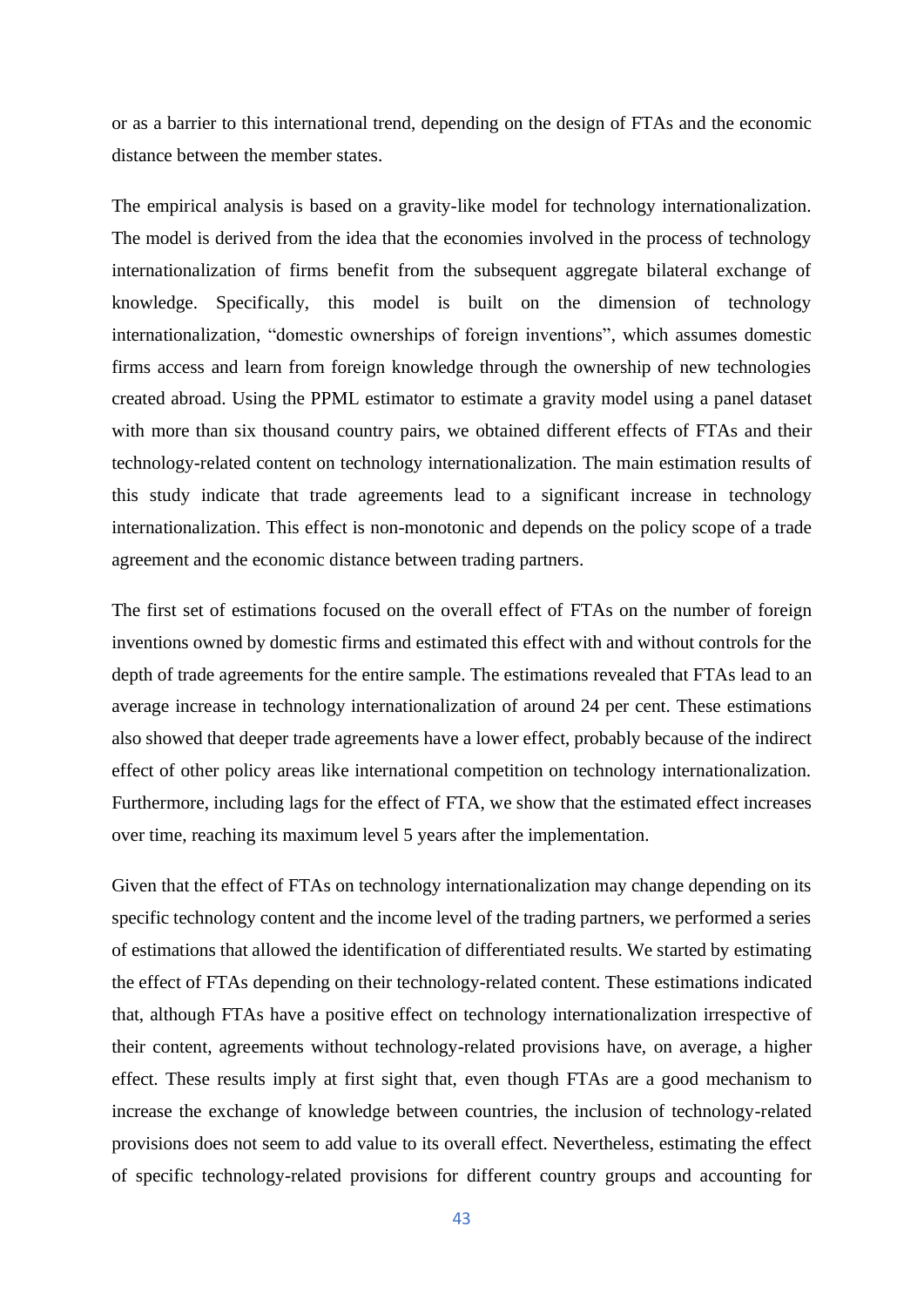or as a barrier to this international trend, depending on the design of FTAs and the economic distance between the member states.

The empirical analysis is based on a gravity-like model for technology internationalization. The model is derived from the idea that the economies involved in the process of technology internationalization of firms benefit from the subsequent aggregate bilateral exchange of knowledge. Specifically, this model is built on the dimension of technology internationalization, "domestic ownerships of foreign inventions", which assumes domestic firms access and learn from foreign knowledge through the ownership of new technologies created abroad. Using the PPML estimator to estimate a gravity model using a panel dataset with more than six thousand country pairs, we obtained different effects of FTAs and their technology-related content on technology internationalization. The main estimation results of this study indicate that trade agreements lead to a significant increase in technology internationalization. This effect is non-monotonic and depends on the policy scope of a trade agreement and the economic distance between trading partners.

The first set of estimations focused on the overall effect of FTAs on the number of foreign inventions owned by domestic firms and estimated this effect with and without controls for the depth of trade agreements for the entire sample. The estimations revealed that FTAs lead to an average increase in technology internationalization of around 24 per cent. These estimations also showed that deeper trade agreements have a lower effect, probably because of the indirect effect of other policy areas like international competition on technology internationalization. Furthermore, including lags for the effect of FTA, we show that the estimated effect increases over time, reaching its maximum level 5 years after the implementation.

Given that the effect of FTAs on technology internationalization may change depending on its specific technology content and the income level of the trading partners, we performed a series of estimations that allowed the identification of differentiated results. We started by estimating the effect of FTAs depending on their technology-related content. These estimations indicated that, although FTAs have a positive effect on technology internationalization irrespective of their content, agreements without technology-related provisions have, on average, a higher effect. These results imply at first sight that, even though FTAs are a good mechanism to increase the exchange of knowledge between countries, the inclusion of technology-related provisions does not seem to add value to its overall effect. Nevertheless, estimating the effect of specific technology-related provisions for different country groups and accounting for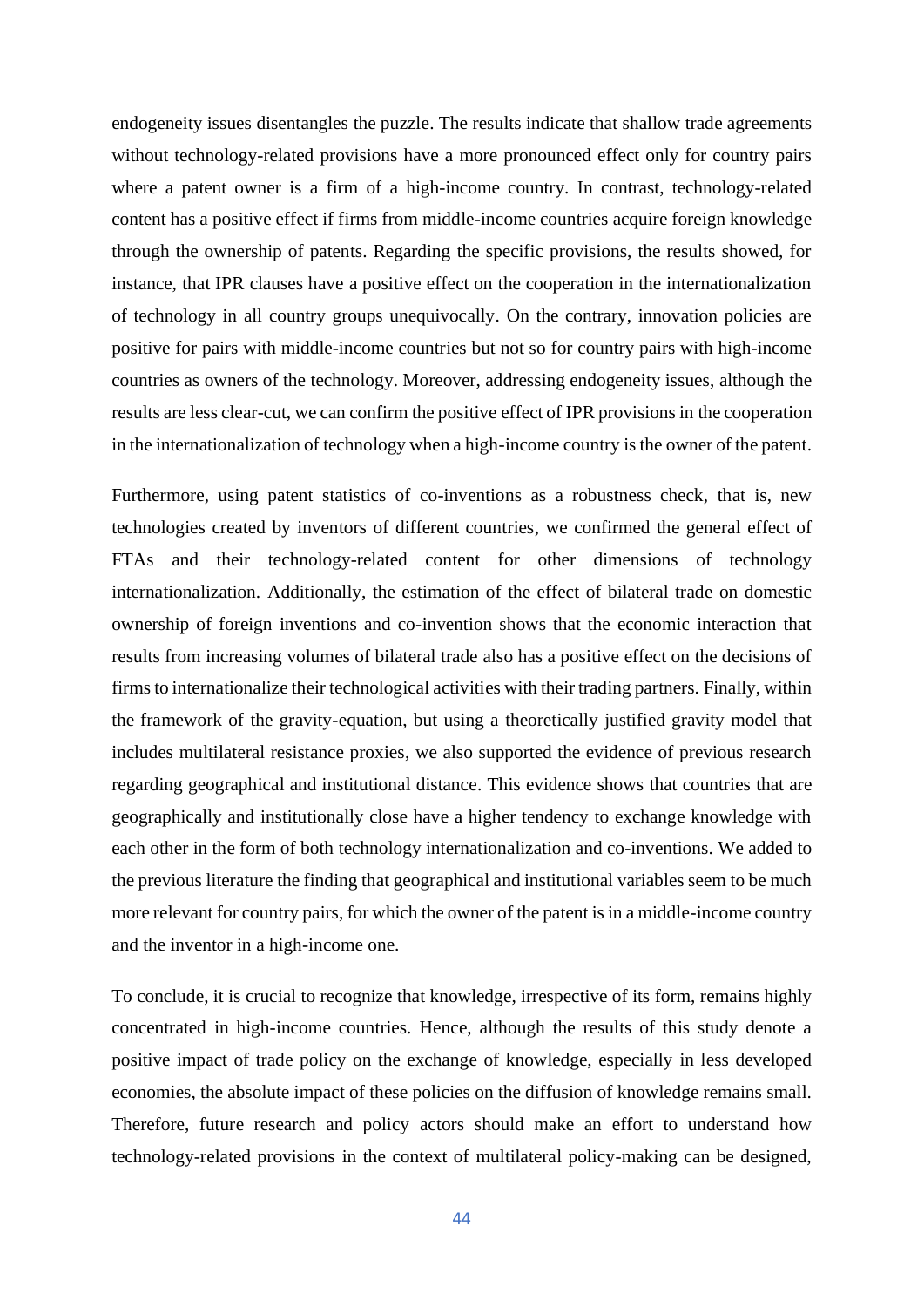endogeneity issues disentangles the puzzle. The results indicate that shallow trade agreements without technology-related provisions have a more pronounced effect only for country pairs where a patent owner is a firm of a high-income country. In contrast, technology-related content has a positive effect if firms from middle-income countries acquire foreign knowledge through the ownership of patents. Regarding the specific provisions, the results showed, for instance, that IPR clauses have a positive effect on the cooperation in the internationalization of technology in all country groups unequivocally. On the contrary, innovation policies are positive for pairs with middle-income countries but not so for country pairs with high-income countries as owners of the technology. Moreover, addressing endogeneity issues, although the results are less clear-cut, we can confirm the positive effect of IPR provisions in the cooperation in the internationalization of technology when a high-income country is the owner of the patent.

Furthermore, using patent statistics of co-inventions as a robustness check, that is, new technologies created by inventors of different countries, we confirmed the general effect of FTAs and their technology-related content for other dimensions of technology internationalization. Additionally, the estimation of the effect of bilateral trade on domestic ownership of foreign inventions and co-invention shows that the economic interaction that results from increasing volumes of bilateral trade also has a positive effect on the decisions of firms to internationalize their technological activities with their trading partners. Finally, within the framework of the gravity-equation, but using a theoretically justified gravity model that includes multilateral resistance proxies, we also supported the evidence of previous research regarding geographical and institutional distance. This evidence shows that countries that are geographically and institutionally close have a higher tendency to exchange knowledge with each other in the form of both technology internationalization and co-inventions. We added to the previous literature the finding that geographical and institutional variables seem to be much more relevant for country pairs, for which the owner of the patent is in a middle-income country and the inventor in a high-income one.

To conclude, it is crucial to recognize that knowledge, irrespective of its form, remains highly concentrated in high-income countries. Hence, although the results of this study denote a positive impact of trade policy on the exchange of knowledge, especially in less developed economies, the absolute impact of these policies on the diffusion of knowledge remains small. Therefore, future research and policy actors should make an effort to understand how technology-related provisions in the context of multilateral policy-making can be designed,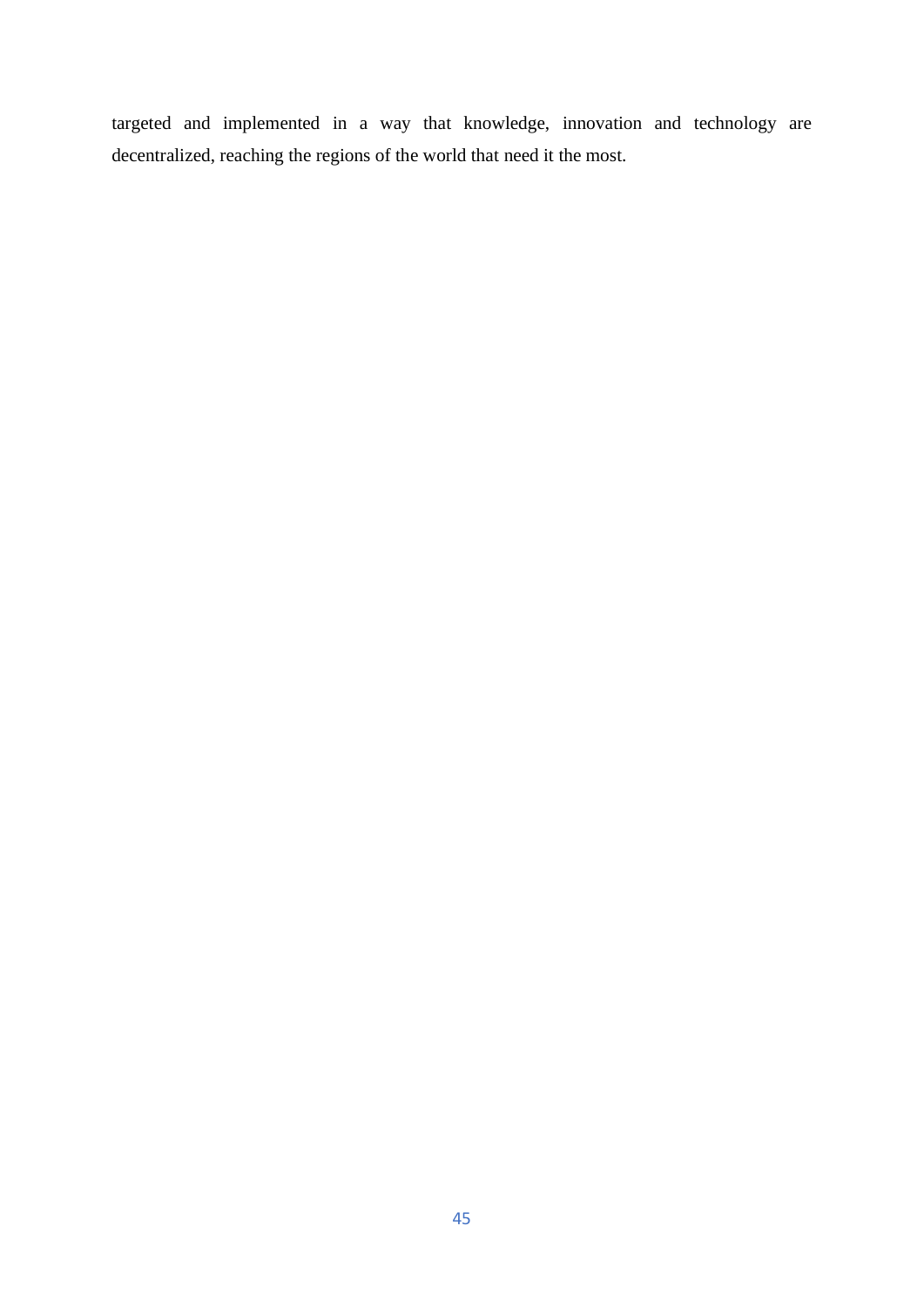targeted and implemented in a way that knowledge, innovation and technology are decentralized, reaching the regions of the world that need it the most.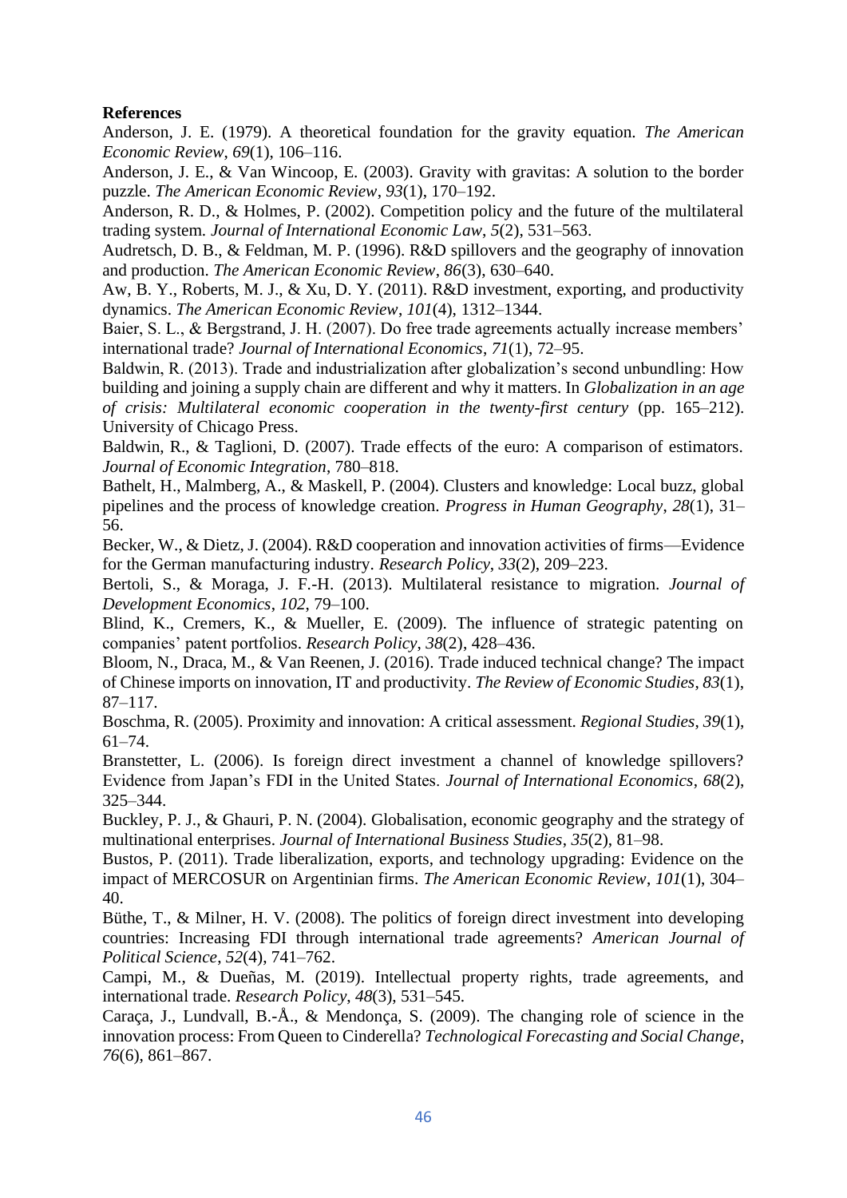**References**

Anderson, J. E. (1979). A theoretical foundation for the gravity equation. *The American Economic Review*, *69*(1), 106–116.

Anderson, J. E., & Van Wincoop, E. (2003). Gravity with gravitas: A solution to the border puzzle. *The American Economic Review*, *93*(1), 170–192.

Anderson, R. D., & Holmes, P. (2002). Competition policy and the future of the multilateral trading system. *Journal of International Economic Law*, *5*(2), 531–563.

Audretsch, D. B., & Feldman, M. P. (1996). R&D spillovers and the geography of innovation and production. *The American Economic Review*, *86*(3), 630–640.

Aw, B. Y., Roberts, M. J., & Xu, D. Y. (2011). R&D investment, exporting, and productivity dynamics. *The American Economic Review*, *101*(4), 1312–1344.

Baier, S. L., & Bergstrand, J. H. (2007). Do free trade agreements actually increase members' international trade? *Journal of International Economics*, *71*(1), 72–95.

Baldwin, R. (2013). Trade and industrialization after globalization's second unbundling: How building and joining a supply chain are different and why it matters. In *Globalization in an age of crisis: Multilateral economic cooperation in the twenty-first century* (pp. 165–212). University of Chicago Press.

Baldwin, R., & Taglioni, D. (2007). Trade effects of the euro: A comparison of estimators. *Journal of Economic Integration*, 780–818.

Bathelt, H., Malmberg, A., & Maskell, P. (2004). Clusters and knowledge: Local buzz, global pipelines and the process of knowledge creation. *Progress in Human Geography*, *28*(1), 31–56.

Becker, W., & Dietz, J. (2004). R&D cooperation and innovation activities of firms—Evidence for the German manufacturing industry. *Research Policy*, *33*(2), 209–223.

Bertoli, S., & Moraga, J. F.-H. (2013). Multilateral resistance to migration. *Journal of Development Economics*, *102*, 79–100.

Blind, K., Cremers, K., & Mueller, E. (2009). The influence of strategic patenting on companies' patent portfolios. *Research Policy*, *38*(2), 428–436.

Bloom, N., Draca, M., & Van Reenen, J. (2016). Trade induced technical change? The impact of Chinese imports on innovation, IT and productivity. *The Review of Economic Studies*, *83*(1), 87–117.

Boschma, R. (2005). Proximity and innovation: A critical assessment. *Regional Studies*, *39*(1), 61–74.

Branstetter, L. (2006). Is foreign direct investment a channel of knowledge spillovers? Evidence from Japan's FDI in the United States. *Journal of International Economics*, *68*(2), 325–344.

Buckley, P. J., & Ghauri, P. N. (2004). Globalisation, economic geography and the strategy of multinational enterprises. *Journal of International Business Studies*, *35*(2), 81–98.

Bustos, P. (2011). Trade liberalization, exports, and technology upgrading: Evidence on the impact of MERCOSUR on Argentinian firms. *The American Economic Review*, *101*(1), 304–40.

Büthe, T., & Milner, H. V. (2008). The politics of foreign direct investment into developing countries: Increasing FDI through international trade agreements? *American Journal of Political Science*, *52*(4), 741–762.

Campi, M., & Dueñas, M. (2019). Intellectual property rights, trade agreements, and international trade. *Research Policy*, *48*(3), 531–545.

Caraça, J., Lundvall, B.-Å., & Mendonça, S. (2009). The changing role of science in the innovation process: From Queen to Cinderella? *Technological Forecasting and Social Change*, *76*(6), 861–867.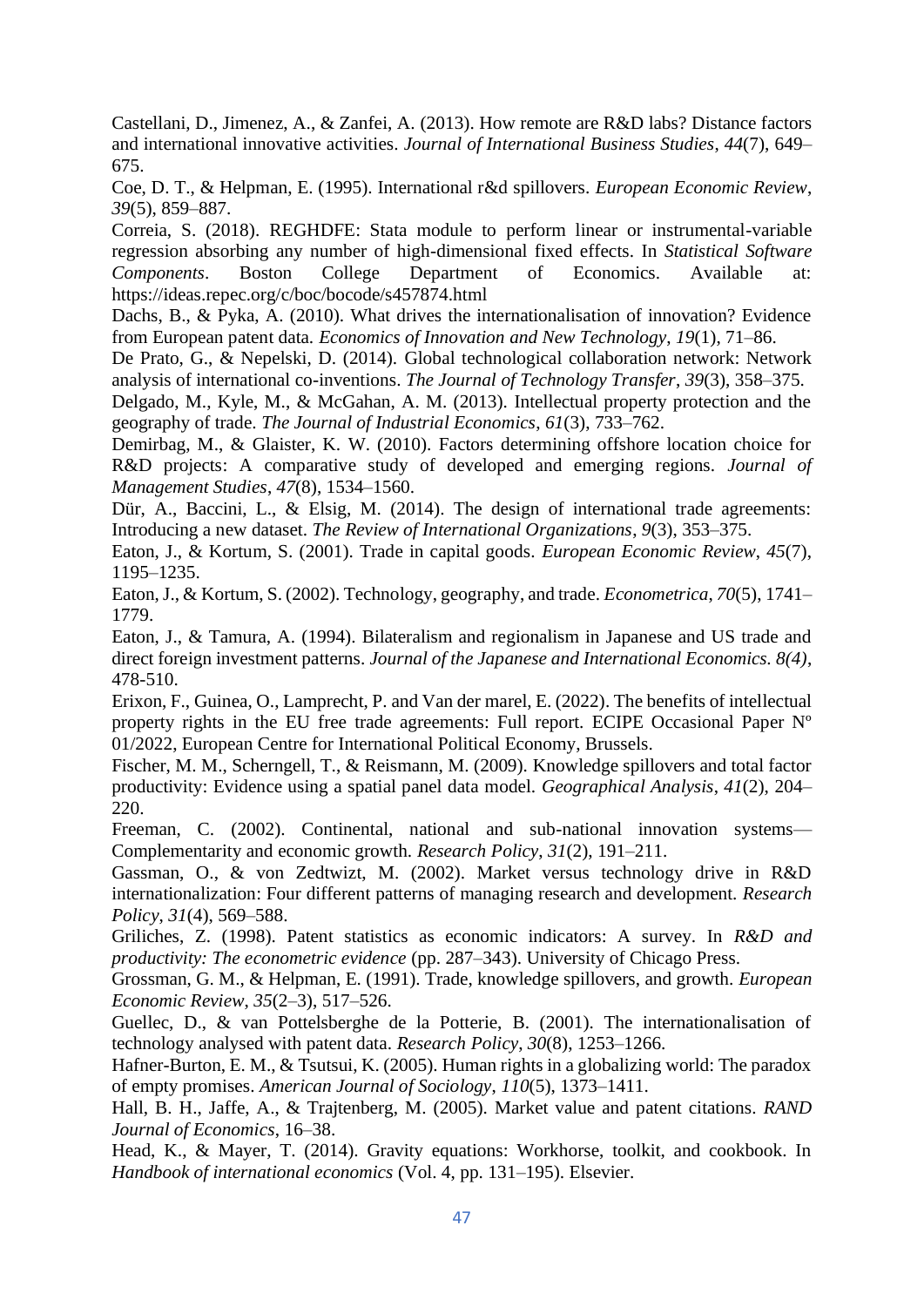Castellani, D., Jimenez, A., & Zanfei, A. (2013). How remote are R&D labs? Distance factors and international innovative activities. *Journal of International Business Studies*, *44*(7), 649–675.

Coe, D. T., & Helpman, E. (1995). International r&d spillovers. *European Economic Review*, *39*(5), 859–887.

Correia, S. (2018). REGHDFE: Stata module to perform linear or instrumental-variable regression absorbing any number of high-dimensional fixed effects. In *Statistical Software Components*. Boston College Department of Economics. Available at: https://ideas.repec.org/c/boc/bocode/s457874.html

Dachs, B., & Pyka, A. (2010). What drives the internationalisation of innovation? Evidence from European patent data. *Economics of Innovation and New Technology*, *19*(1), 71–86.

De Prato, G., & Nepelski, D. (2014). Global technological collaboration network: Network analysis of international co-inventions. *The Journal of Technology Transfer*, *39*(3), 358–375.

Delgado, M., Kyle, M., & McGahan, A. M. (2013). Intellectual property protection and the geography of trade. *The Journal of Industrial Economics*, *61*(3), 733–762.

Demirbag, M., & Glaister, K. W. (2010). Factors determining offshore location choice for R&D projects: A comparative study of developed and emerging regions. *Journal of Management Studies*, *47*(8), 1534–1560.

Dür, A., Baccini, L., & Elsig, M. (2014). The design of international trade agreements: Introducing a new dataset. *The Review of International Organizations*, *9*(3), 353–375.

Eaton, J., & Kortum, S. (2001). Trade in capital goods. *European Economic Review*, *45*(7), 1195–1235.

Eaton, J., & Kortum, S. (2002). Technology, geography, and trade. *Econometrica*, *70*(5), 1741–1779.

Eaton, J., & Tamura, A. (1994). Bilateralism and regionalism in Japanese and US trade and direct foreign investment patterns. *Journal of the Japanese and International Economics. 8(4)*, 478-510.

Erixon, F., Guinea, O., Lamprecht, P. and Van der marel, E. (2022). The benefits of intellectual property rights in the EU free trade agreements: Full report. ECIPE Occasional Paper Nº 01/2022, European Centre for International Political Economy, Brussels.

Fischer, M. M., Scherngell, T., & Reismann, M. (2009). Knowledge spillovers and total factor productivity: Evidence using a spatial panel data model. *Geographical Analysis*, *41*(2), 204–220.

Freeman, C. (2002). Continental, national and sub-national innovation systems—Complementarity and economic growth. *Research Policy*, *31*(2), 191–211.

Gassman, O., & von Zedtwitz, M. (2002). Market versus technology drive in R&D internationalization: Four different patterns of managing research and development. *Research Policy*, *31*(4), 569–588.

Griliches, Z. (1998). Patent statistics as economic indicators: A survey. In *R&D and productivity: The econometric evidence* (pp. 287–343). University of Chicago Press.

Grossman, G. M., & Helpman, E. (1991). Trade, knowledge spillovers, and growth. *European Economic Review*, *35*(2–3), 517–526.

Guellec, D., & van Pottelsberghe de la Potterie, B. (2001). The internationalisation of technology analysed with patent data. *Research Policy*, *30*(8), 1253–1266.

Hafner-Burton, E. M., & Tsutsui, K. (2005). Human rights in a globalizing world: The paradox of empty promises. *American Journal of Sociology*, *110*(5), 1373–1411.

Hall, B. H., Jaffe, A., & Trajtenberg, M. (2005). Market value and patent citations. *RAND Journal of Economics*, 16–38.

Head, K., & Mayer, T. (2014). Gravity equations: Workhorse, toolkit, and cookbook. In *Handbook of international economics* (Vol. 4, pp. 131–195). Elsevier.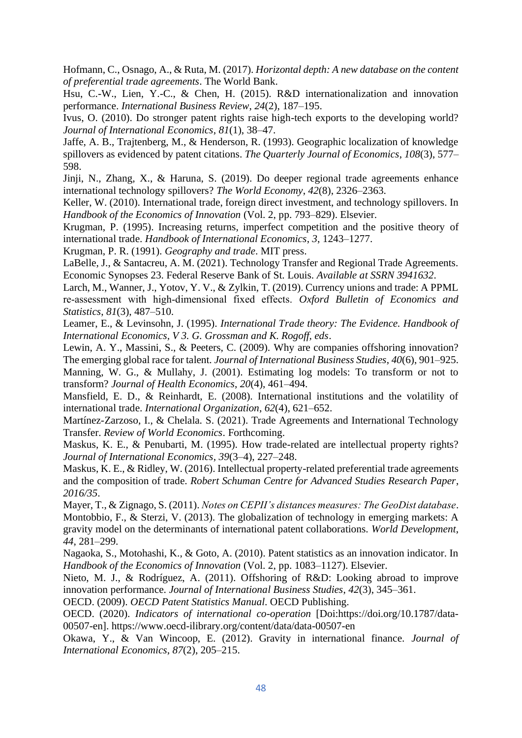Hofmann, C., Osnago, A., & Ruta, M. (2017). *Horizontal depth: A new database on the content of preferential trade agreements*. The World Bank.

Hsu, C.-W., Lien, Y.-C., & Chen, H. (2015). R&D internationalization and innovation performance. *International Business Review*, *24*(2), 187–195.

Ivus, O. (2010). Do stronger patent rights raise high-tech exports to the developing world? *Journal of International Economics*, *81*(1), 38–47.

Jaffe, A. B., Trajtenberg, M., & Henderson, R. (1993). Geographic localization of knowledge spillovers as evidenced by patent citations. *The Quarterly Journal of Economics*, *108*(3), 577–598.

Jinji, N., Zhang, X., & Haruna, S. (2019). Do deeper regional trade agreements enhance international technology spillovers? *The World Economy*, *42*(8), 2326–2363.

Keller, W. (2010). International trade, foreign direct investment, and technology spillovers. In *Handbook of the Economics of Innovation* (Vol. 2, pp. 793–829). Elsevier.

Krugman, P. (1995). Increasing returns, imperfect competition and the positive theory of international trade. *Handbook of International Economics*, *3*, 1243–1277.

Krugman, P. R. (1991). *Geography and trade*. MIT press.

LaBelle, J., & Santacreu, A. M. (2021). Technology Transfer and Regional Trade Agreements. Economic Synopses 23. Federal Reserve Bank of St. Louis. *Available at SSRN 3941632*.

Larch, M., Wanner, J., Yotov, Y. V., & Zylkin, T. (2019). Currency unions and trade: A PPML re-assessment with high-dimensional fixed effects. *Oxford Bulletin of Economics and Statistics*, *81*(3), 487–510.

Leamer, E., & Levinsohn, J. (1995). *International Trade theory: The Evidence. Handbook of International Economics, V 3. G. Grossman and K. Rogoff, eds*.

Lewin, A. Y., Massini, S., & Peeters, C. (2009). Why are companies offshoring innovation? The emerging global race for talent. *Journal of International Business Studies*, *40*(6), 901–925.

Manning, W. G., & Mullahy, J. (2001). Estimating log models: To transform or not to transform? *Journal of Health Economics*, *20*(4), 461–494.

Mansfield, E. D., & Reinhardt, E. (2008). International institutions and the volatility of international trade. *International Organization*, *62*(4), 621–652.

Martínez-Zarzoso, I., & Chelala. S. (2021). Trade Agreements and International Technology Transfer. *Review of World Economics*. Forthcoming.

Maskus, K. E., & Penubarti, M. (1995). How trade-related are intellectual property rights? *Journal of International Economics*, *39*(3–4), 227–248.

Maskus, K. E., & Ridley, W. (2016). Intellectual property-related preferential trade agreements and the composition of trade. *Robert Schuman Centre for Advanced Studies Research Paper*, *2016/35*.

Mayer, T., & Zignago, S. (2011). *Notes on CEPII's distances measures: The GeoDist database*.

Montobbio, F., & Sterzi, V. (2013). The globalization of technology in emerging markets: A gravity model on the determinants of international patent collaborations. *World Development*, *44*, 281–299.

Nagaoka, S., Motohashi, K., & Goto, A. (2010). Patent statistics as an innovation indicator. In *Handbook of the Economics of Innovation* (Vol. 2, pp. 1083–1127). Elsevier.

Nieto, M. J., & Rodríguez, A. (2011). Offshoring of R&D: Looking abroad to improve innovation performance. *Journal of International Business Studies*, *42*(3), 345–361.

OECD. (2009). *OECD Patent Statistics Manual*. OECD Publishing.

OECD. (2020). *Indicators of international co-operation* [Doi:https://doi.org/10.1787/data-00507-en]. https://www.oecd-ilibrary.org/content/data/data-00507-en

Okawa, Y., & Van Wincoop, E. (2012). Gravity in international finance. *Journal of International Economics*, *87*(2), 205–215.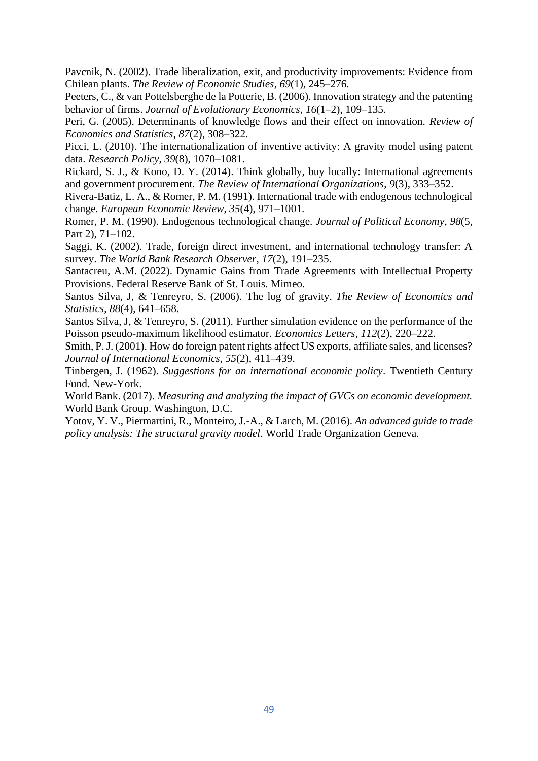Pavcnik, N. (2002). Trade liberalization, exit, and productivity improvements: Evidence from Chilean plants. *The Review of Economic Studies*, *69*(1), 245–276.

Peeters, C., & van Pottelsberghe de la Potterie, B. (2006). Innovation strategy and the patenting behavior of firms. *Journal of Evolutionary Economics*, *16*(1–2), 109–135.

Peri, G. (2005). Determinants of knowledge flows and their effect on innovation. *Review of Economics and Statistics*, *87*(2), 308–322.

Picci, L. (2010). The internationalization of inventive activity: A gravity model using patent data. *Research Policy*, *39*(8), 1070–1081.

Rickard, S. J., & Kono, D. Y. (2014). Think globally, buy locally: International agreements and government procurement. *The Review of International Organizations*, *9*(3), 333–352.

Rivera-Batiz, L. A., & Romer, P. M. (1991). International trade with endogenous technological change. *European Economic Review*, *35*(4), 971–1001.

Romer, P. M. (1990). Endogenous technological change. *Journal of Political Economy*, *98*(5, Part 2), 71–102.

Saggi, K. (2002). Trade, foreign direct investment, and international technology transfer: A survey. *The World Bank Research Observer*, *17*(2), 191–235.

Santacreu, A.M. (2022). Dynamic Gains from Trade Agreements with Intellectual Property Provisions. Federal Reserve Bank of St. Louis. Mimeo.

Santos Silva, J, & Tenreyro, S. (2006). The log of gravity. *The Review of Economics and Statistics*, *88*(4), 641–658.

Santos Silva, J, & Tenreyro, S. (2011). Further simulation evidence on the performance of the Poisson pseudo-maximum likelihood estimator. *Economics Letters*, *112*(2), 220–222.

Smith, P. J. (2001). How do foreign patent rights affect US exports, affiliate sales, and licenses? *Journal of International Economics*, *55*(2), 411–439.

Tinbergen, J. (1962). *Suggestions for an international economic policy*. Twentieth Century Fund. New-York.

World Bank. (2017). *Measuring and analyzing the impact of GVCs on economic development.* World Bank Group. Washington, D.C.

Yotov, Y. V., Piermartini, R., Monteiro, J.-A., & Larch, M. (2016). *An advanced guide to trade policy analysis: The structural gravity model*. World Trade Organization Geneva.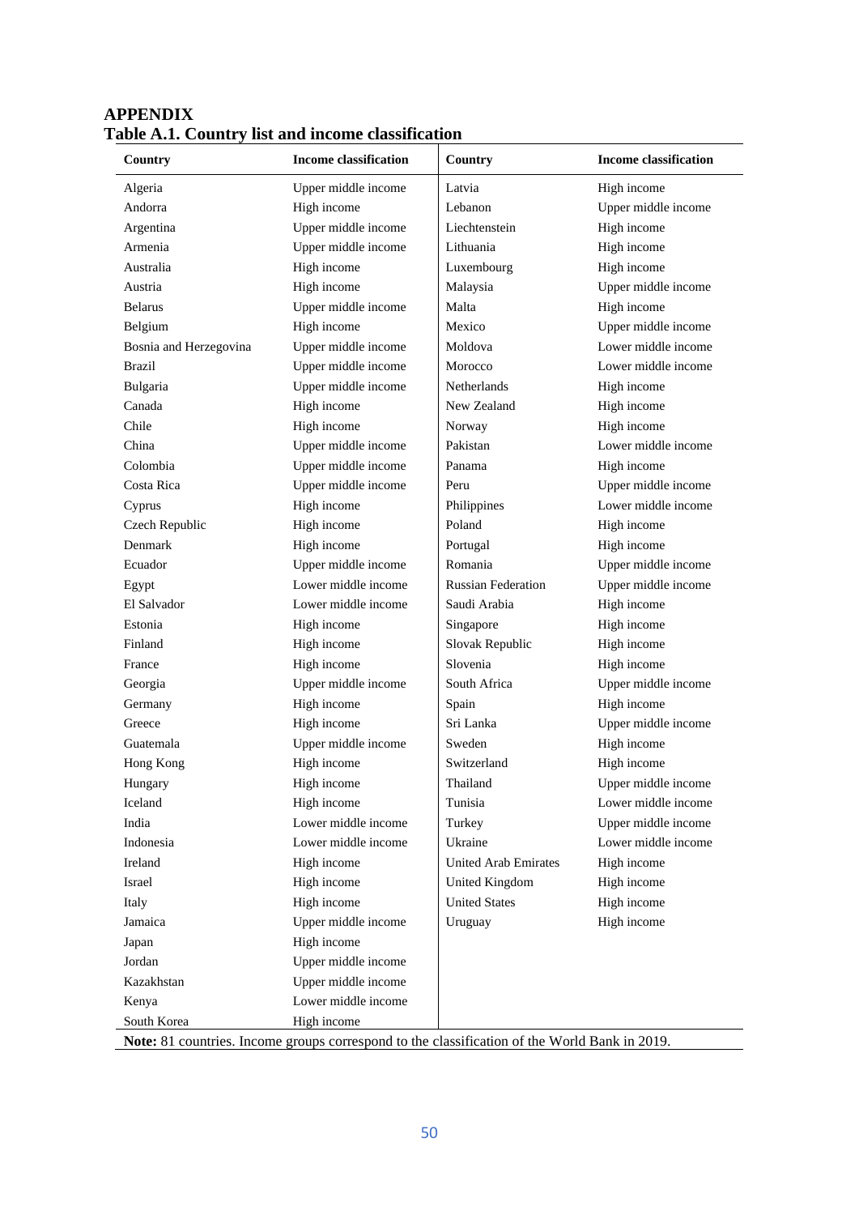# APPENDIX

## Table A.1. Country list and income classification

| Country | Income classification | Country | Income classification |
|---|---|---|---|
| Algeria | Upper middle income | Latvia | High income |
| Andorra | High income | Lebanon | Upper middle income |
| Argentina | Upper middle income | Liechtenstein | High income |
| Armenia | Upper middle income | Lithuania | High income |
| Australia | High income | Luxembourg | High income |
| Austria | High income | Malaysia | Upper middle income |
| Belarus | Upper middle income | Malta | High income |
| Belgium | High income | Mexico | Upper middle income |
| Bosnia and Herzegovina | Upper middle income | Moldova | Lower middle income |
| Brazil | Upper middle income | Morocco | Lower middle income |
| Bulgaria | Upper middle income | Netherlands | High income |
| Canada | High income | New Zealand | High income |
| Chile | High income | Norway | High income |
| China | Upper middle income | Pakistan | Lower middle income |
| Colombia | Upper middle income | Panama | High income |
| Costa Rica | Upper middle income | Peru | Upper middle income |
| Cyprus | High income | Philippines | Lower middle income |
| Czech Republic | High income | Poland | High income |
| Denmark | High income | Portugal | High income |
| Ecuador | Upper middle income | Romania | Upper middle income |
| Egypt | Lower middle income | Russian Federation | Upper middle income |
| El Salvador | Lower middle income | Saudi Arabia | High income |
| Estonia | High income | Singapore | High income |
| Finland | High income | Slovak Republic | High income |
| France | High income | Slovenia | High income |
| Georgia | Upper middle income | South Africa | Upper middle income |
| Germany | High income | Spain | High income |
| Greece | High income | Sri Lanka | Upper middle income |
| Guatemala | Upper middle income | Sweden | High income |
| Hong Kong | High income | Switzerland | High income |
| Hungary | High income | Thailand | Upper middle income |
| Iceland | High income | Tunisia | Lower middle income |
| India | Lower middle income | Turkey | Upper middle income |
| Indonesia | Lower middle income | Ukraine | Lower middle income |
| Ireland | High income | United Arab Emirates | High income |
| Israel | High income | United Kingdom | High income |
| Italy | High income | United States | High income |
| Jamaica | Upper middle income | Uruguay | High income |
| Japan | High income | | |
| Jordan | Upper middle income | | |
| Kazakhstan | Upper middle income | | |
| Kenya | Lower middle income | | |
| South Korea | High income | | |

**Note:** 81 countries. Income groups correspond to the classification of the World Bank in 2019.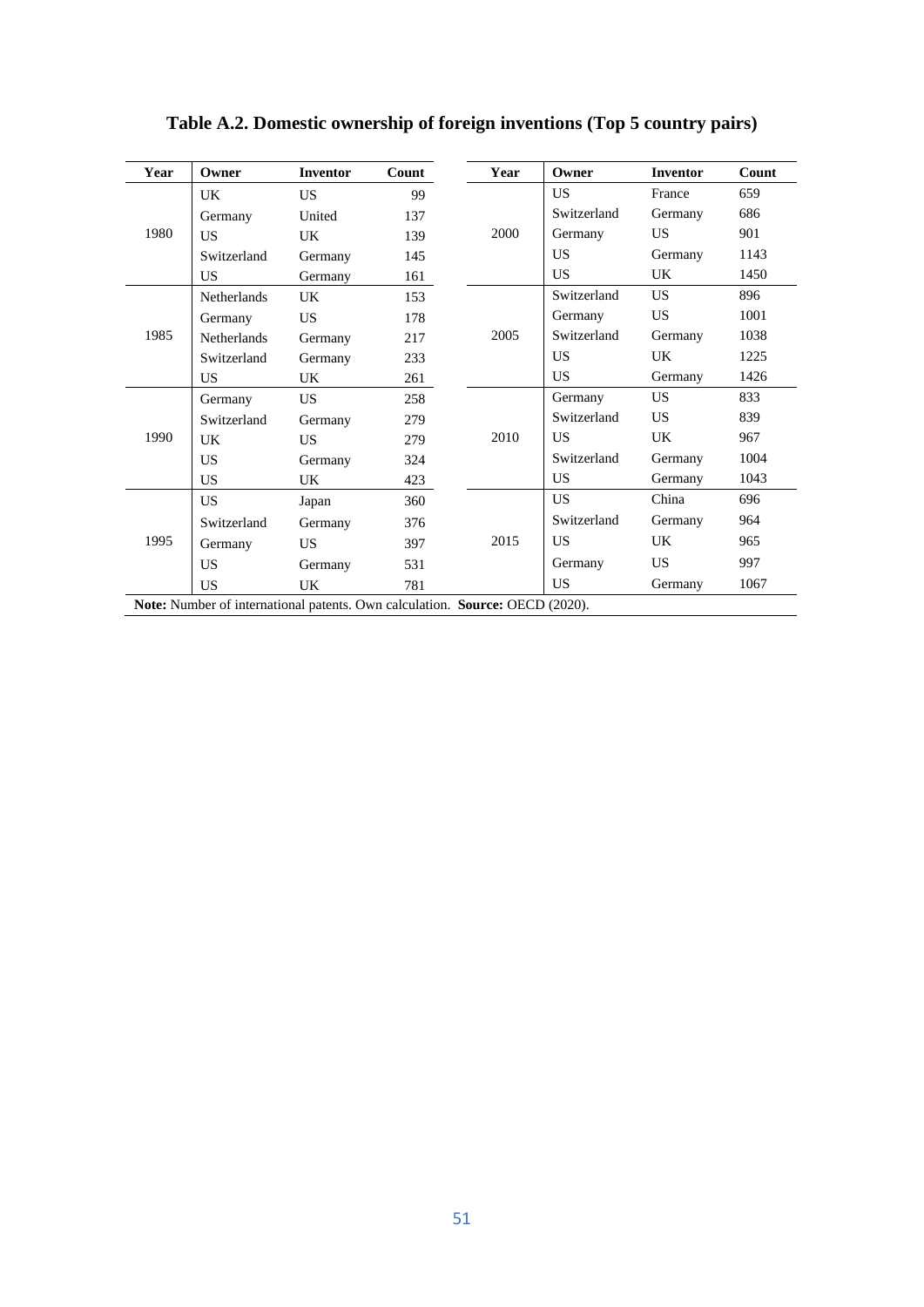**Table A.2. Domestic ownership of foreign inventions (Top 5 country pairs)**

| Year | Owner | Inventor | Count | Year | Owner | Inventor | Count |
|---|---|---|---|---|---|---|---|
| 1980 | UK | US | 99 | 2000 | US | France | 659 |
| | Germany | United | 137 | | Switzerland | Germany | 686 |
| | US | UK | 139 | | Germany | US | 901 |
| | Switzerland | Germany | 145 | | US | Germany | 1143 |
| | US | Germany | 161 | | US | UK | 1450 |
| 1985 | Netherlands | UK | 153 | 2005 | Switzerland | US | 896 |
| | Germany | US | 178 | | Germany | US | 1001 |
| | Netherlands | Germany | 217 | | Switzerland | Germany | 1038 |
| | Switzerland | Germany | 233 | | US | UK | 1225 |
| | US | UK | 261 | | US | Germany | 1426 |
| 1990 | Germany | US | 258 | 2010 | Germany | US | 833 |
| | Switzerland | Germany | 279 | | Switzerland | US | 839 |
| | UK | US | 279 | | US | UK | 967 |
| | US | Germany | 324 | | Switzerland | Germany | 1004 |
| | US | UK | 423 | | US | Germany | 1043 |
| 1995 | US | Japan | 360 | 2015 | US | China | 696 |
| | Switzerland | Germany | 376 | | Switzerland | Germany | 964 |
| | Germany | US | 397 | | US | UK | 965 |
| | US | Germany | 531 | | Germany | US | 997 |
| | US | UK | 781 | | US | Germany | 1067 |

**Note:** Number of international patents. Own calculation. **Source:** OECD (2020).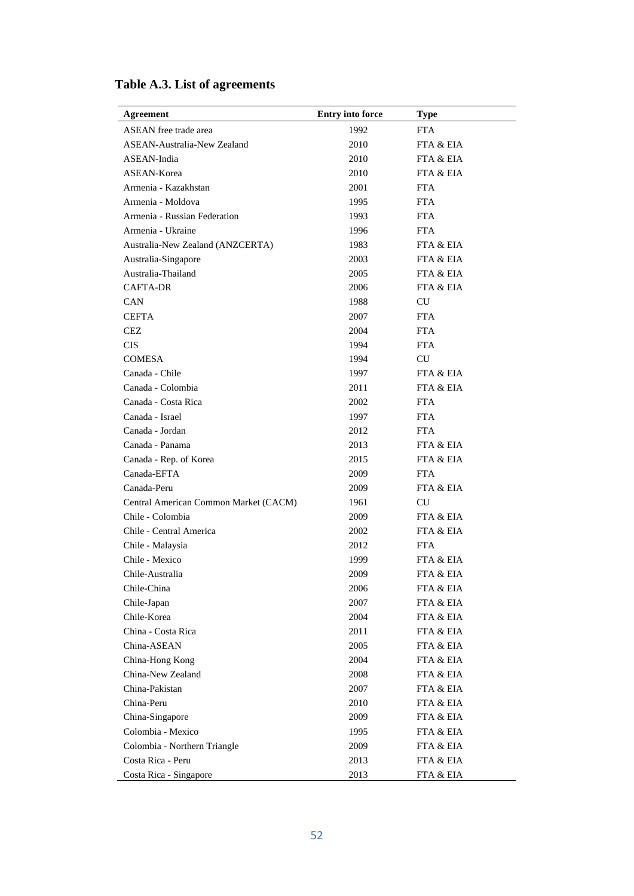**Table A.3. List of agreements**

| Agreement | Entry into force | Type |
|---|---|---|
| ASEAN free trade area | 1992 | FTA |
| ASEAN-Australia-New Zealand | 2010 | FTA & EIA |
| ASEAN-India | 2010 | FTA & EIA |
| ASEAN-Korea | 2010 | FTA & EIA |
| Armenia - Kazakhstan | 2001 | FTA |
| Armenia - Moldova | 1995 | FTA |
| Armenia - Russian Federation | 1993 | FTA |
| Armenia - Ukraine | 1996 | FTA |
| Australia-New Zealand (ANZCERTA) | 1983 | FTA & EIA |
| Australia-Singapore | 2003 | FTA & EIA |
| Australia-Thailand | 2005 | FTA & EIA |
| CAFTA-DR | 2006 | FTA & EIA |
| CAN | 1988 | CU |
| CEFTA | 2007 | FTA |
| CEZ | 2004 | FTA |
| CIS | 1994 | FTA |
| COMESA | 1994 | CU |
| Canada - Chile | 1997 | FTA & EIA |
| Canada - Colombia | 2011 | FTA & EIA |
| Canada - Costa Rica | 2002 | FTA |
| Canada - Israel | 1997 | FTA |
| Canada - Jordan | 2012 | FTA |
| Canada - Panama | 2013 | FTA & EIA |
| Canada - Rep. of Korea | 2015 | FTA & EIA |
| Canada-EFTA | 2009 | FTA |
| Canada-Peru | 2009 | FTA & EIA |
| Central American Common Market (CACM) | 1961 | CU |
| Chile - Colombia | 2009 | FTA & EIA |
| Chile - Central America | 2002 | FTA & EIA |
| Chile - Malaysia | 2012 | FTA |
| Chile - Mexico | 1999 | FTA & EIA |
| Chile-Australia | 2009 | FTA & EIA |
| Chile-China | 2006 | FTA & EIA |
| Chile-Japan | 2007 | FTA & EIA |
| Chile-Korea | 2004 | FTA & EIA |
| China - Costa Rica | 2011 | FTA & EIA |
| China-ASEAN | 2005 | FTA & EIA |
| China-Hong Kong | 2004 | FTA & EIA |
| China-New Zealand | 2008 | FTA & EIA |
| China-Pakistan | 2007 | FTA & EIA |
| China-Peru | 2010 | FTA & EIA |
| China-Singapore | 2009 | FTA & EIA |
| Colombia - Mexico | 1995 | FTA & EIA |
| Colombia - Northern Triangle | 2009 | FTA & EIA |
| Costa Rica - Peru | 2013 | FTA & EIA |
| Costa Rica - Singapore | 2013 | FTA & EIA |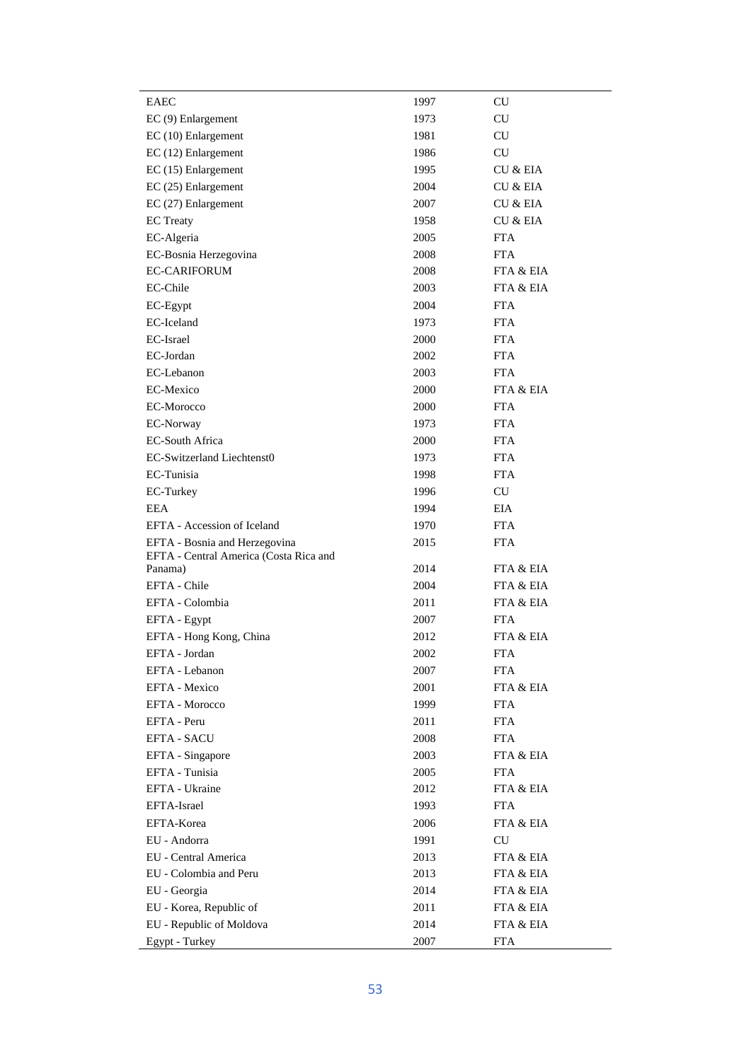| | | |
|---|---|---|
| EAEC | 1997 | CU |
| EC (9) Enlargement | 1973 | CU |
| EC (10) Enlargement | 1981 | CU |
| EC (12) Enlargement | 1986 | CU |
| EC (15) Enlargement | 1995 | CU & EIA |
| EC (25) Enlargement | 2004 | CU & EIA |
| EC (27) Enlargement | 2007 | CU & EIA |
| EC Treaty | 1958 | CU & EIA |
| EC-Algeria | 2005 | FTA |
| EC-Bosnia Herzegovina | 2008 | FTA |
| EC-CARIFORUM | 2008 | FTA & EIA |
| EC-Chile | 2003 | FTA & EIA |
| EC-Egypt | 2004 | FTA |
| EC-Iceland | 1973 | FTA |
| EC-Israel | 2000 | FTA |
| EC-Jordan | 2002 | FTA |
| EC-Lebanon | 2003 | FTA |
| EC-Mexico | 2000 | FTA & EIA |
| EC-Morocco | 2000 | FTA |
| EC-Norway | 1973 | FTA |
| EC-South Africa | 2000 | FTA |
| EC-Switzerland Liechtenst0 | 1973 | FTA |
| EC-Tunisia | 1998 | FTA |
| EC-Turkey | 1996 | CU |
| EEA | 1994 | EIA |
| EFTA - Accession of Iceland | 1970 | FTA |
| EFTA - Bosnia and Herzegovina | 2015 | FTA |
| EFTA - Central America (Costa Rica and Panama) | 2014 | FTA & EIA |
| EFTA - Chile | 2004 | FTA & EIA |
| EFTA - Colombia | 2011 | FTA & EIA |
| EFTA - Egypt | 2007 | FTA |
| EFTA - Hong Kong, China | 2012 | FTA & EIA |
| EFTA - Jordan | 2002 | FTA |
| EFTA - Lebanon | 2007 | FTA |
| EFTA - Mexico | 2001 | FTA & EIA |
| EFTA - Morocco | 1999 | FTA |
| EFTA - Peru | 2011 | FTA |
| EFTA - SACU | 2008 | FTA |
| EFTA - Singapore | 2003 | FTA & EIA |
| EFTA - Tunisia | 2005 | FTA |
| EFTA - Ukraine | 2012 | FTA & EIA |
| EFTA-Israel | 1993 | FTA |
| EFTA-Korea | 2006 | FTA & EIA |
| EU - Andorra | 1991 | CU |
| EU - Central America | 2013 | FTA & EIA |
| EU - Colombia and Peru | 2013 | FTA & EIA |
| EU - Georgia | 2014 | FTA & EIA |
| EU - Korea, Republic of | 2011 | FTA & EIA |
| EU - Republic of Moldova | 2014 | FTA & EIA |
| Egypt - Turkey | 2007 | FTA |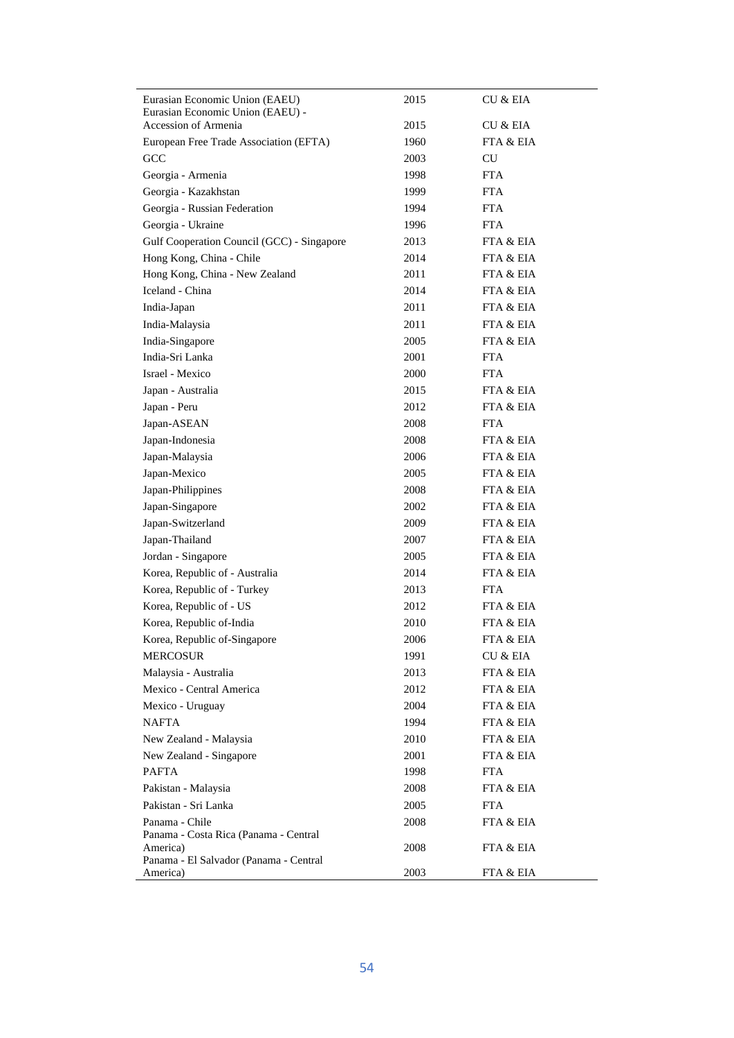| | | |
|---|---|---|
| Eurasian Economic Union (EAEU) | 2015 | CU & EIA |
| Eurasian Economic Union (EAEU) - Accession of Armenia | 2015 | CU & EIA |
| European Free Trade Association (EFTA) | 1960 | FTA & EIA |
| GCC | 2003 | CU |
| Georgia - Armenia | 1998 | FTA |
| Georgia - Kazakhstan | 1999 | FTA |
| Georgia - Russian Federation | 1994 | FTA |
| Georgia - Ukraine | 1996 | FTA |
| Gulf Cooperation Council (GCC) - Singapore | 2013 | FTA & EIA |
| Hong Kong, China - Chile | 2014 | FTA & EIA |
| Hong Kong, China - New Zealand | 2011 | FTA & EIA |
| Iceland - China | 2014 | FTA & EIA |
| India-Japan | 2011 | FTA & EIA |
| India-Malaysia | 2011 | FTA & EIA |
| India-Singapore | 2005 | FTA & EIA |
| India-Sri Lanka | 2001 | FTA |
| Israel - Mexico | 2000 | FTA |
| Japan - Australia | 2015 | FTA & EIA |
| Japan - Peru | 2012 | FTA & EIA |
| Japan-ASEAN | 2008 | FTA |
| Japan-Indonesia | 2008 | FTA & EIA |
| Japan-Malaysia | 2006 | FTA & EIA |
| Japan-Mexico | 2005 | FTA & EIA |
| Japan-Philippines | 2008 | FTA & EIA |
| Japan-Singapore | 2002 | FTA & EIA |
| Japan-Switzerland | 2009 | FTA & EIA |
| Japan-Thailand | 2007 | FTA & EIA |
| Jordan - Singapore | 2005 | FTA & EIA |
| Korea, Republic of - Australia | 2014 | FTA & EIA |
| Korea, Republic of - Turkey | 2013 | FTA |
| Korea, Republic of - US | 2012 | FTA & EIA |
| Korea, Republic of-India | 2010 | FTA & EIA |
| Korea, Republic of-Singapore | 2006 | FTA & EIA |
| MERCOSUR | 1991 | CU & EIA |
| Malaysia - Australia | 2013 | FTA & EIA |
| Mexico - Central America | 2012 | FTA & EIA |
| Mexico - Uruguay | 2004 | FTA & EIA |
| NAFTA | 1994 | FTA & EIA |
| New Zealand - Malaysia | 2010 | FTA & EIA |
| New Zealand - Singapore | 2001 | FTA & EIA |
| PAFTA | 1998 | FTA |
| Pakistan - Malaysia | 2008 | FTA & EIA |
| Pakistan - Sri Lanka | 2005 | FTA |
| Panama - Chile | 2008 | FTA & EIA |
| Panama - Costa Rica (Panama - Central America) | 2008 | FTA & EIA |
| Panama - El Salvador (Panama - Central America) | 2003 | FTA & EIA |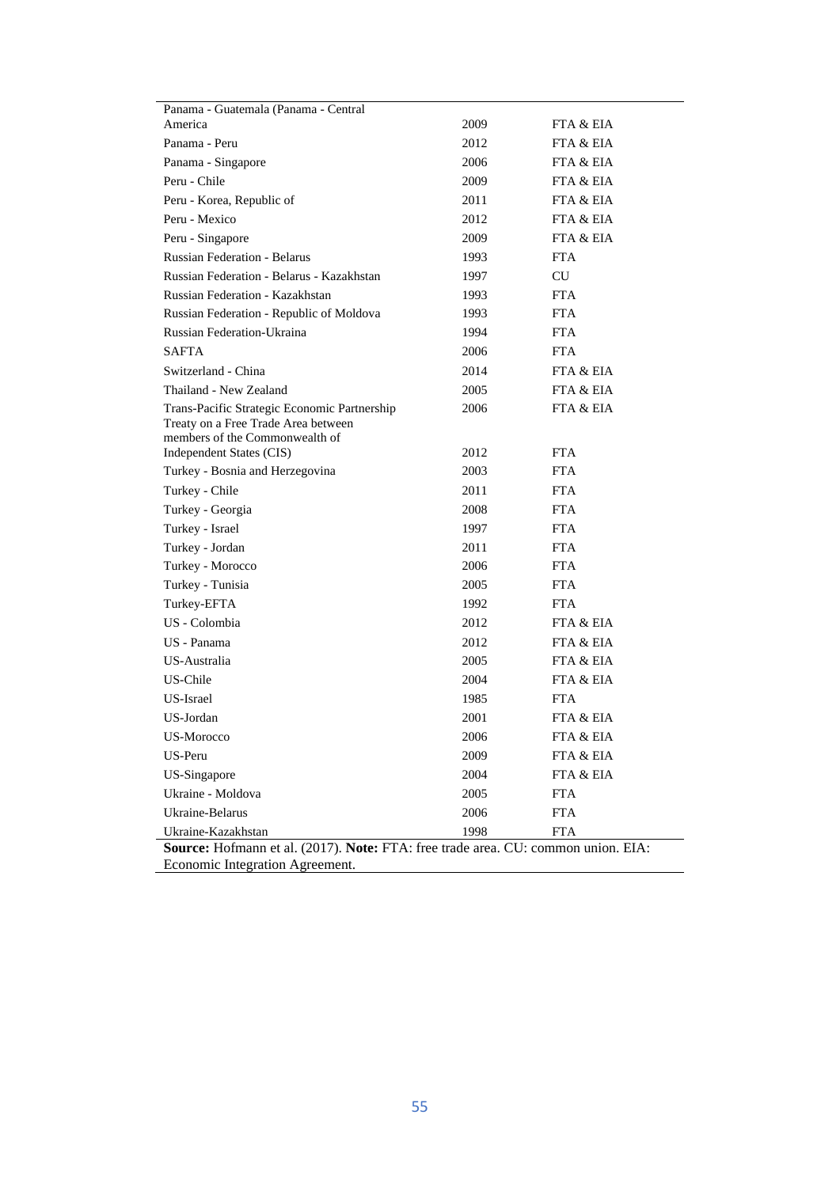| | | |
|---|---|---|
| Panama - Guatemala (Panama - Central America | 2009 | FTA & EIA |
| Panama - Peru | 2012 | FTA & EIA |
| Panama - Singapore | 2006 | FTA & EIA |
| Peru - Chile | 2009 | FTA & EIA |
| Peru - Korea, Republic of | 2011 | FTA & EIA |
| Peru - Mexico | 2012 | FTA & EIA |
| Peru - Singapore | 2009 | FTA & EIA |
| Russian Federation - Belarus | 1993 | FTA |
| Russian Federation - Belarus - Kazakhstan | 1997 | CU |
| Russian Federation - Kazakhstan | 1993 | FTA |
| Russian Federation - Republic of Moldova | 1993 | FTA |
| Russian Federation-Ukraina | 1994 | FTA |
| SAFTA | 2006 | FTA |
| Switzerland - China | 2014 | FTA & EIA |
| Thailand - New Zealand | 2005 | FTA & EIA |
| Trans-Pacific Strategic Economic Partnership | 2006 | FTA & EIA |
| Treaty on a Free Trade Area between members of the Commonwealth of Independent States (CIS) | 2012 | FTA |
| Turkey - Bosnia and Herzegovina | 2003 | FTA |
| Turkey - Chile | 2011 | FTA |
| Turkey - Georgia | 2008 | FTA |
| Turkey - Israel | 1997 | FTA |
| Turkey - Jordan | 2011 | FTA |
| Turkey - Morocco | 2006 | FTA |
| Turkey - Tunisia | 2005 | FTA |
| Turkey-EFTA | 1992 | FTA |
| US - Colombia | 2012 | FTA & EIA |
| US - Panama | 2012 | FTA & EIA |
| US-Australia | 2005 | FTA & EIA |
| US-Chile | 2004 | FTA & EIA |
| US-Israel | 1985 | FTA |
| US-Jordan | 2001 | FTA & EIA |
| US-Morocco | 2006 | FTA & EIA |
| US-Peru | 2009 | FTA & EIA |
| US-Singapore | 2004 | FTA & EIA |
| Ukraine - Moldova | 2005 | FTA |
| Ukraine-Belarus | 2006 | FTA |
| Ukraine-Kazakhstan | 1998 | FTA |

**Source:** Hofmann et al. (2017). **Note:** FTA: free trade area. CU: common union. EIA: Economic Integration Agreement.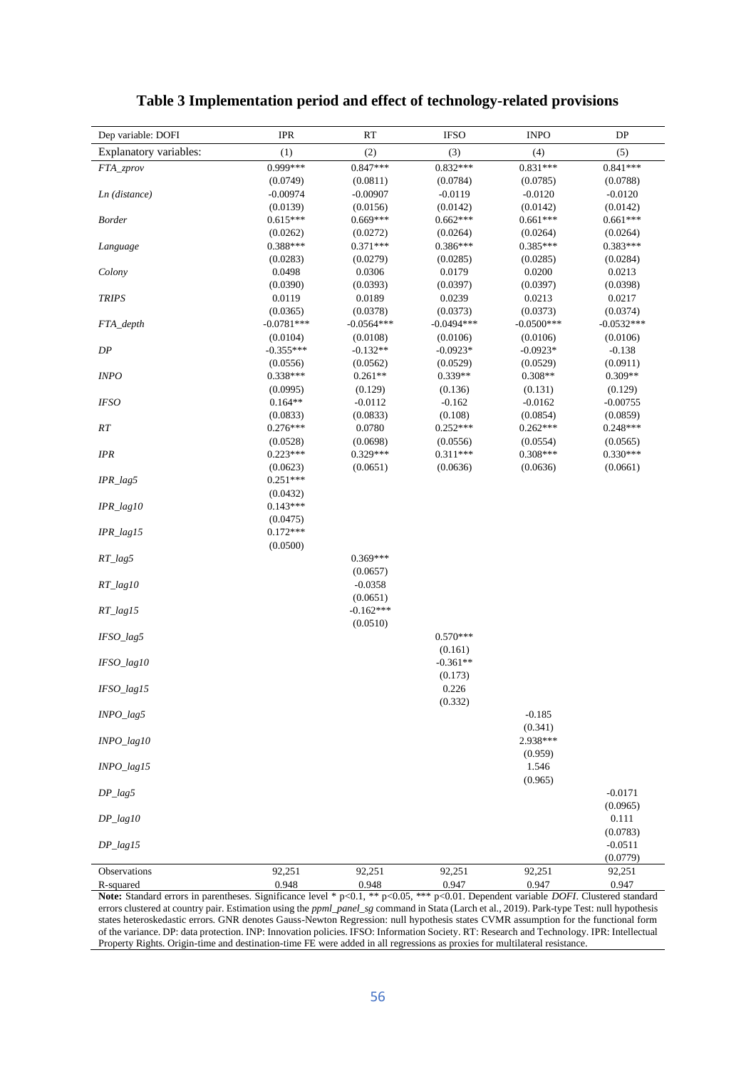**Table 3 Implementation period and effect of technology-related provisions**

| Dep variable: DOFI | IPR | RT | IFSO | INPO | DP |
|---|---|---|---|---|---|
| Explanatory variables: | (1) | (2) | (3) | (4) | (5) |
| *FTA_zprov* | 0.999*** | 0.847*** | 0.832*** | 0.831*** | 0.841*** |
| | (0.0749) | (0.0811) | (0.0784) | (0.0785) | (0.0788) |
| *Ln (distance)* | -0.00974 | -0.00907 | -0.0119 | -0.0120 | -0.0120 |
| | (0.0139) | (0.0156) | (0.0142) | (0.0142) | (0.0142) |
| *Border* | 0.615*** | 0.669*** | 0.662*** | 0.661*** | 0.661*** |
| | (0.0262) | (0.0272) | (0.0264) | (0.0264) | (0.0264) |
| *Language* | 0.388*** | 0.371*** | 0.386*** | 0.385*** | 0.383*** |
| | (0.0283) | (0.0279) | (0.0285) | (0.0285) | (0.0284) |
| *Colony* | 0.0498 | 0.0306 | 0.0179 | 0.0200 | 0.0213 |
| | (0.0390) | (0.0393) | (0.0397) | (0.0397) | (0.0398) |
| *TRIPS* | 0.0119 | 0.0189 | 0.0239 | 0.0213 | 0.0217 |
| | (0.0365) | (0.0378) | (0.0373) | (0.0373) | (0.0374) |
| *FTA_depth* | -0.0781*** | -0.0564*** | -0.0494*** | -0.0500*** | -0.0532*** |
| | (0.0104) | (0.0108) | (0.0106) | (0.0106) | (0.0106) |
| *DP* | -0.355*** | -0.132** | -0.0923* | -0.0923* | -0.138 |
| | (0.0556) | (0.0562) | (0.0529) | (0.0529) | (0.0911) |
| *INPO* | 0.338*** | 0.261** | 0.339** | 0.308** | 0.309** |
| | (0.0995) | (0.129) | (0.136) | (0.131) | (0.129) |
| *IFSO* | 0.164** | -0.0112 | -0.162 | -0.0162 | -0.00755 |
| | (0.0833) | (0.0833) | (0.108) | (0.0854) | (0.0859) |
| *RT* | 0.276*** | 0.0780 | 0.252*** | 0.262*** | 0.248*** |
| | (0.0528) | (0.0698) | (0.0556) | (0.0554) | (0.0565) |
| *IPR* | 0.223*** | 0.329*** | 0.311*** | 0.308*** | 0.330*** |
| | (0.0623) | (0.0651) | (0.0636) | (0.0636) | (0.0661) |
| *IPR_lag5* | 0.251*** | | | | |
| | (0.0432) | | | | |
| *IPR_lag10* | 0.143*** | | | | |
| | (0.0475) | | | | |
| *IPR_lag15* | 0.172*** | | | | |
| | (0.0500) | | | | |
| *RT_lag5* | | 0.369*** | | | |
| | | (0.0657) | | | |
| *RT_lag10* | | -0.0358 | | | |
| | | (0.0651) | | | |
| *RT_lag15* | | -0.162*** | | | |
| | | (0.0510) | | | |
| *IFSO_lag5* | | | 0.570*** | | |
| | | | (0.161) | | |
| *IFSO_lag10* | | | -0.361** | | |
| | | | (0.173) | | |
| *IFSO_lag15* | | | 0.226 | | |
| | | | (0.332) | | |
| *INPO_lag5* | | | | -0.185 | |
| | | | | (0.341) | |
| *INPO_lag10* | | | | 2.938*** | |
| | | | | (0.959) | |
| *INPO_lag15* | | | | 1.546 | |
| | | | | (0.965) | |
| *DP_lag5* | | | | | -0.0171 |
| | | | | | (0.0965) |
| *DP_lag10* | | | | | 0.111 |
| | | | | | (0.0783) |
| *DP_lag15* | | | | | -0.0511 |
| | | | | | (0.0779) |
| Observations | 92,251 | 92,251 | 92,251 | 92,251 | 92,251 |
| R-squared | 0.948 | 0.948 | 0.947 | 0.947 | 0.947 |

**Note:** Standard errors in parentheses. Significance level * p<0.1, ** p<0.05, *** p<0.01. Dependent variable *DOFI*. Clustered standard errors clustered at country pair. Estimation using the *ppml_panel_sg* command in Stata (Larch et al., 2019). Park-type Test: null hypothesis states heteroskedastic errors. GNR denotes Gauss-Newton Regression: null hypothesis states CVMR assumption for the functional form of the variance. DP: data protection. INP: Innovation policies. IFSO: Information Society. RT: Research and Technology. IPR: Intellectual Property Rights. Origin-time and destination-time FE were added in all regressions as proxies for multilateral resistance.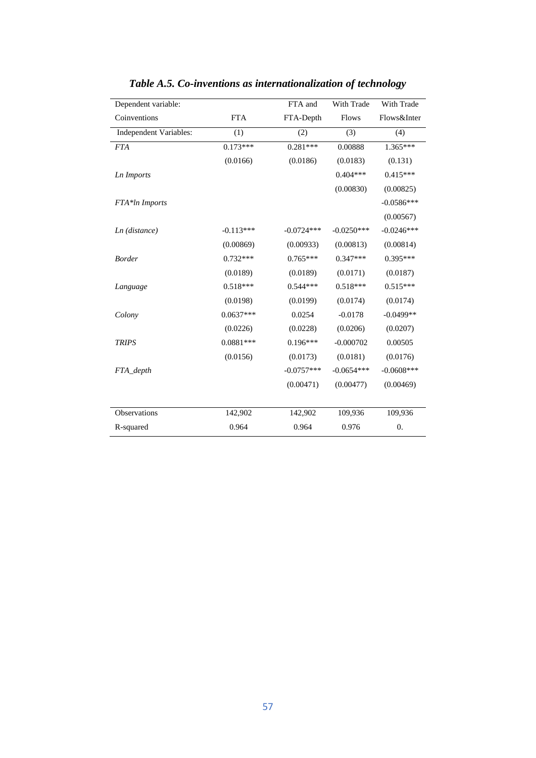***Table A.5. Co-inventions as internationalization of technology***

| Dependent variable: Coinventions | FTA | FTA and FTA-Depth | With Trade Flows | With Trade Flows&Inter |
|---|---|---|---|---|
| Independent Variables: | (1) | (2) | (3) | (4) |
| *FTA* | 0.173*** | 0.281*** | 0.00888 | 1.365*** |
| | (0.0166) | (0.0186) | (0.0183) | (0.131) |
| *Ln Imports* | | | 0.404*** | 0.415*** |
| | | | (0.00830) | (0.00825) |
| *FTA*ln Imports* | | | | -0.0586*** |
| | | | | (0.00567) |
| *Ln (distance)* | -0.113*** | -0.0724*** | -0.0250*** | -0.0246*** |
| | (0.00869) | (0.00933) | (0.00813) | (0.00814) |
| *Border* | 0.732*** | 0.765*** | 0.347*** | 0.395*** |
| | (0.0189) | (0.0189) | (0.0171) | (0.0187) |
| *Language* | 0.518*** | 0.544*** | 0.518*** | 0.515*** |
| | (0.0198) | (0.0199) | (0.0174) | (0.0174) |
| *Colony* | 0.0637*** | 0.0254 | -0.0178 | -0.0499** |
| | (0.0226) | (0.0228) | (0.0206) | (0.0207) |
| *TRIPS* | 0.0881*** | 0.196*** | -0.000702 | 0.00505 |
| | (0.0156) | (0.0173) | (0.0181) | (0.0176) |
| *FTA_depth* | | -0.0757*** | -0.0654*** | -0.0608*** |
| | | (0.00471) | (0.00477) | (0.00469) |
| Observations | 142,902 | 142,902 | 109,936 | 109,936 |
| R-squared | 0.964 | 0.964 | 0.976 | 0. |